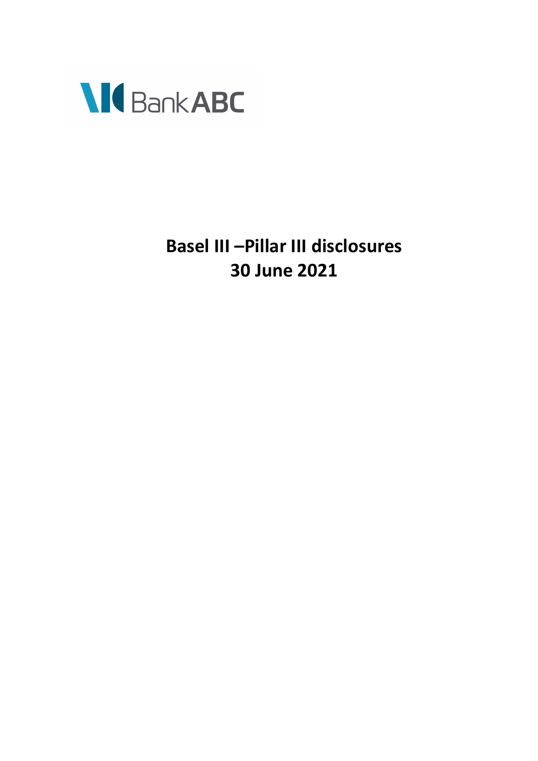Bank ABC

# Basel III –Pillar III disclosures
# 30 June 2021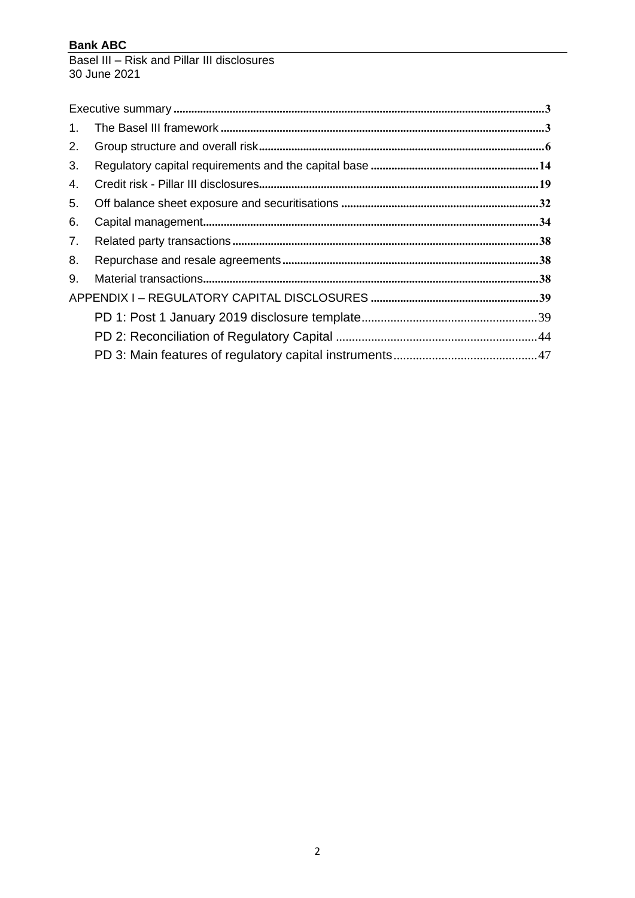Executive summary ........ 3

1. The Basel III framework ........ 3
2. Group structure and overall risk ........ 6
3. Regulatory capital requirements and the capital base ........ 14
4. Credit risk - Pillar III disclosures ........ 19
5. Off balance sheet exposure and securitisations ........ 32
6. Capital management ........ 34
7. Related party transactions ........ 38
8. Repurchase and resale agreements ........ 38
9. Material transactions ........ 38

APPENDIX I – REGULATORY CAPITAL DISCLOSURES ........ 39

- PD 1: Post 1 January 2019 disclosure template ........ 39
- PD 2: Reconciliation of Regulatory Capital ........ 44
- PD 3: Main features of regulatory capital instruments ........ 47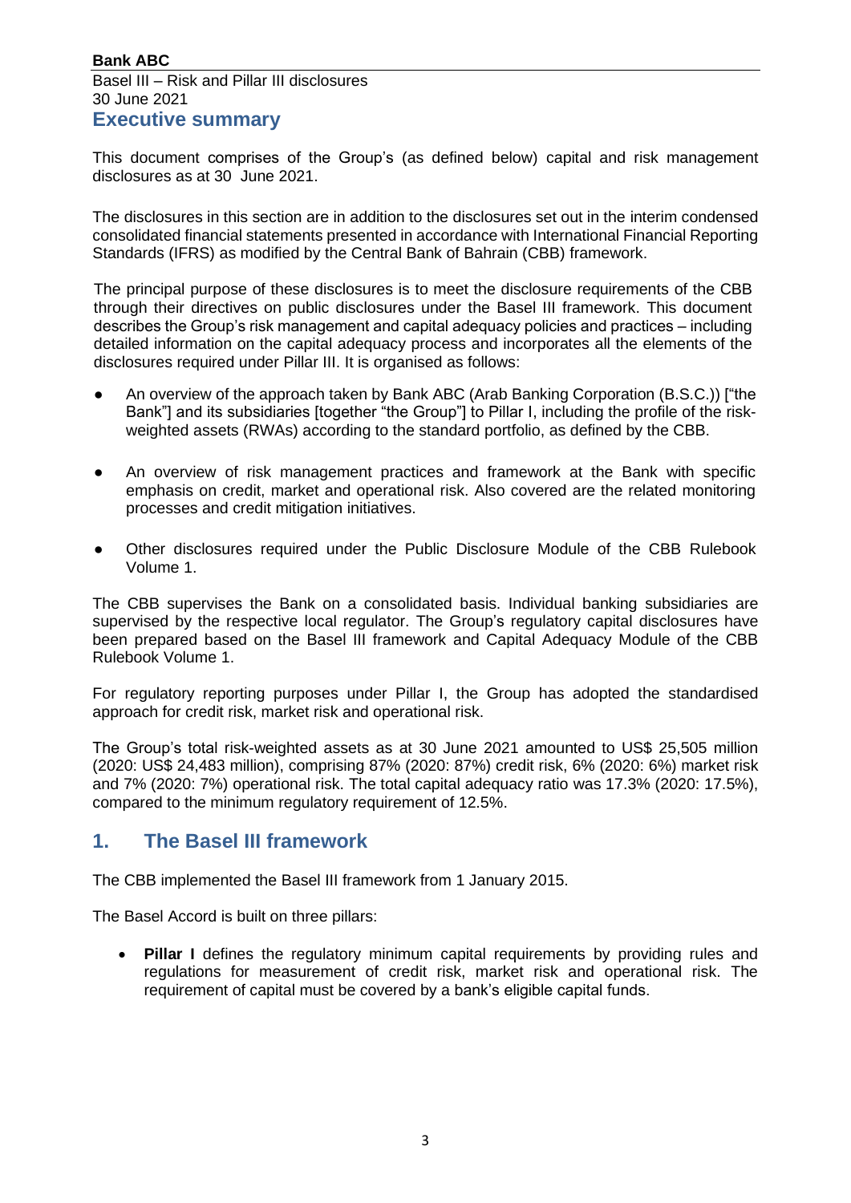## Executive summary

This document comprises of the Group's (as defined below) capital and risk management disclosures as at 30 June 2021.

The disclosures in this section are in addition to the disclosures set out in the interim condensed consolidated financial statements presented in accordance with International Financial Reporting Standards (IFRS) as modified by the Central Bank of Bahrain (CBB) framework.

The principal purpose of these disclosures is to meet the disclosure requirements of the CBB through their directives on public disclosures under the Basel III framework. This document describes the Group's risk management and capital adequacy policies and practices – including detailed information on the capital adequacy process and incorporates all the elements of the disclosures required under Pillar III. It is organised as follows:

- An overview of the approach taken by Bank ABC (Arab Banking Corporation (B.S.C.)) ["the Bank"] and its subsidiaries [together "the Group"] to Pillar I, including the profile of the risk-weighted assets (RWAs) according to the standard portfolio, as defined by the CBB.

- An overview of risk management practices and framework at the Bank with specific emphasis on credit, market and operational risk. Also covered are the related monitoring processes and credit mitigation initiatives.

- Other disclosures required under the Public Disclosure Module of the CBB Rulebook Volume 1.

The CBB supervises the Bank on a consolidated basis. Individual banking subsidiaries are supervised by the respective local regulator. The Group's regulatory capital disclosures have been prepared based on the Basel III framework and Capital Adequacy Module of the CBB Rulebook Volume 1.

For regulatory reporting purposes under Pillar I, the Group has adopted the standardised approach for credit risk, market risk and operational risk.

The Group's total risk-weighted assets as at 30 June 2021 amounted to US$ 25,505 million (2020: US$ 24,483 million), comprising 87% (2020: 87%) credit risk, 6% (2020: 6%) market risk and 7% (2020: 7%) operational risk. The total capital adequacy ratio was 17.3% (2020: 17.5%), compared to the minimum regulatory requirement of 12.5%.

## 1. The Basel III framework

The CBB implemented the Basel III framework from 1 January 2015.

The Basel Accord is built on three pillars:

- **Pillar I** defines the regulatory minimum capital requirements by providing rules and regulations for measurement of credit risk, market risk and operational risk. The requirement of capital must be covered by a bank's eligible capital funds.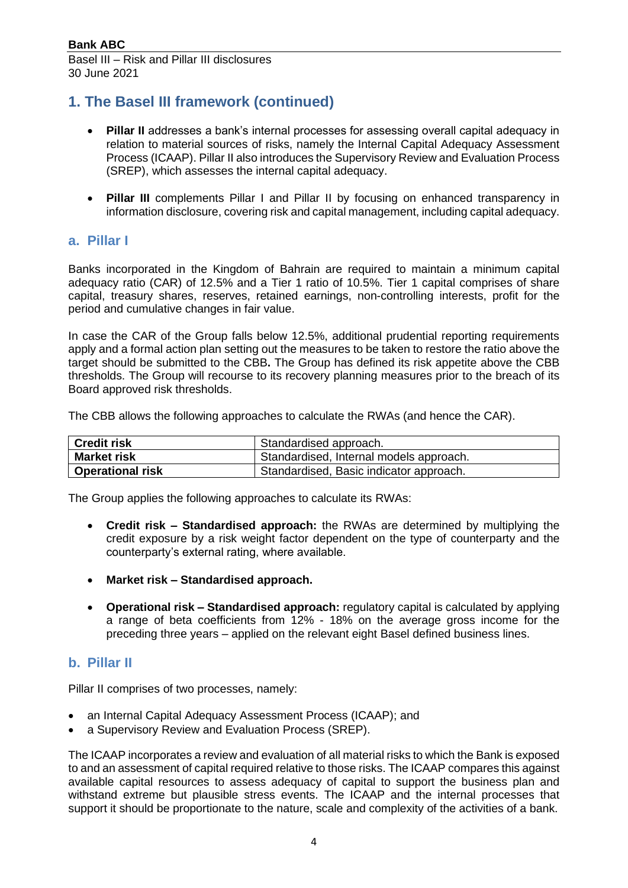# 1. The Basel III framework (continued)

- **Pillar II** addresses a bank's internal processes for assessing overall capital adequacy in relation to material sources of risks, namely the Internal Capital Adequacy Assessment Process (ICAAP). Pillar II also introduces the Supervisory Review and Evaluation Process (SREP), which assesses the internal capital adequacy.

- **Pillar III** complements Pillar I and Pillar II by focusing on enhanced transparency in information disclosure, covering risk and capital management, including capital adequacy.

## a. Pillar I

Banks incorporated in the Kingdom of Bahrain are required to maintain a minimum capital adequacy ratio (CAR) of 12.5% and a Tier 1 ratio of 10.5%. Tier 1 capital comprises of share capital, treasury shares, reserves, retained earnings, non-controlling interests, profit for the period and cumulative changes in fair value.

In case the CAR of the Group falls below 12.5%, additional prudential reporting requirements apply and a formal action plan setting out the measures to be taken to restore the ratio above the target should be submitted to the CBB**.** The Group has defined its risk appetite above the CBB thresholds. The Group will recourse to its recovery planning measures prior to the breach of its Board approved risk thresholds.

The CBB allows the following approaches to calculate the RWAs (and hence the CAR).

| | |
|---|---|
| **Credit risk** | Standardised approach. |
| **Market risk** | Standardised, Internal models approach. |
| **Operational risk** | Standardised, Basic indicator approach. |

The Group applies the following approaches to calculate its RWAs:

- **Credit risk – Standardised approach:** the RWAs are determined by multiplying the credit exposure by a risk weight factor dependent on the type of counterparty and the counterparty's external rating, where available.

- **Market risk – Standardised approach.**

- **Operational risk – Standardised approach:** regulatory capital is calculated by applying a range of beta coefficients from 12% - 18% on the average gross income for the preceding three years – applied on the relevant eight Basel defined business lines.

## b. Pillar II

Pillar II comprises of two processes, namely:

- an Internal Capital Adequacy Assessment Process (ICAAP); and
- a Supervisory Review and Evaluation Process (SREP).

The ICAAP incorporates a review and evaluation of all material risks to which the Bank is exposed to and an assessment of capital required relative to those risks. The ICAAP compares this against available capital resources to assess adequacy of capital to support the business plan and withstand extreme but plausible stress events. The ICAAP and the internal processes that support it should be proportionate to the nature, scale and complexity of the activities of a bank.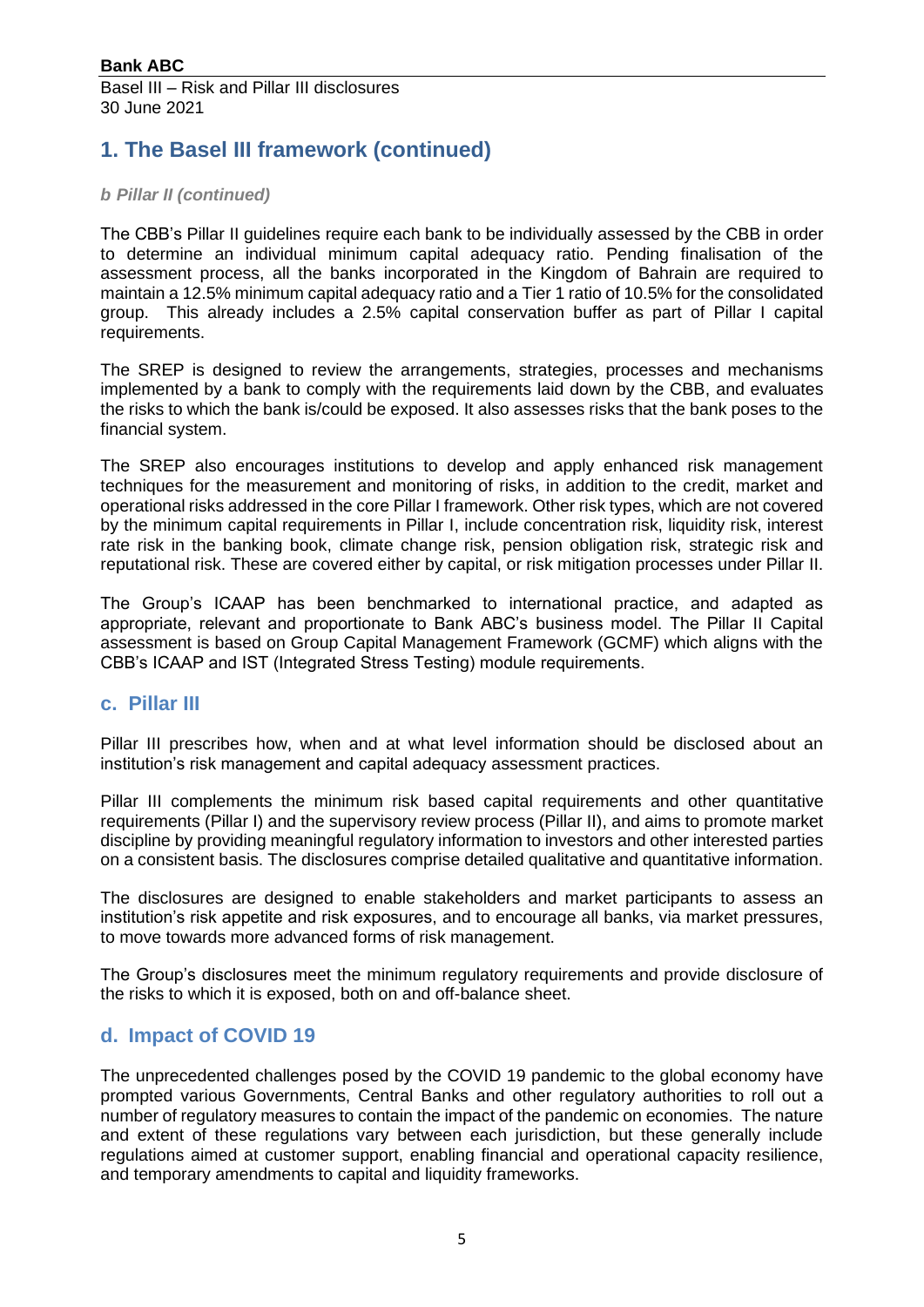# 1. The Basel III framework (continued)

### *b Pillar II (continued)*

The CBB's Pillar II guidelines require each bank to be individually assessed by the CBB in order to determine an individual minimum capital adequacy ratio. Pending finalisation of the assessment process, all the banks incorporated in the Kingdom of Bahrain are required to maintain a 12.5% minimum capital adequacy ratio and a Tier 1 ratio of 10.5% for the consolidated group. This already includes a 2.5% capital conservation buffer as part of Pillar I capital requirements.

The SREP is designed to review the arrangements, strategies, processes and mechanisms implemented by a bank to comply with the requirements laid down by the CBB, and evaluates the risks to which the bank is/could be exposed. It also assesses risks that the bank poses to the financial system.

The SREP also encourages institutions to develop and apply enhanced risk management techniques for the measurement and monitoring of risks, in addition to the credit, market and operational risks addressed in the core Pillar I framework. Other risk types, which are not covered by the minimum capital requirements in Pillar I, include concentration risk, liquidity risk, interest rate risk in the banking book, climate change risk, pension obligation risk, strategic risk and reputational risk. These are covered either by capital, or risk mitigation processes under Pillar II.

The Group's ICAAP has been benchmarked to international practice, and adapted as appropriate, relevant and proportionate to Bank ABC's business model. The Pillar II Capital assessment is based on Group Capital Management Framework (GCMF) which aligns with the CBB's ICAAP and IST (Integrated Stress Testing) module requirements.

## c. Pillar III

Pillar III prescribes how, when and at what level information should be disclosed about an institution's risk management and capital adequacy assessment practices.

Pillar III complements the minimum risk based capital requirements and other quantitative requirements (Pillar I) and the supervisory review process (Pillar II), and aims to promote market discipline by providing meaningful regulatory information to investors and other interested parties on a consistent basis. The disclosures comprise detailed qualitative and quantitative information.

The disclosures are designed to enable stakeholders and market participants to assess an institution's risk appetite and risk exposures, and to encourage all banks, via market pressures, to move towards more advanced forms of risk management.

The Group's disclosures meet the minimum regulatory requirements and provide disclosure of the risks to which it is exposed, both on and off-balance sheet.

## d. Impact of COVID 19

The unprecedented challenges posed by the COVID 19 pandemic to the global economy have prompted various Governments, Central Banks and other regulatory authorities to roll out a number of regulatory measures to contain the impact of the pandemic on economies. The nature and extent of these regulations vary between each jurisdiction, but these generally include regulations aimed at customer support, enabling financial and operational capacity resilience, and temporary amendments to capital and liquidity frameworks.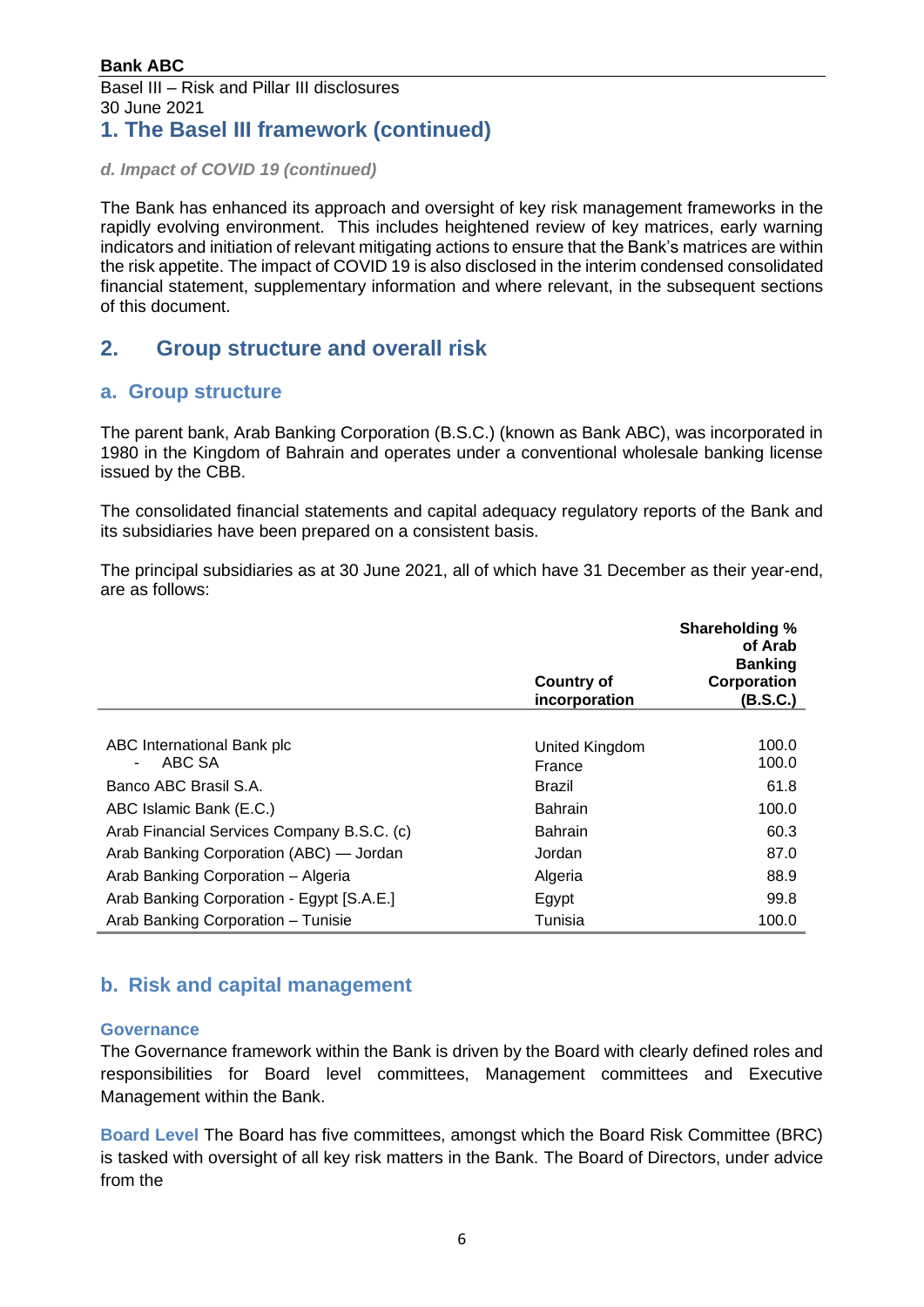# 1. The Basel III framework (continued)

### *d. Impact of COVID 19 (continued)*

The Bank has enhanced its approach and oversight of key risk management frameworks in the rapidly evolving environment. This includes heightened review of key matrices, early warning indicators and initiation of relevant mitigating actions to ensure that the Bank's matrices are within the risk appetite. The impact of COVID 19 is also disclosed in the interim condensed consolidated financial statement, supplementary information and where relevant, in the subsequent sections of this document.

# 2. Group structure and overall risk

## a. Group structure

The parent bank, Arab Banking Corporation (B.S.C.) (known as Bank ABC), was incorporated in 1980 in the Kingdom of Bahrain and operates under a conventional wholesale banking license issued by the CBB.

The consolidated financial statements and capital adequacy regulatory reports of the Bank and its subsidiaries have been prepared on a consistent basis.

The principal subsidiaries as at 30 June 2021, all of which have 31 December as their year-end, are as follows:

| | Country of incorporation | Shareholding % of Arab Banking Corporation (B.S.C.) |
|---|---|---|
| ABC International Bank plc | United Kingdom | 100.0 |
| - ABC SA | France | 100.0 |
| Banco ABC Brasil S.A. | Brazil | 61.8 |
| ABC Islamic Bank (E.C.) | Bahrain | 100.0 |
| Arab Financial Services Company B.S.C. (c) | Bahrain | 60.3 |
| Arab Banking Corporation (ABC) — Jordan | Jordan | 87.0 |
| Arab Banking Corporation – Algeria | Algeria | 88.9 |
| Arab Banking Corporation - Egypt [S.A.E.] | Egypt | 99.8 |
| Arab Banking Corporation – Tunisie | Tunisia | 100.0 |

## b. Risk and capital management

### Governance

The Governance framework within the Bank is driven by the Board with clearly defined roles and responsibilities for Board level committees, Management committees and Executive Management within the Bank.

**Board Level** The Board has five committees, amongst which the Board Risk Committee (BRC) is tasked with oversight of all key risk matters in the Bank. The Board of Directors, under advice from the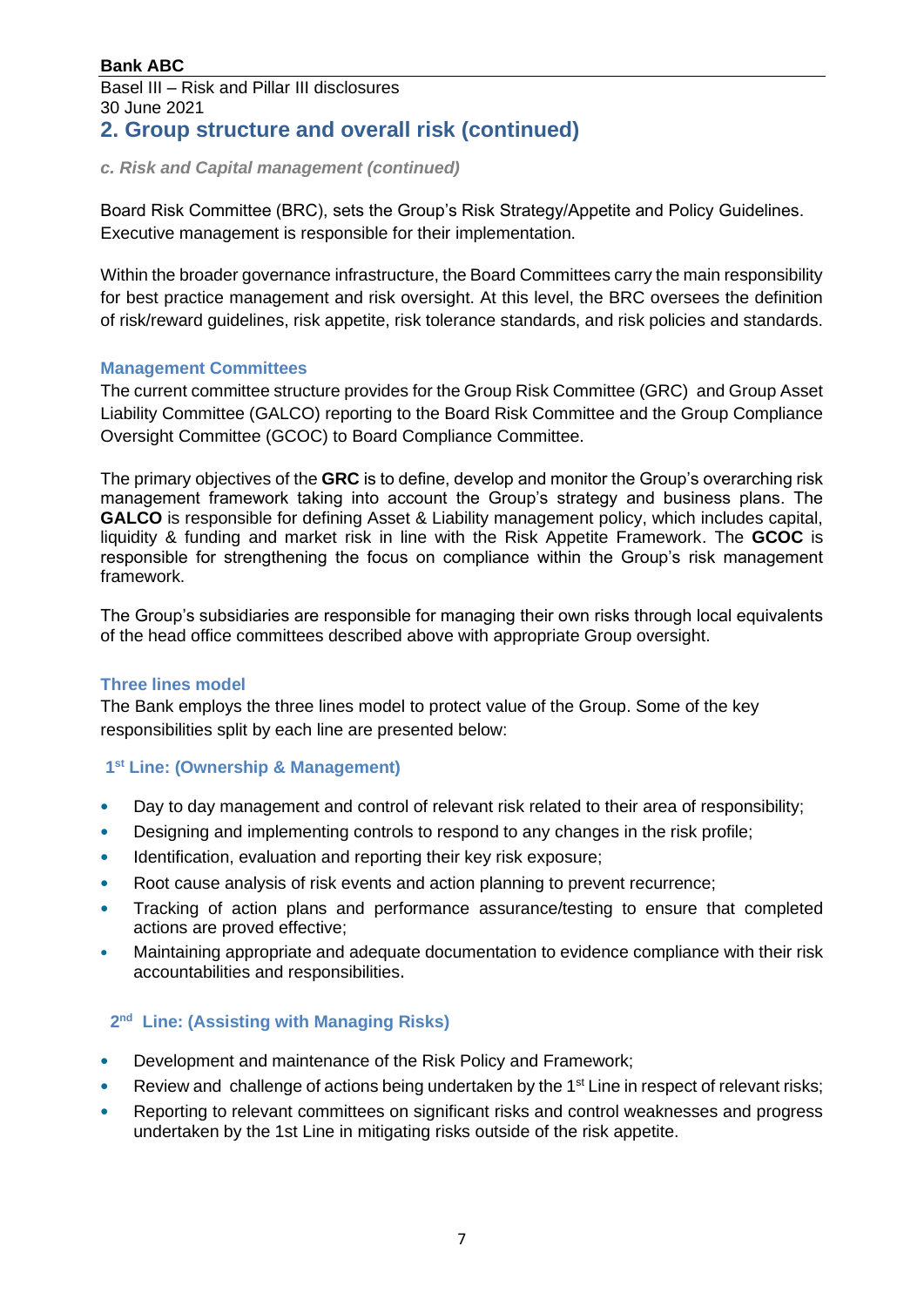## 2. Group structure and overall risk (continued)

***c. Risk and Capital management (continued)***

Board Risk Committee (BRC), sets the Group's Risk Strategy/Appetite and Policy Guidelines. Executive management is responsible for their implementation.

Within the broader governance infrastructure, the Board Committees carry the main responsibility for best practice management and risk oversight. At this level, the BRC oversees the definition of risk/reward guidelines, risk appetite, risk tolerance standards, and risk policies and standards.

### Management Committees

The current committee structure provides for the Group Risk Committee (GRC) and Group Asset Liability Committee (GALCO) reporting to the Board Risk Committee and the Group Compliance Oversight Committee (GCOC) to Board Compliance Committee.

The primary objectives of the **GRC** is to define, develop and monitor the Group's overarching risk management framework taking into account the Group's strategy and business plans. The **GALCO** is responsible for defining Asset & Liability management policy, which includes capital, liquidity & funding and market risk in line with the Risk Appetite Framework. The **GCOC** is responsible for strengthening the focus on compliance within the Group's risk management framework.

The Group's subsidiaries are responsible for managing their own risks through local equivalents of the head office committees described above with appropriate Group oversight.

### Three lines model

The Bank employs the three lines model to protect value of the Group. Some of the key responsibilities split by each line are presented below:

#### 1st Line: (Ownership & Management)

- Day to day management and control of relevant risk related to their area of responsibility;
- Designing and implementing controls to respond to any changes in the risk profile;
- Identification, evaluation and reporting their key risk exposure;
- Root cause analysis of risk events and action planning to prevent recurrence;
- Tracking of action plans and performance assurance/testing to ensure that completed actions are proved effective;
- Maintaining appropriate and adequate documentation to evidence compliance with their risk accountabilities and responsibilities.

#### 2nd Line: (Assisting with Managing Risks)

- Development and maintenance of the Risk Policy and Framework;
- Review and challenge of actions being undertaken by the 1st Line in respect of relevant risks;
- Reporting to relevant committees on significant risks and control weaknesses and progress undertaken by the 1st Line in mitigating risks outside of the risk appetite.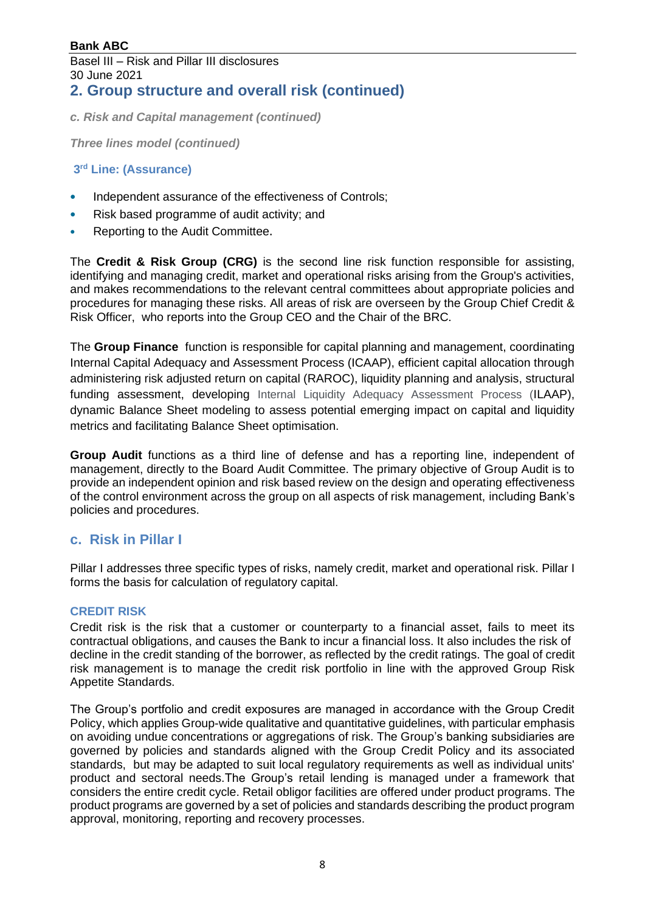## 2. Group structure and overall risk (continued)

*c. Risk and Capital management (continued)*

*Three lines model (continued)*

### 3rd Line: (Assurance)

- Independent assurance of the effectiveness of Controls;
- Risk based programme of audit activity; and
- Reporting to the Audit Committee.

The **Credit & Risk Group (CRG)** is the second line risk function responsible for assisting, identifying and managing credit, market and operational risks arising from the Group's activities, and makes recommendations to the relevant central committees about appropriate policies and procedures for managing these risks. All areas of risk are overseen by the Group Chief Credit & Risk Officer, who reports into the Group CEO and the Chair of the BRC.

The **Group Finance** function is responsible for capital planning and management, coordinating Internal Capital Adequacy and Assessment Process (ICAAP), efficient capital allocation through administering risk adjusted return on capital (RAROC), liquidity planning and analysis, structural funding assessment, developing Internal Liquidity Adequacy Assessment Process (ILAAP), dynamic Balance Sheet modeling to assess potential emerging impact on capital and liquidity metrics and facilitating Balance Sheet optimisation.

**Group Audit** functions as a third line of defense and has a reporting line, independent of management, directly to the Board Audit Committee. The primary objective of Group Audit is to provide an independent opinion and risk based review on the design and operating effectiveness of the control environment across the group on all aspects of risk management, including Bank's policies and procedures.

## c. Risk in Pillar I

Pillar I addresses three specific types of risks, namely credit, market and operational risk. Pillar I forms the basis for calculation of regulatory capital.

### CREDIT RISK

Credit risk is the risk that a customer or counterparty to a financial asset, fails to meet its contractual obligations, and causes the Bank to incur a financial loss. It also includes the risk of decline in the credit standing of the borrower, as reflected by the credit ratings. The goal of credit risk management is to manage the credit risk portfolio in line with the approved Group Risk Appetite Standards.

The Group's portfolio and credit exposures are managed in accordance with the Group Credit Policy, which applies Group-wide qualitative and quantitative guidelines, with particular emphasis on avoiding undue concentrations or aggregations of risk. The Group's banking subsidiaries are governed by policies and standards aligned with the Group Credit Policy and its associated standards, but may be adapted to suit local regulatory requirements as well as individual units' product and sectoral needs.The Group's retail lending is managed under a framework that considers the entire credit cycle. Retail obligor facilities are offered under product programs. The product programs are governed by a set of policies and standards describing the product program approval, monitoring, reporting and recovery processes.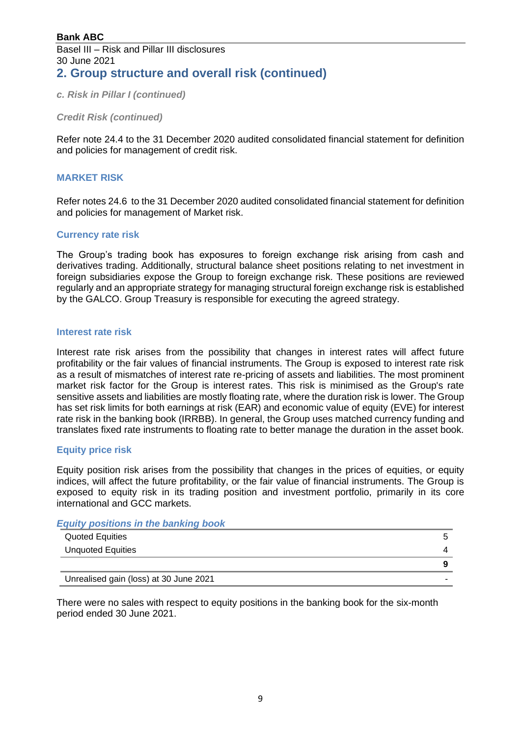## 2. Group structure and overall risk (continued)

***c. Risk in Pillar I (continued)***

***Credit Risk (continued)***

Refer note 24.4 to the 31 December 2020 audited consolidated financial statement for definition and policies for management of credit risk.

### MARKET RISK

Refer notes 24.6 to the 31 December 2020 audited consolidated financial statement for definition and policies for management of Market risk.

#### Currency rate risk

The Group's trading book has exposures to foreign exchange risk arising from cash and derivatives trading. Additionally, structural balance sheet positions relating to net investment in foreign subsidiaries expose the Group to foreign exchange risk. These positions are reviewed regularly and an appropriate strategy for managing structural foreign exchange risk is established by the GALCO. Group Treasury is responsible for executing the agreed strategy.

#### Interest rate risk

Interest rate risk arises from the possibility that changes in interest rates will affect future profitability or the fair values of financial instruments. The Group is exposed to interest rate risk as a result of mismatches of interest rate re-pricing of assets and liabilities. The most prominent market risk factor for the Group is interest rates. This risk is minimised as the Group's rate sensitive assets and liabilities are mostly floating rate, where the duration risk is lower. The Group has set risk limits for both earnings at risk (EAR) and economic value of equity (EVE) for interest rate risk in the banking book (IRRBB). In general, the Group uses matched currency funding and translates fixed rate instruments to floating rate to better manage the duration in the asset book.

#### Equity price risk

Equity position risk arises from the possibility that changes in the prices of equities, or equity indices, will affect the future profitability, or the fair value of financial instruments. The Group is exposed to equity risk in its trading position and investment portfolio, primarily in its core international and GCC markets.

***Equity positions in the banking book***

| | |
|---|---|
| Quoted Equities | 5 |
| Unquoted Equities | 4 |
| | **9** |
| Unrealised gain (loss) at 30 June 2021 | - |

There were no sales with respect to equity positions in the banking book for the six-month period ended 30 June 2021.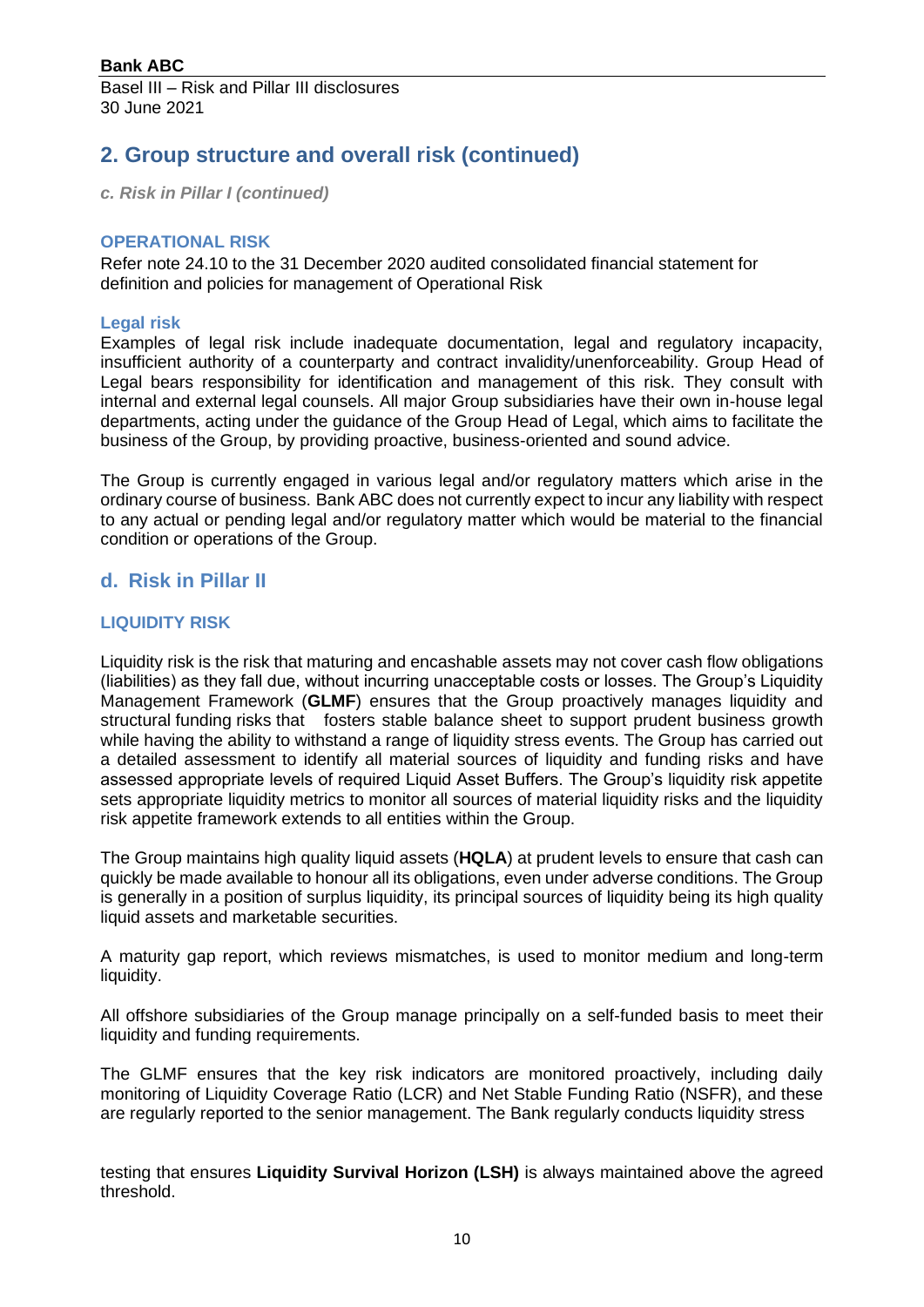## 2. Group structure and overall risk (continued)

*c. Risk in Pillar I (continued)*

#### OPERATIONAL RISK

Refer note 24.10 to the 31 December 2020 audited consolidated financial statement for definition and policies for management of Operational Risk

#### Legal risk

Examples of legal risk include inadequate documentation, legal and regulatory incapacity, insufficient authority of a counterparty and contract invalidity/unenforceability. Group Head of Legal bears responsibility for identification and management of this risk. They consult with internal and external legal counsels. All major Group subsidiaries have their own in-house legal departments, acting under the guidance of the Group Head of Legal, which aims to facilitate the business of the Group, by providing proactive, business-oriented and sound advice.

The Group is currently engaged in various legal and/or regulatory matters which arise in the ordinary course of business. Bank ABC does not currently expect to incur any liability with respect to any actual or pending legal and/or regulatory matter which would be material to the financial condition or operations of the Group.

### d. Risk in Pillar II

#### LIQUIDITY RISK

Liquidity risk is the risk that maturing and encashable assets may not cover cash flow obligations (liabilities) as they fall due, without incurring unacceptable costs or losses. The Group's Liquidity Management Framework (**GLMF**) ensures that the Group proactively manages liquidity and structural funding risks that fosters stable balance sheet to support prudent business growth while having the ability to withstand a range of liquidity stress events. The Group has carried out a detailed assessment to identify all material sources of liquidity and funding risks and have assessed appropriate levels of required Liquid Asset Buffers. The Group's liquidity risk appetite sets appropriate liquidity metrics to monitor all sources of material liquidity risks and the liquidity risk appetite framework extends to all entities within the Group.

The Group maintains high quality liquid assets (**HQLA**) at prudent levels to ensure that cash can quickly be made available to honour all its obligations, even under adverse conditions. The Group is generally in a position of surplus liquidity, its principal sources of liquidity being its high quality liquid assets and marketable securities.

A maturity gap report, which reviews mismatches, is used to monitor medium and long-term liquidity.

All offshore subsidiaries of the Group manage principally on a self-funded basis to meet their liquidity and funding requirements.

The GLMF ensures that the key risk indicators are monitored proactively, including daily monitoring of Liquidity Coverage Ratio (LCR) and Net Stable Funding Ratio (NSFR), and these are regularly reported to the senior management. The Bank regularly conducts liquidity stress testing that ensures **Liquidity Survival Horizon (LSH)** is always maintained above the agreed threshold.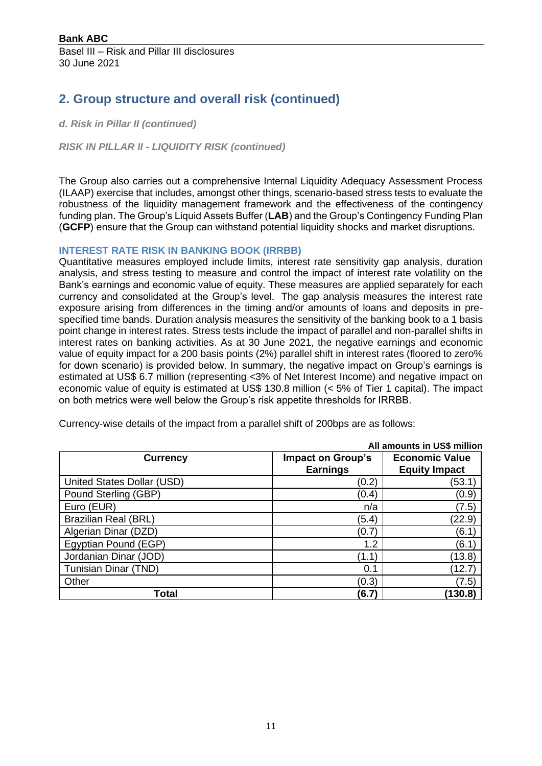## 2. Group structure and overall risk (continued)

***d. Risk in Pillar II (continued)***

***RISK IN PILLAR II - LIQUIDITY RISK (continued)***

The Group also carries out a comprehensive Internal Liquidity Adequacy Assessment Process (ILAAP) exercise that includes, amongst other things, scenario-based stress tests to evaluate the robustness of the liquidity management framework and the effectiveness of the contingency funding plan. The Group's Liquid Assets Buffer (**LAB**) and the Group's Contingency Funding Plan (**GCFP**) ensure that the Group can withstand potential liquidity shocks and market disruptions.

#### INTEREST RATE RISK IN BANKING BOOK (IRRBB)

Quantitative measures employed include limits, interest rate sensitivity gap analysis, duration analysis, and stress testing to measure and control the impact of interest rate volatility on the Bank's earnings and economic value of equity. These measures are applied separately for each currency and consolidated at the Group's level. The gap analysis measures the interest rate exposure arising from differences in the timing and/or amounts of loans and deposits in pre-specified time bands. Duration analysis measures the sensitivity of the banking book to a 1 basis point change in interest rates. Stress tests include the impact of parallel and non-parallel shifts in interest rates on banking activities. As at 30 June 2021, the negative earnings and economic value of equity impact for a 200 basis points (2%) parallel shift in interest rates (floored to zero% for down scenario) is provided below. In summary, the negative impact on Group's earnings is estimated at US$ 6.7 million (representing <3% of Net Interest Income) and negative impact on economic value of equity is estimated at US$ 130.8 million (< 5% of Tier 1 capital). The impact on both metrics were well below the Group's risk appetite thresholds for IRRBB.

Currency-wise details of the impact from a parallel shift of 200bps are as follows:

**All amounts in US$ million**

| Currency | Impact on Group's Earnings | Economic Value Equity Impact |
|---|---|---|
| United States Dollar (USD) | (0.2) | (53.1) |
| Pound Sterling (GBP) | (0.4) | (0.9) |
| Euro (EUR) | n/a | (7.5) |
| Brazilian Real (BRL) | (5.4) | (22.9) |
| Algerian Dinar (DZD) | (0.7) | (6.1) |
| Egyptian Pound (EGP) | 1.2 | (6.1) |
| Jordanian Dinar (JOD) | (1.1) | (13.8) |
| Tunisian Dinar (TND) | 0.1 | (12.7) |
| Other | (0.3) | (7.5) |
| **Total** | **(6.7)** | **(130.8)** |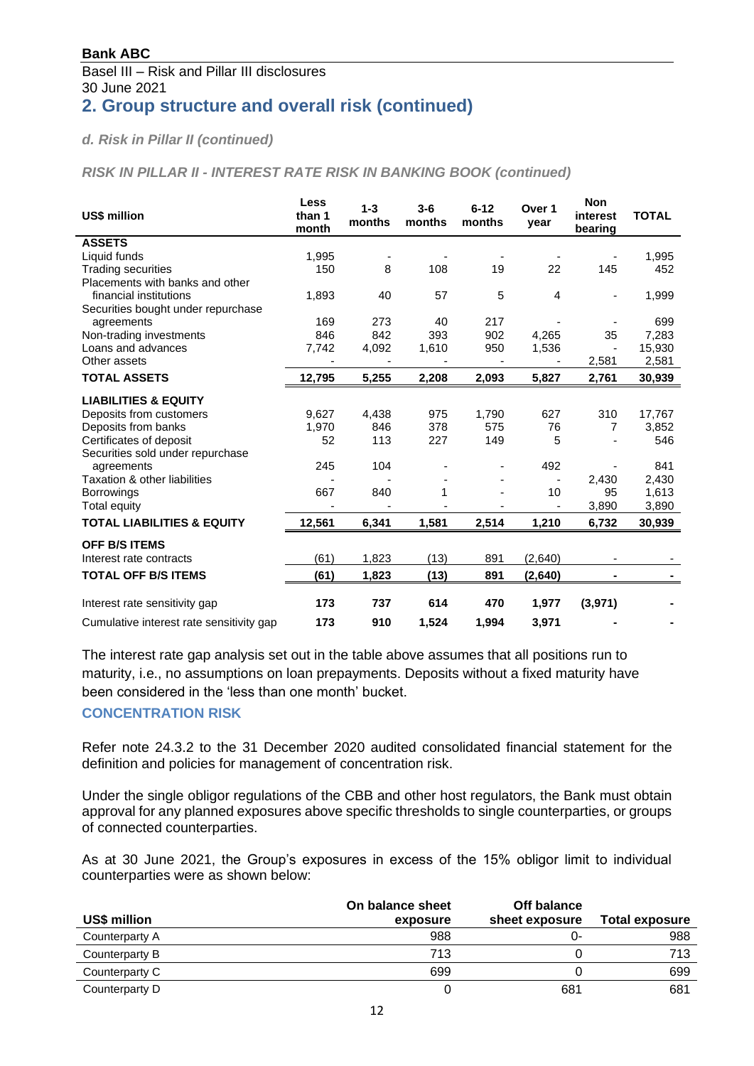**Bank ABC**

Basel III – Risk and Pillar III disclosures
30 June 2021

## 2. Group structure and overall risk (continued)

### *d. Risk in Pillar II (continued)*

#### *RISK IN PILLAR II - INTEREST RATE RISK IN BANKING BOOK (continued)*

| US$ million | Less than 1 month | 1-3 months | 3-6 months | 6-12 months | Over 1 year | Non interest bearing | TOTAL |
|---|---|---|---|---|---|---|---|
| **ASSETS** | | | | | | | |
| Liquid funds | 1,995 | - | - | - | - | - | 1,995 |
| Trading securities | 150 | 8 | 108 | 19 | 22 | 145 | 452 |
| Placements with banks and other financial institutions | 1,893 | 40 | 57 | 5 | 4 | - | 1,999 |
| Securities bought under repurchase agreements | 169 | 273 | 40 | 217 | - | - | 699 |
| Non-trading investments | 846 | 842 | 393 | 902 | 4,265 | 35 | 7,283 |
| Loans and advances | 7,742 | 4,092 | 1,610 | 950 | 1,536 | - | 15,930 |
| Other assets | - | - | - | - | - | 2,581 | 2,581 |
| **TOTAL ASSETS** | **12,795** | **5,255** | **2,208** | **2,093** | **5,827** | **2,761** | **30,939** |
| **LIABILITIES & EQUITY** | | | | | | | |
| Deposits from customers | 9,627 | 4,438 | 975 | 1,790 | 627 | 310 | 17,767 |
| Deposits from banks | 1,970 | 846 | 378 | 575 | 76 | 7 | 3,852 |
| Certificates of deposit | 52 | 113 | 227 | 149 | 5 | - | 546 |
| Securities sold under repurchase agreements | 245 | 104 | - | - | 492 | - | 841 |
| Taxation & other liabilities | - | - | - | - | - | 2,430 | 2,430 |
| Borrowings | 667 | 840 | 1 | - | 10 | 95 | 1,613 |
| Total equity | - | - | - | - | - | 3,890 | 3,890 |
| **TOTAL LIABILITIES & EQUITY** | **12,561** | **6,341** | **1,581** | **2,514** | **1,210** | **6,732** | **30,939** |
| **OFF B/S ITEMS** | | | | | | | |
| Interest rate contracts | (61) | 1,823 | (13) | 891 | (2,640) | - | - |
| **TOTAL OFF B/S ITEMS** | **(61)** | **1,823** | **(13)** | **891** | **(2,640)** | **-** | **-** |
| Interest rate sensitivity gap | **173** | **737** | **614** | **470** | **1,977** | **(3,971)** | **-** |
| Cumulative interest rate sensitivity gap | **173** | **910** | **1,524** | **1,994** | **3,971** | **-** | **-** |

The interest rate gap analysis set out in the table above assumes that all positions run to maturity, i.e., no assumptions on loan prepayments. Deposits without a fixed maturity have been considered in the 'less than one month' bucket.

#### CONCENTRATION RISK

Refer note 24.3.2 to the 31 December 2020 audited consolidated financial statement for the definition and policies for management of concentration risk.

Under the single obligor regulations of the CBB and other host regulators, the Bank must obtain approval for any planned exposures above specific thresholds to single counterparties, or groups of connected counterparties.

As at 30 June 2021, the Group's exposures in excess of the 15% obligor limit to individual counterparties were as shown below:

| US$ million | On balance sheet exposure | Off balance sheet exposure | Total exposure |
|---|---|---|---|
| Counterparty A | 988 | 0- | 988 |
| Counterparty B | 713 | 0 | 713 |
| Counterparty C | 699 | 0 | 699 |
| Counterparty D | 0 | 681 | 681 |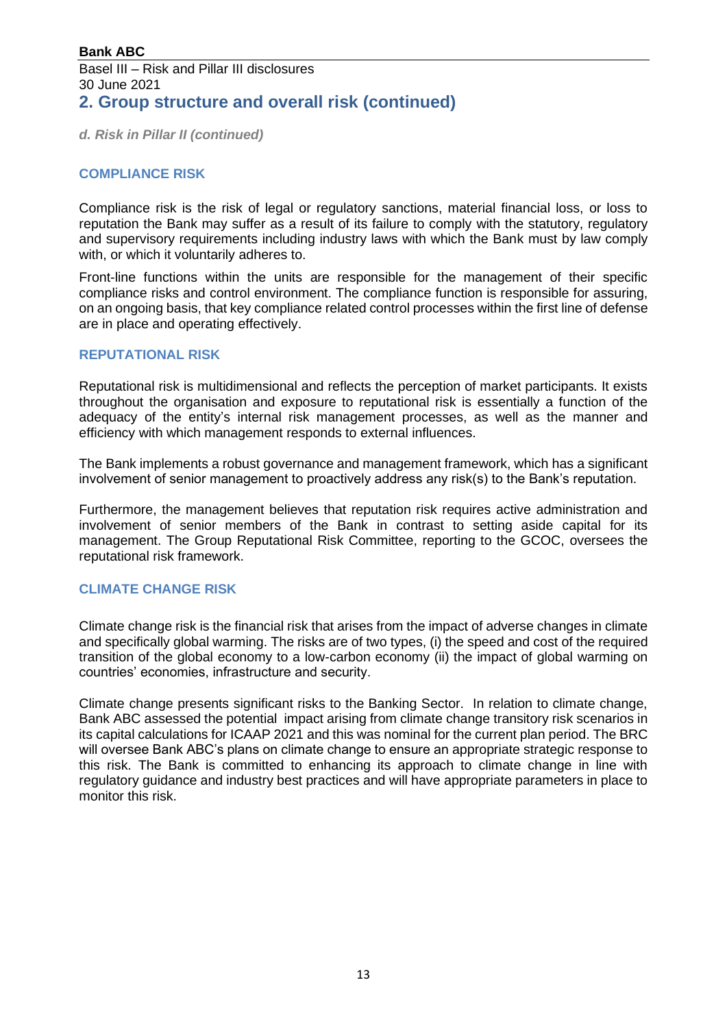## 2. Group structure and overall risk (continued)

*d. Risk in Pillar II (continued)*

### COMPLIANCE RISK

Compliance risk is the risk of legal or regulatory sanctions, material financial loss, or loss to reputation the Bank may suffer as a result of its failure to comply with the statutory, regulatory and supervisory requirements including industry laws with which the Bank must by law comply with, or which it voluntarily adheres to.

Front-line functions within the units are responsible for the management of their specific compliance risks and control environment. The compliance function is responsible for assuring, on an ongoing basis, that key compliance related control processes within the first line of defense are in place and operating effectively.

### REPUTATIONAL RISK

Reputational risk is multidimensional and reflects the perception of market participants. It exists throughout the organisation and exposure to reputational risk is essentially a function of the adequacy of the entity's internal risk management processes, as well as the manner and efficiency with which management responds to external influences.

The Bank implements a robust governance and management framework, which has a significant involvement of senior management to proactively address any risk(s) to the Bank's reputation.

Furthermore, the management believes that reputation risk requires active administration and involvement of senior members of the Bank in contrast to setting aside capital for its management. The Group Reputational Risk Committee, reporting to the GCOC, oversees the reputational risk framework.

### CLIMATE CHANGE RISK

Climate change risk is the financial risk that arises from the impact of adverse changes in climate and specifically global warming. The risks are of two types, (i) the speed and cost of the required transition of the global economy to a low-carbon economy (ii) the impact of global warming on countries' economies, infrastructure and security.

Climate change presents significant risks to the Banking Sector. In relation to climate change, Bank ABC assessed the potential impact arising from climate change transitory risk scenarios in its capital calculations for ICAAP 2021 and this was nominal for the current plan period. The BRC will oversee Bank ABC's plans on climate change to ensure an appropriate strategic response to this risk. The Bank is committed to enhancing its approach to climate change in line with regulatory guidance and industry best practices and will have appropriate parameters in place to monitor this risk.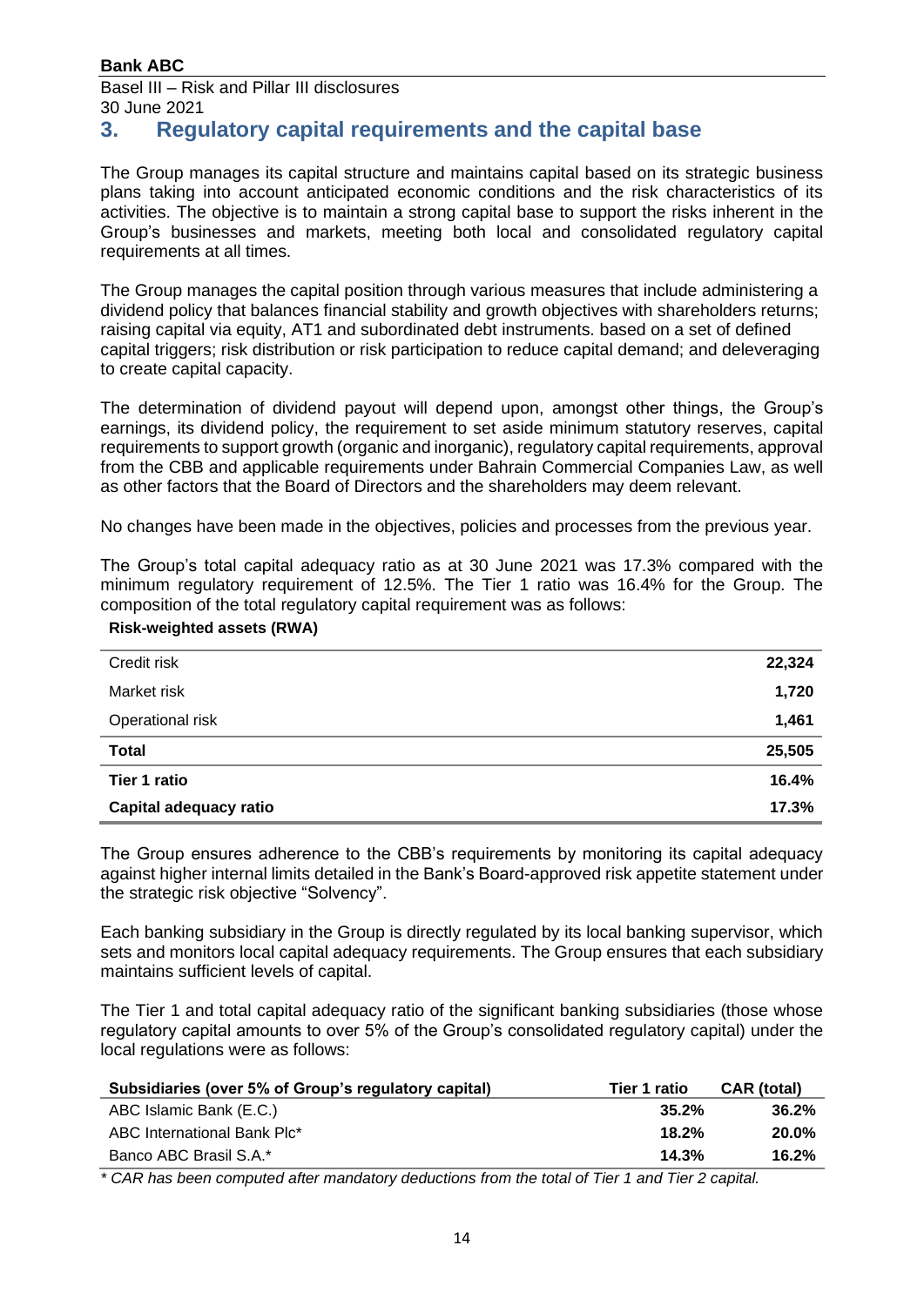## 3. Regulatory capital requirements and the capital base

The Group manages its capital structure and maintains capital based on its strategic business plans taking into account anticipated economic conditions and the risk characteristics of its activities. The objective is to maintain a strong capital base to support the risks inherent in the Group's businesses and markets, meeting both local and consolidated regulatory capital requirements at all times.

The Group manages the capital position through various measures that include administering a dividend policy that balances financial stability and growth objectives with shareholders returns; raising capital via equity, AT1 and subordinated debt instruments. based on a set of defined capital triggers; risk distribution or risk participation to reduce capital demand; and deleveraging to create capital capacity.

The determination of dividend payout will depend upon, amongst other things, the Group's earnings, its dividend policy, the requirement to set aside minimum statutory reserves, capital requirements to support growth (organic and inorganic), regulatory capital requirements, approval from the CBB and applicable requirements under Bahrain Commercial Companies Law, as well as other factors that the Board of Directors and the shareholders may deem relevant.

No changes have been made in the objectives, policies and processes from the previous year.

The Group's total capital adequacy ratio as at 30 June 2021 was 17.3% compared with the minimum regulatory requirement of 12.5%. The Tier 1 ratio was 16.4% for the Group. The composition of the total regulatory capital requirement was as follows:

**Risk-weighted assets (RWA)**

| | |
|---|---|
| Credit risk | **22,324** |
| Market risk | **1,720** |
| Operational risk | **1,461** |
| **Total** | **25,505** |
| **Tier 1 ratio** | **16.4%** |
| **Capital adequacy ratio** | **17.3%** |

The Group ensures adherence to the CBB's requirements by monitoring its capital adequacy against higher internal limits detailed in the Bank's Board-approved risk appetite statement under the strategic risk objective "Solvency".

Each banking subsidiary in the Group is directly regulated by its local banking supervisor, which sets and monitors local capital adequacy requirements. The Group ensures that each subsidiary maintains sufficient levels of capital.

The Tier 1 and total capital adequacy ratio of the significant banking subsidiaries (those whose regulatory capital amounts to over 5% of the Group's consolidated regulatory capital) under the local regulations were as follows:

| Subsidiaries (over 5% of Group's regulatory capital) | Tier 1 ratio | CAR (total) |
|---|---|---|
| ABC Islamic Bank (E.C.) | **35.2%** | **36.2%** |
| ABC International Bank Plc* | **18.2%** | **20.0%** |
| Banco ABC Brasil S.A.* | **14.3%** | **16.2%** |

*\* CAR has been computed after mandatory deductions from the total of Tier 1 and Tier 2 capital.*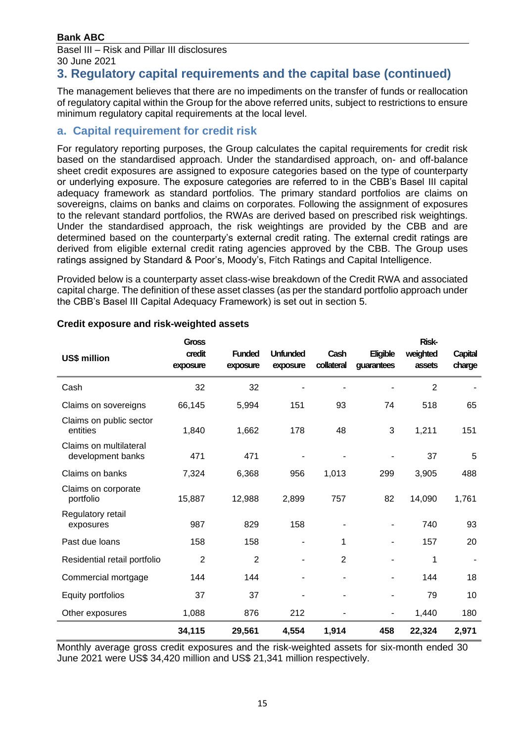## 3. Regulatory capital requirements and the capital base (continued)

The management believes that there are no impediments on the transfer of funds or reallocation of regulatory capital within the Group for the above referred units, subject to restrictions to ensure minimum regulatory capital requirements at the local level.

### a. Capital requirement for credit risk

For regulatory reporting purposes, the Group calculates the capital requirements for credit risk based on the standardised approach. Under the standardised approach, on- and off-balance sheet credit exposures are assigned to exposure categories based on the type of counterparty or underlying exposure. The exposure categories are referred to in the CBB's Basel III capital adequacy framework as standard portfolios. The primary standard portfolios are claims on sovereigns, claims on banks and claims on corporates. Following the assignment of exposures to the relevant standard portfolios, the RWAs are derived based on prescribed risk weightings. Under the standardised approach, the risk weightings are provided by the CBB and are determined based on the counterparty's external credit rating. The external credit ratings are derived from eligible external credit rating agencies approved by the CBB. The Group uses ratings assigned by Standard & Poor's, Moody's, Fitch Ratings and Capital Intelligence.

Provided below is a counterparty asset class-wise breakdown of the Credit RWA and associated capital charge. The definition of these asset classes (as per the standard portfolio approach under the CBB's Basel III Capital Adequacy Framework) is set out in section 5.

**Credit exposure and risk-weighted assets**

| US$ million | Gross credit exposure | Funded exposure | Unfunded exposure | Cash collateral | Eligible guarantees | Risk-weighted assets | Capital charge |
|---|---|---|---|---|---|---|---|
| Cash | 32 | 32 | - | - | - | 2 | - |
| Claims on sovereigns | 66,145 | 5,994 | 151 | 93 | 74 | 518 | 65 |
| Claims on public sector entities | 1,840 | 1,662 | 178 | 48 | 3 | 1,211 | 151 |
| Claims on multilateral development banks | 471 | 471 | - | - | - | 37 | 5 |
| Claims on banks | 7,324 | 6,368 | 956 | 1,013 | 299 | 3,905 | 488 |
| Claims on corporate portfolio | 15,887 | 12,988 | 2,899 | 757 | 82 | 14,090 | 1,761 |
| Regulatory retail exposures | 987 | 829 | 158 | - | - | 740 | 93 |
| Past due loans | 158 | 158 | - | 1 | - | 157 | 20 |
| Residential retail portfolio | 2 | 2 | - | 2 | - | 1 | - |
| Commercial mortgage | 144 | 144 | - | - | - | 144 | 18 |
| Equity portfolios | 37 | 37 | - | - | - | 79 | 10 |
| Other exposures | 1,088 | 876 | 212 | - | - | 1,440 | 180 |
| | **34,115** | **29,561** | **4,554** | **1,914** | **458** | **22,324** | **2,971** |

Monthly average gross credit exposures and the risk-weighted assets for six-month ended 30 June 2021 were US$ 34,420 million and US$ 21,341 million respectively.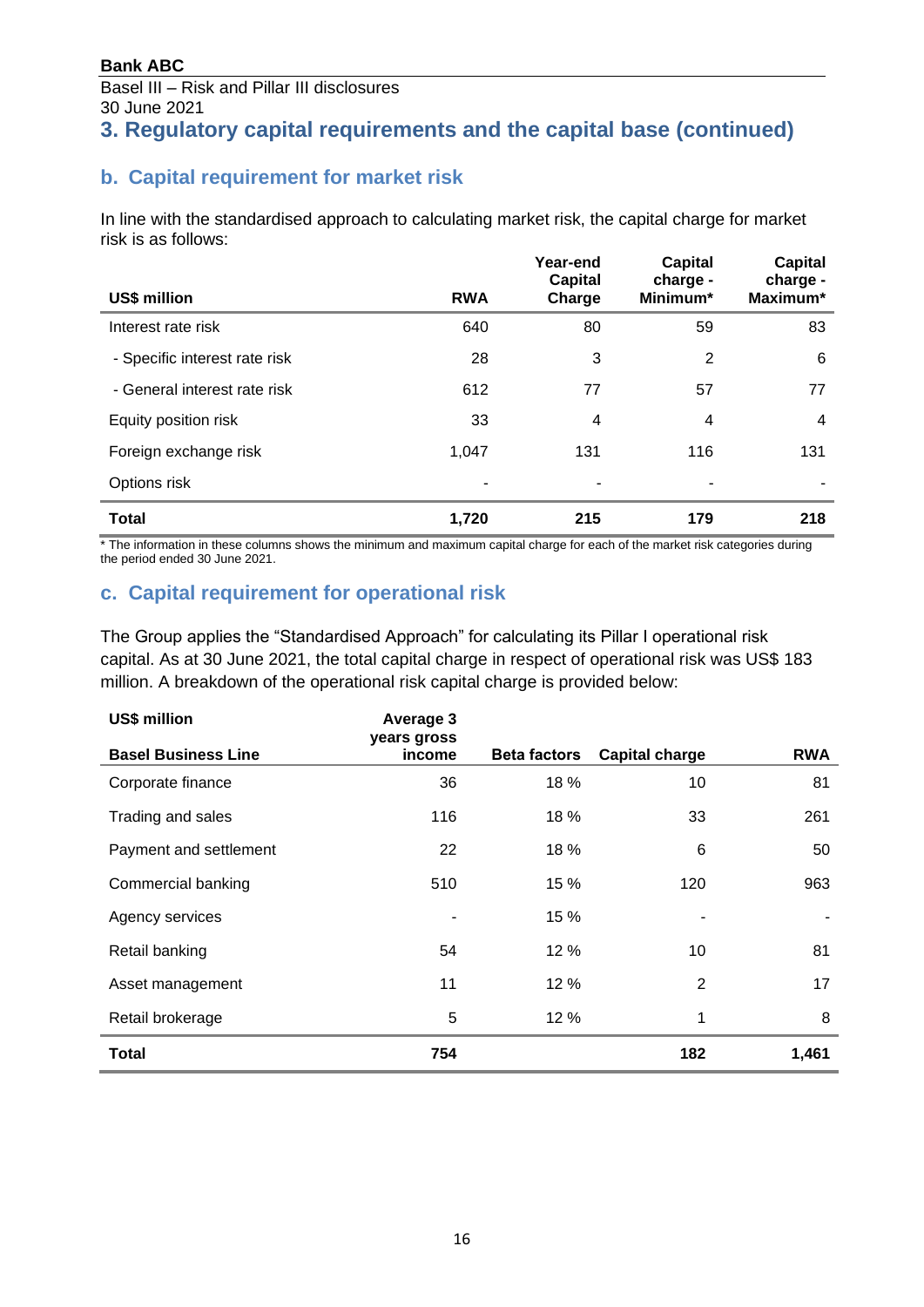## 3. Regulatory capital requirements and the capital base (continued)

### b. Capital requirement for market risk

In line with the standardised approach to calculating market risk, the capital charge for market risk is as follows:

| US$ million | RWA | Year-end Capital Charge | Capital charge - Minimum* | Capital charge - Maximum* |
|---|---|---|---|---|
| Interest rate risk | 640 | 80 | 59 | 83 |
| - Specific interest rate risk | 28 | 3 | 2 | 6 |
| - General interest rate risk | 612 | 77 | 57 | 77 |
| Equity position risk | 33 | 4 | 4 | 4 |
| Foreign exchange risk | 1,047 | 131 | 116 | 131 |
| Options risk | - | - | - | - |
| **Total** | **1,720** | **215** | **179** | **218** |

* The information in these columns shows the minimum and maximum capital charge for each of the market risk categories during the period ended 30 June 2021.

### c. Capital requirement for operational risk

The Group applies the "Standardised Approach" for calculating its Pillar I operational risk capital. As at 30 June 2021, the total capital charge in respect of operational risk was US$ 183 million. A breakdown of the operational risk capital charge is provided below:

| US$ million<br>Basel Business Line | Average 3 years gross income | Beta factors | Capital charge | RWA |
|---|---|---|---|---|
| Corporate finance | 36 | 18 % | 10 | 81 |
| Trading and sales | 116 | 18 % | 33 | 261 |
| Payment and settlement | 22 | 18 % | 6 | 50 |
| Commercial banking | 510 | 15 % | 120 | 963 |
| Agency services | - | 15 % | - | - |
| Retail banking | 54 | 12 % | 10 | 81 |
| Asset management | 11 | 12 % | 2 | 17 |
| Retail brokerage | 5 | 12 % | 1 | 8 |
| **Total** | **754** | | **182** | **1,461** |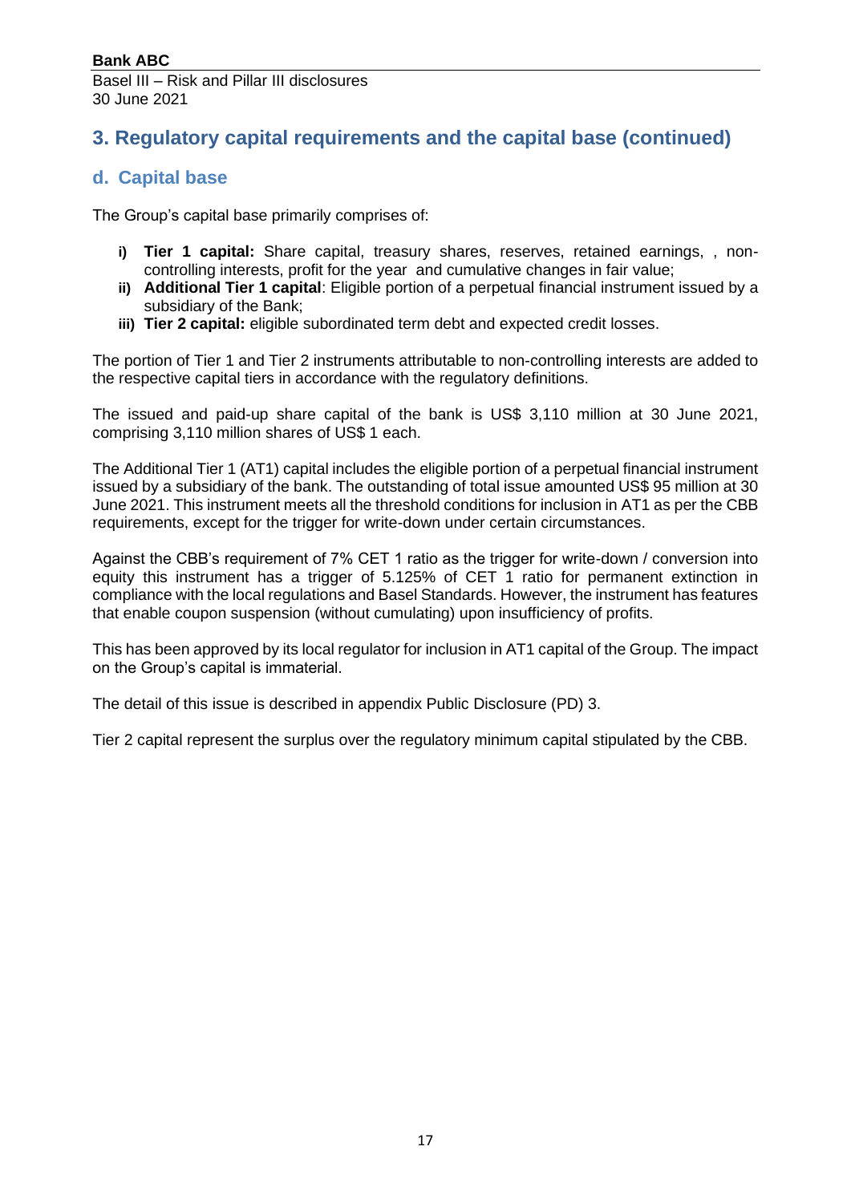## 3. Regulatory capital requirements and the capital base (continued)

### d. Capital base

The Group's capital base primarily comprises of:

- **i) Tier 1 capital:** Share capital, treasury shares, reserves, retained earnings, , non-controlling interests, profit for the year and cumulative changes in fair value;
- **ii) Additional Tier 1 capital**: Eligible portion of a perpetual financial instrument issued by a subsidiary of the Bank;
- **iii) Tier 2 capital:** eligible subordinated term debt and expected credit losses.

The portion of Tier 1 and Tier 2 instruments attributable to non-controlling interests are added to the respective capital tiers in accordance with the regulatory definitions.

The issued and paid-up share capital of the bank is US$ 3,110 million at 30 June 2021, comprising 3,110 million shares of US$ 1 each.

The Additional Tier 1 (AT1) capital includes the eligible portion of a perpetual financial instrument issued by a subsidiary of the bank. The outstanding of total issue amounted US$ 95 million at 30 June 2021. This instrument meets all the threshold conditions for inclusion in AT1 as per the CBB requirements, except for the trigger for write-down under certain circumstances.

Against the CBB's requirement of 7% CET 1 ratio as the trigger for write-down / conversion into equity this instrument has a trigger of 5.125% of CET 1 ratio for permanent extinction in compliance with the local regulations and Basel Standards. However, the instrument has features that enable coupon suspension (without cumulating) upon insufficiency of profits.

This has been approved by its local regulator for inclusion in AT1 capital of the Group. The impact on the Group's capital is immaterial.

The detail of this issue is described in appendix Public Disclosure (PD) 3.

Tier 2 capital represent the surplus over the regulatory minimum capital stipulated by the CBB.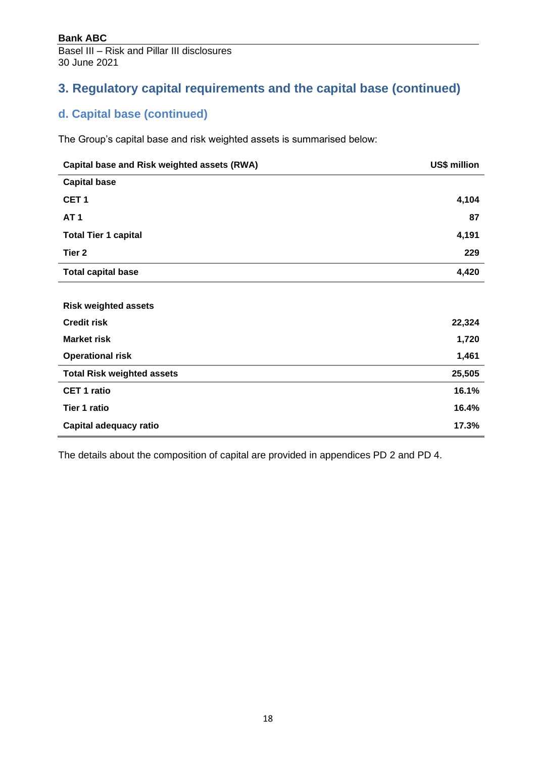## 3. Regulatory capital requirements and the capital base (continued)

### d. Capital base (continued)

The Group's capital base and risk weighted assets is summarised below:

| Capital base and Risk weighted assets (RWA) | US$ million |
|---|---|
| **Capital base** | |
| **CET 1** | **4,104** |
| **AT 1** | **87** |
| **Total Tier 1 capital** | **4,191** |
| **Tier 2** | **229** |
| **Total capital base** | **4,420** |
| | |
| **Risk weighted assets** | |
| **Credit risk** | **22,324** |
| **Market risk** | **1,720** |
| **Operational risk** | **1,461** |
| **Total Risk weighted assets** | **25,505** |
| **CET 1 ratio** | **16.1%** |
| **Tier 1 ratio** | **16.4%** |
| **Capital adequacy ratio** | **17.3%** |

The details about the composition of capital are provided in appendices PD 2 and PD 4.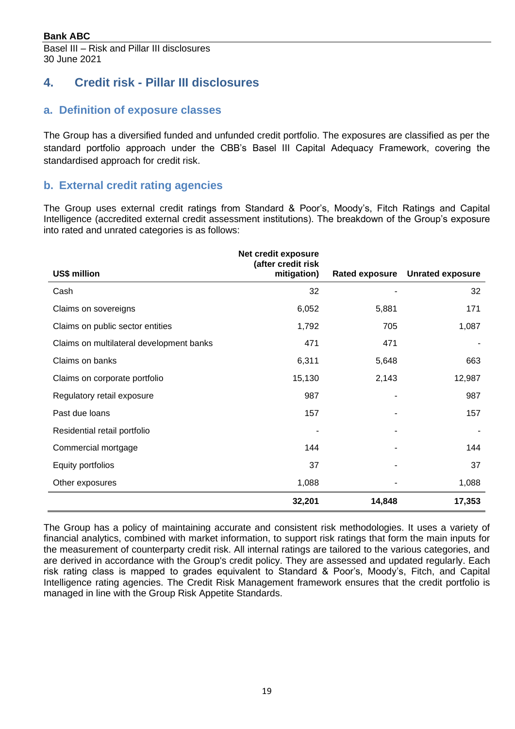## 4. Credit risk - Pillar III disclosures

### a. Definition of exposure classes

The Group has a diversified funded and unfunded credit portfolio. The exposures are classified as per the standard portfolio approach under the CBB's Basel III Capital Adequacy Framework, covering the standardised approach for credit risk.

### b. External credit rating agencies

The Group uses external credit ratings from Standard & Poor's, Moody's, Fitch Ratings and Capital Intelligence (accredited external credit assessment institutions). The breakdown of the Group's exposure into rated and unrated categories is as follows:

| US$ million | Net credit exposure (after credit risk mitigation) | Rated exposure | Unrated exposure |
|---|---|---|---|
| Cash | 32 | - | 32 |
| Claims on sovereigns | 6,052 | 5,881 | 171 |
| Claims on public sector entities | 1,792 | 705 | 1,087 |
| Claims on multilateral development banks | 471 | 471 | - |
| Claims on banks | 6,311 | 5,648 | 663 |
| Claims on corporate portfolio | 15,130 | 2,143 | 12,987 |
| Regulatory retail exposure | 987 | - | 987 |
| Past due loans | 157 | - | 157 |
| Residential retail portfolio | - | - | - |
| Commercial mortgage | 144 | - | 144 |
| Equity portfolios | 37 | - | 37 |
| Other exposures | 1,088 | - | 1,088 |
| | **32,201** | **14,848** | **17,353** |

The Group has a policy of maintaining accurate and consistent risk methodologies. It uses a variety of financial analytics, combined with market information, to support risk ratings that form the main inputs for the measurement of counterparty credit risk. All internal ratings are tailored to the various categories, and are derived in accordance with the Group's credit policy. They are assessed and updated regularly. Each risk rating class is mapped to grades equivalent to Standard & Poor's, Moody's, Fitch, and Capital Intelligence rating agencies. The Credit Risk Management framework ensures that the credit portfolio is managed in line with the Group Risk Appetite Standards.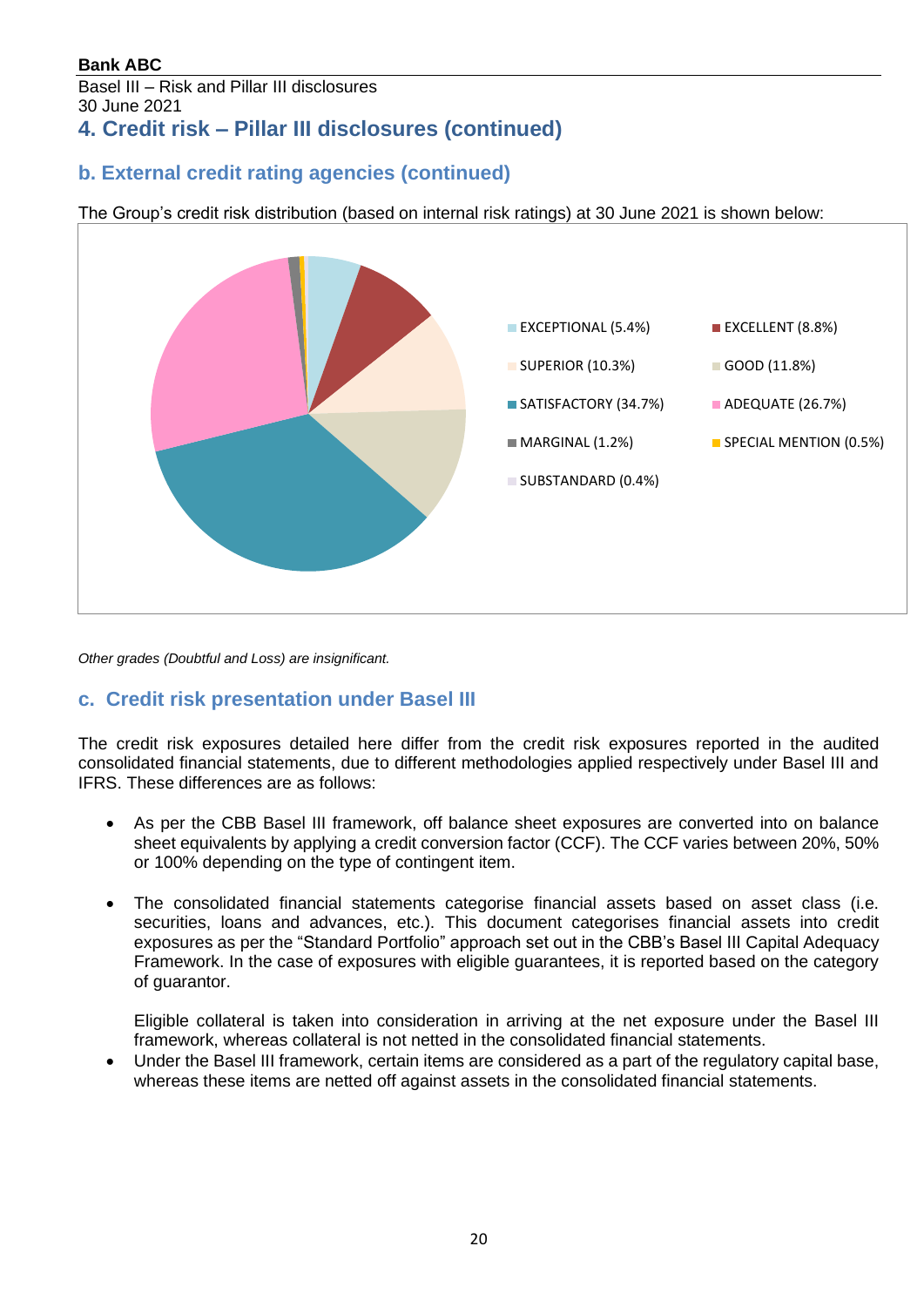## 4. Credit risk – Pillar III disclosures (continued)

### b. External credit rating agencies (continued)

The Group's credit risk distribution (based on internal risk ratings) at 30 June 2021 is shown below:

EXCEPTIONAL (5.4%)
EXCELLENT (8.8%)
SUPERIOR (10.3%)
GOOD (11.8%)
SATISFACTORY (34.7%)
ADEQUATE (26.7%)
MARGINAL (1.2%)
SPECIAL MENTION (0.5%)
SUBSTANDARD (0.4%)

*Other grades (Doubtful and Loss) are insignificant.*

### c. Credit risk presentation under Basel III

The credit risk exposures detailed here differ from the credit risk exposures reported in the audited consolidated financial statements, due to different methodologies applied respectively under Basel III and IFRS. These differences are as follows:

- As per the CBB Basel III framework, off balance sheet exposures are converted into on balance sheet equivalents by applying a credit conversion factor (CCF). The CCF varies between 20%, 50% or 100% depending on the type of contingent item.
- The consolidated financial statements categorise financial assets based on asset class (i.e. securities, loans and advances, etc.). This document categorises financial assets into credit exposures as per the "Standard Portfolio" approach set out in the CBB's Basel III Capital Adequacy Framework. In the case of exposures with eligible guarantees, it is reported based on the category of guarantor.

  Eligible collateral is taken into consideration in arriving at the net exposure under the Basel III framework, whereas collateral is not netted in the consolidated financial statements.
- Under the Basel III framework, certain items are considered as a part of the regulatory capital base, whereas these items are netted off against assets in the consolidated financial statements.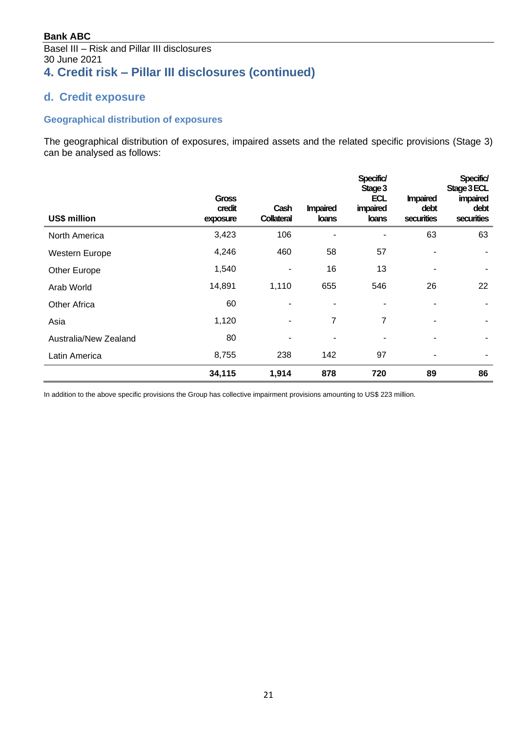# 4. Credit risk – Pillar III disclosures (continued)

## d. Credit exposure

### Geographical distribution of exposures

The geographical distribution of exposures, impaired assets and the related specific provisions (Stage 3) can be analysed as follows:

| US$ million | Gross credit exposure | Cash Collateral | Impaired loans | Specific/ Stage 3 ECL impaired loans | Impaired debt securities | Specific/ Stage 3 ECL impaired debt securities |
|---|---|---|---|---|---|---|
| North America | 3,423 | 106 | - | - | 63 | 63 |
| Western Europe | 4,246 | 460 | 58 | 57 | - | - |
| Other Europe | 1,540 | - | 16 | 13 | - | - |
| Arab World | 14,891 | 1,110 | 655 | 546 | 26 | 22 |
| Other Africa | 60 | - | - | - | - | - |
| Asia | 1,120 | - | 7 | 7 | - | - |
| Australia/New Zealand | 80 | - | - | - | - | - |
| Latin America | 8,755 | 238 | 142 | 97 | - | - |
| | **34,115** | **1,914** | **878** | **720** | **89** | **86** |

In addition to the above specific provisions the Group has collective impairment provisions amounting to US$ 223 million.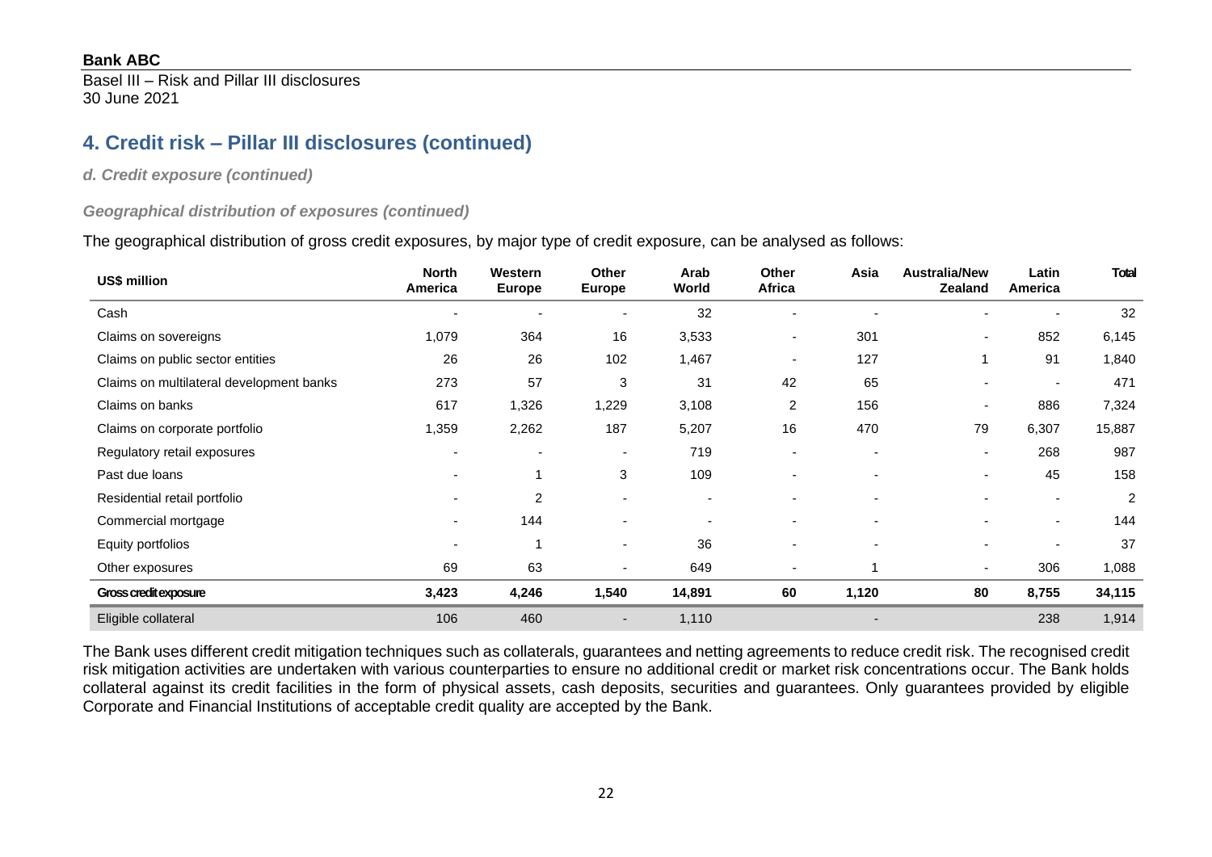# 4. Credit risk – Pillar III disclosures (continued)

### *d. Credit exposure (continued)*

#### *Geographical distribution of exposures (continued)*

The geographical distribution of gross credit exposures, by major type of credit exposure, can be analysed as follows:

| US$ million | North America | Western Europe | Other Europe | Arab World | Other Africa | Asia | Australia/New Zealand | Latin America | Total |
|---|---|---|---|---|---|---|---|---|---|
| Cash | - | - | - | 32 | - | - | - | - | 32 |
| Claims on sovereigns | 1,079 | 364 | 16 | 3,533 | - | 301 | - | 852 | 6,145 |
| Claims on public sector entities | 26 | 26 | 102 | 1,467 | - | 127 | 1 | 91 | 1,840 |
| Claims on multilateral development banks | 273 | 57 | 3 | 31 | 42 | 65 | - | - | 471 |
| Claims on banks | 617 | 1,326 | 1,229 | 3,108 | 2 | 156 | - | 886 | 7,324 |
| Claims on corporate portfolio | 1,359 | 2,262 | 187 | 5,207 | 16 | 470 | 79 | 6,307 | 15,887 |
| Regulatory retail exposures | - | - | - | 719 | - | - | - | 268 | 987 |
| Past due loans | - | 1 | 3 | 109 | - | - | - | 45 | 158 |
| Residential retail portfolio | - | 2 | - | - | - | - | - | - | 2 |
| Commercial mortgage | - | 144 | - | - | - | - | - | - | 144 |
| Equity portfolios | - | 1 | - | 36 | - | - | - | - | 37 |
| Other exposures | 69 | 63 | - | 649 | - | 1 | - | 306 | 1,088 |
| **Gross credit exposure** | **3,423** | **4,246** | **1,540** | **14,891** | **60** | **1,120** | **80** | **8,755** | **34,115** |
| Eligible collateral | 106 | 460 | - | 1,110 | | - | | 238 | 1,914 |

The Bank uses different credit mitigation techniques such as collaterals, guarantees and netting agreements to reduce credit risk. The recognised credit risk mitigation activities are undertaken with various counterparties to ensure no additional credit or market risk concentrations occur. The Bank holds collateral against its credit facilities in the form of physical assets, cash deposits, securities and guarantees. Only guarantees provided by eligible Corporate and Financial Institutions of acceptable credit quality are accepted by the Bank.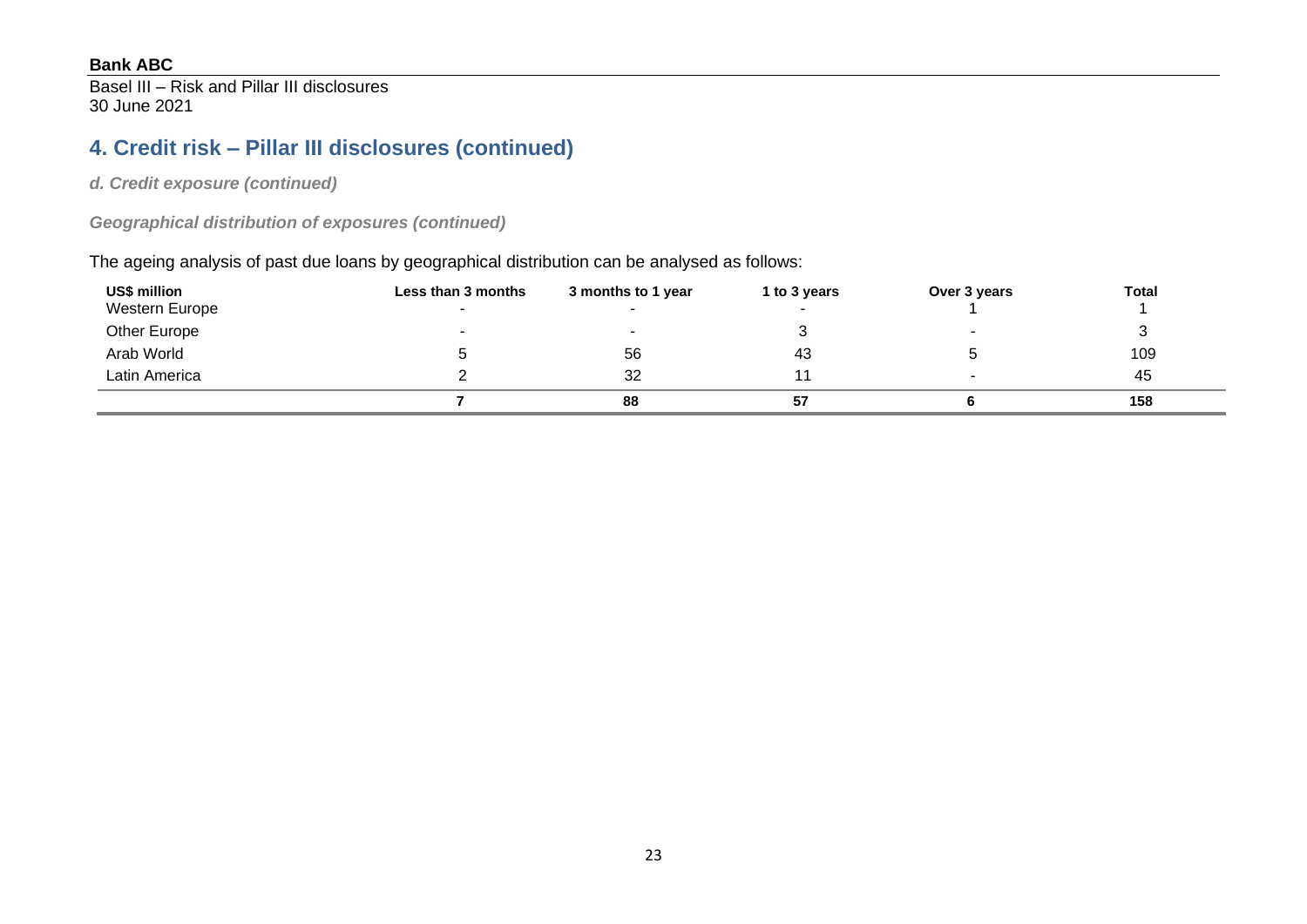## 4. Credit risk – Pillar III disclosures (continued)

### *d. Credit exposure (continued)*

#### *Geographical distribution of exposures (continued)*

The ageing analysis of past due loans by geographical distribution can be analysed as follows:

| US$ million | Less than 3 months | 3 months to 1 year | 1 to 3 years | Over 3 years | Total |
|---|---|---|---|---|---|
| Western Europe | - | - | - | 1 | 1 |
| Other Europe | - | - | 3 | - | 3 |
| Arab World | 5 | 56 | 43 | 5 | 109 |
| Latin America | 2 | 32 | 11 | - | 45 |
| | **7** | **88** | **57** | **6** | **158** |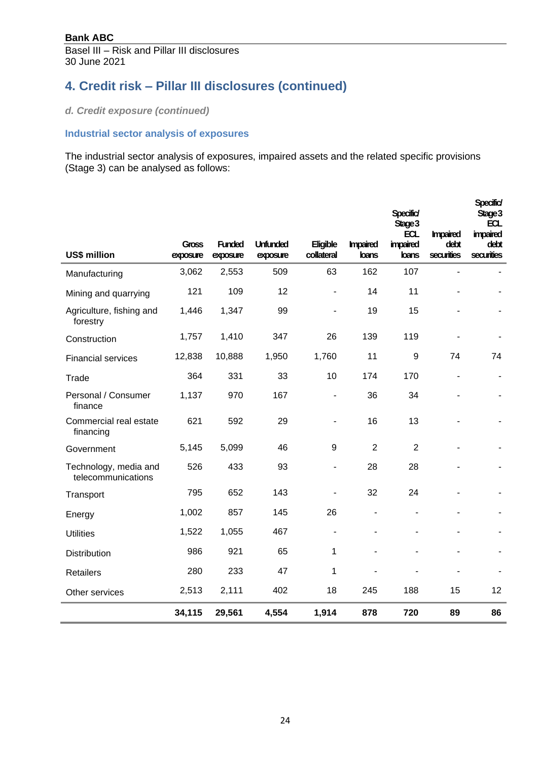## 4. Credit risk – Pillar III disclosures (continued)

### *d. Credit exposure (continued)*

#### Industrial sector analysis of exposures

The industrial sector analysis of exposures, impaired assets and the related specific provisions (Stage 3) can be analysed as follows:

| US$ million | Gross exposure | Funded exposure | Unfunded exposure | Eligible collateral | Impaired loans | Specific/ Stage 3 ECL impaired loans | Impaired debt securities | Specific/ Stage 3 ECL impaired debt securities |
|---|---|---|---|---|---|---|---|---|
| Manufacturing | 3,062 | 2,553 | 509 | 63 | 162 | 107 | - | - |
| Mining and quarrying | 121 | 109 | 12 | - | 14 | 11 | - | - |
| Agriculture, fishing and forestry | 1,446 | 1,347 | 99 | - | 19 | 15 | - | - |
| Construction | 1,757 | 1,410 | 347 | 26 | 139 | 119 | - | - |
| Financial services | 12,838 | 10,888 | 1,950 | 1,760 | 11 | 9 | 74 | 74 |
| Trade | 364 | 331 | 33 | 10 | 174 | 170 | - | - |
| Personal / Consumer finance | 1,137 | 970 | 167 | - | 36 | 34 | - | - |
| Commercial real estate financing | 621 | 592 | 29 | - | 16 | 13 | - | - |
| Government | 5,145 | 5,099 | 46 | 9 | 2 | 2 | - | - |
| Technology, media and telecommunications | 526 | 433 | 93 | - | 28 | 28 | - | - |
| Transport | 795 | 652 | 143 | - | 32 | 24 | - | - |
| Energy | 1,002 | 857 | 145 | 26 | - | - | - | - |
| Utilities | 1,522 | 1,055 | 467 | - | - | - | - | - |
| Distribution | 986 | 921 | 65 | 1 | - | - | - | - |
| Retailers | 280 | 233 | 47 | 1 | - | - | - | - |
| Other services | 2,513 | 2,111 | 402 | 18 | 245 | 188 | 15 | 12 |
| | **34,115** | **29,561** | **4,554** | **1,914** | **878** | **720** | **89** | **86** |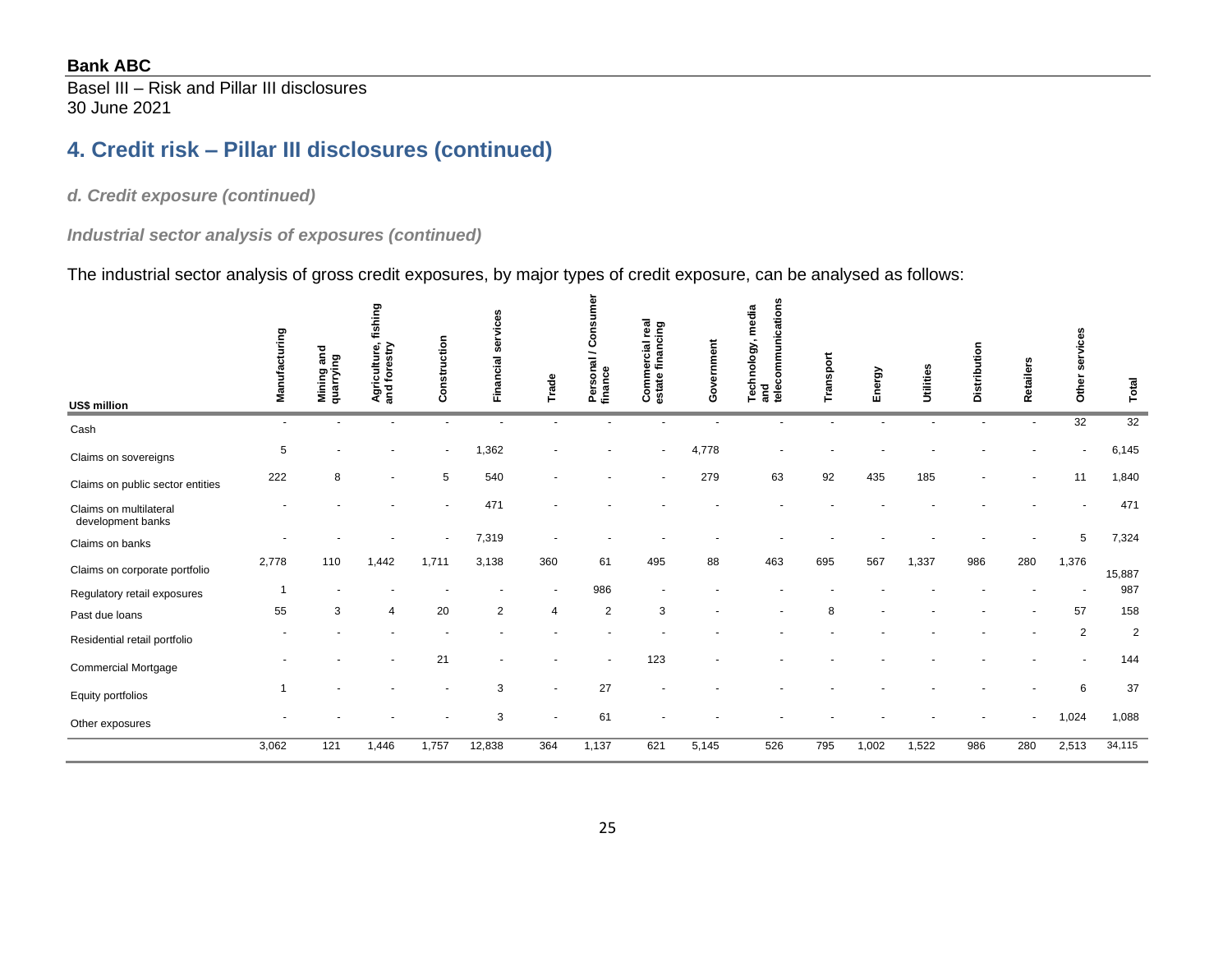**Bank ABC**

Basel III – Risk and Pillar III disclosures
30 June 2021

# 4. Credit risk – Pillar III disclosures (continued)

### *d. Credit exposure (continued)*

### *Industrial sector analysis of exposures (continued)*

The industrial sector analysis of gross credit exposures, by major types of credit exposure, can be analysed as follows:

| US$ million | Manufacturing | Mining and quarrying | Agriculture, fishing and forestry | Construction | Financial services | Trade | Personal / Consumer finance | Commercial real estate financing | Government | Technology, media and telecommunications | Transport | Energy | Utilities | Distribution | Retailers | Other services | Total |
|---|---|---|---|---|---|---|---|---|---|---|---|---|---|---|---|---|---|
| Cash | - | - | - | - | - | - | - | - | - | - | - | - | - | - | - | 32 | 32 |
| Claims on sovereigns | 5 | - | - | - | 1,362 | - | - | - | 4,778 | - | - | - | - | - | - | - | 6,145 |
| Claims on public sector entities | 222 | 8 | - | 5 | 540 | - | - | - | 279 | 63 | 92 | 435 | 185 | - | - | 11 | 1,840 |
| Claims on multilateral development banks | - | - | - | - | 471 | - | - | - | - | - | - | - | - | - | - | - | 471 |
| Claims on banks | - | - | - | - | 7,319 | - | - | - | - | - | - | - | - | - | - | 5 | 7,324 |
| Claims on corporate portfolio | 2,778 | 110 | 1,442 | 1,711 | 3,138 | 360 | 61 | 495 | 88 | 463 | 695 | 567 | 1,337 | 986 | 280 | 1,376 | 15,887 |
| Regulatory retail exposures | 1 | - | - | - | - | - | 986 | - | - | - | - | - | - | - | - | - | 987 |
| Past due loans | 55 | 3 | 4 | 20 | 2 | 4 | 2 | 3 | - | - | 8 | - | - | - | - | 57 | 158 |
| Residential retail portfolio | - | - | - | - | - | - | - | - | - | - | - | - | - | - | - | 2 | 2 |
| Commercial Mortgage | - | - | - | 21 | - | - | - | 123 | - | - | - | - | - | - | - | - | 144 |
| Equity portfolios | 1 | - | - | - | 3 | - | 27 | - | - | - | - | - | - | - | - | 6 | 37 |
| Other exposures | - | - | - | - | 3 | - | 61 | - | - | - | - | - | - | - | - | 1,024 | 1,088 |
| | 3,062 | 121 | 1,446 | 1,757 | 12,838 | 364 | 1,137 | 621 | 5,145 | 526 | 795 | 1,002 | 1,522 | 986 | 280 | 2,513 | 34,115 |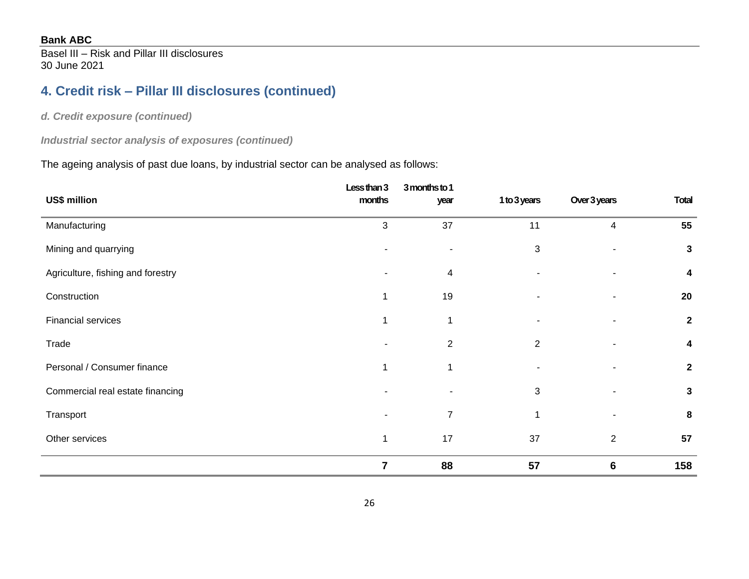## 4. Credit risk – Pillar III disclosures (continued)

### *d. Credit exposure (continued)*

#### *Industrial sector analysis of exposures (continued)*

The ageing analysis of past due loans, by industrial sector can be analysed as follows:

| US$ million | Less than 3 months | 3 months to 1 year | 1 to 3 years | Over 3 years | Total |
|---|---|---|---|---|---|
| Manufacturing | 3 | 37 | 11 | 4 | **55** |
| Mining and quarrying | - | - | 3 | - | **3** |
| Agriculture, fishing and forestry | - | 4 | - | - | **4** |
| Construction | 1 | 19 | - | - | **20** |
| Financial services | 1 | 1 | - | - | **2** |
| Trade | - | 2 | 2 | - | **4** |
| Personal / Consumer finance | 1 | 1 | - | - | **2** |
| Commercial real estate financing | - | - | 3 | - | **3** |
| Transport | - | 7 | 1 | - | **8** |
| Other services | 1 | 17 | 37 | 2 | **57** |
| | **7** | **88** | **57** | **6** | **158** |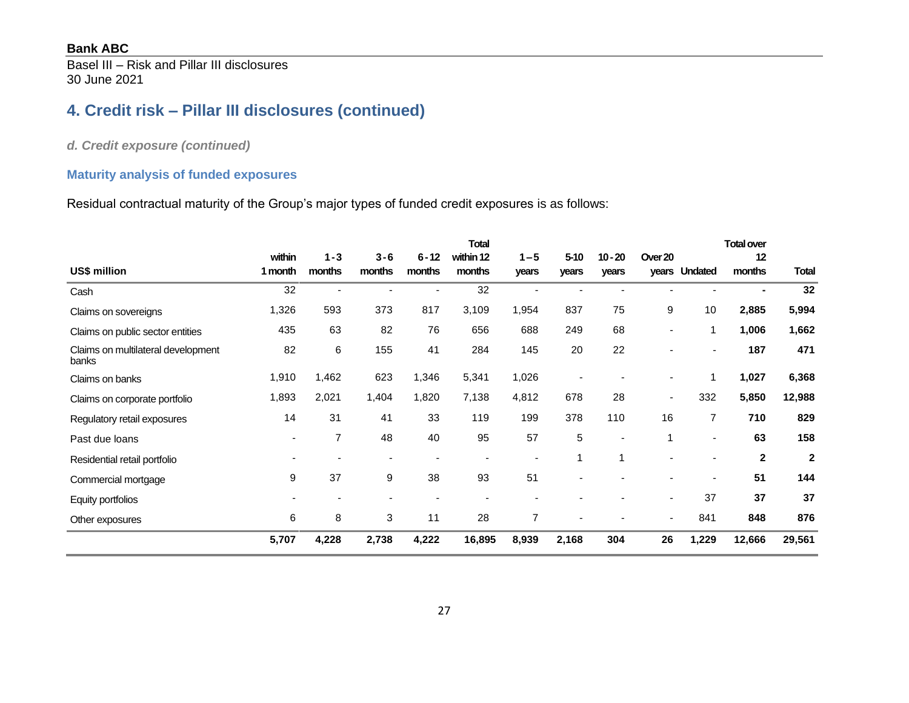# 4. Credit risk – Pillar III disclosures (continued)

### *d. Credit exposure (continued)*

### Maturity analysis of funded exposures

Residual contractual maturity of the Group's major types of funded credit exposures is as follows:

| US$ million | within 1 month | 1 - 3 months | 3 - 6 months | 6 - 12 months | Total within 12 months | 1 – 5 years | 5-10 years | 10 - 20 years | Over 20 years | Undated | Total over 12 months | Total |
|---|---|---|---|---|---|---|---|---|---|---|---|---|
| Cash | 32 | - | - | - | 32 | - | - | - | - | - | **-** | **32** |
| Claims on sovereigns | 1,326 | 593 | 373 | 817 | 3,109 | 1,954 | 837 | 75 | 9 | 10 | **2,885** | **5,994** |
| Claims on public sector entities | 435 | 63 | 82 | 76 | 656 | 688 | 249 | 68 | - | 1 | **1,006** | **1,662** |
| Claims on multilateral development banks | 82 | 6 | 155 | 41 | 284 | 145 | 20 | 22 | - | - | **187** | **471** |
| Claims on banks | 1,910 | 1,462 | 623 | 1,346 | 5,341 | 1,026 | - | - | - | 1 | **1,027** | **6,368** |
| Claims on corporate portfolio | 1,893 | 2,021 | 1,404 | 1,820 | 7,138 | 4,812 | 678 | 28 | - | 332 | **5,850** | **12,988** |
| Regulatory retail exposures | 14 | 31 | 41 | 33 | 119 | 199 | 378 | 110 | 16 | 7 | **710** | **829** |
| Past due loans | - | 7 | 48 | 40 | 95 | 57 | 5 | - | 1 | - | **63** | **158** |
| Residential retail portfolio | - | - | - | - | - | - | 1 | 1 | - | - | **2** | **2** |
| Commercial mortgage | 9 | 37 | 9 | 38 | 93 | 51 | - | - | - | - | **51** | **144** |
| Equity portfolios | - | - | - | - | - | - | - | - | - | 37 | **37** | **37** |
| Other exposures | 6 | 8 | 3 | 11 | 28 | 7 | - | - | - | 841 | **848** | **876** |
| | **5,707** | **4,228** | **2,738** | **4,222** | **16,895** | **8,939** | **2,168** | **304** | **26** | **1,229** | **12,666** | **29,561** |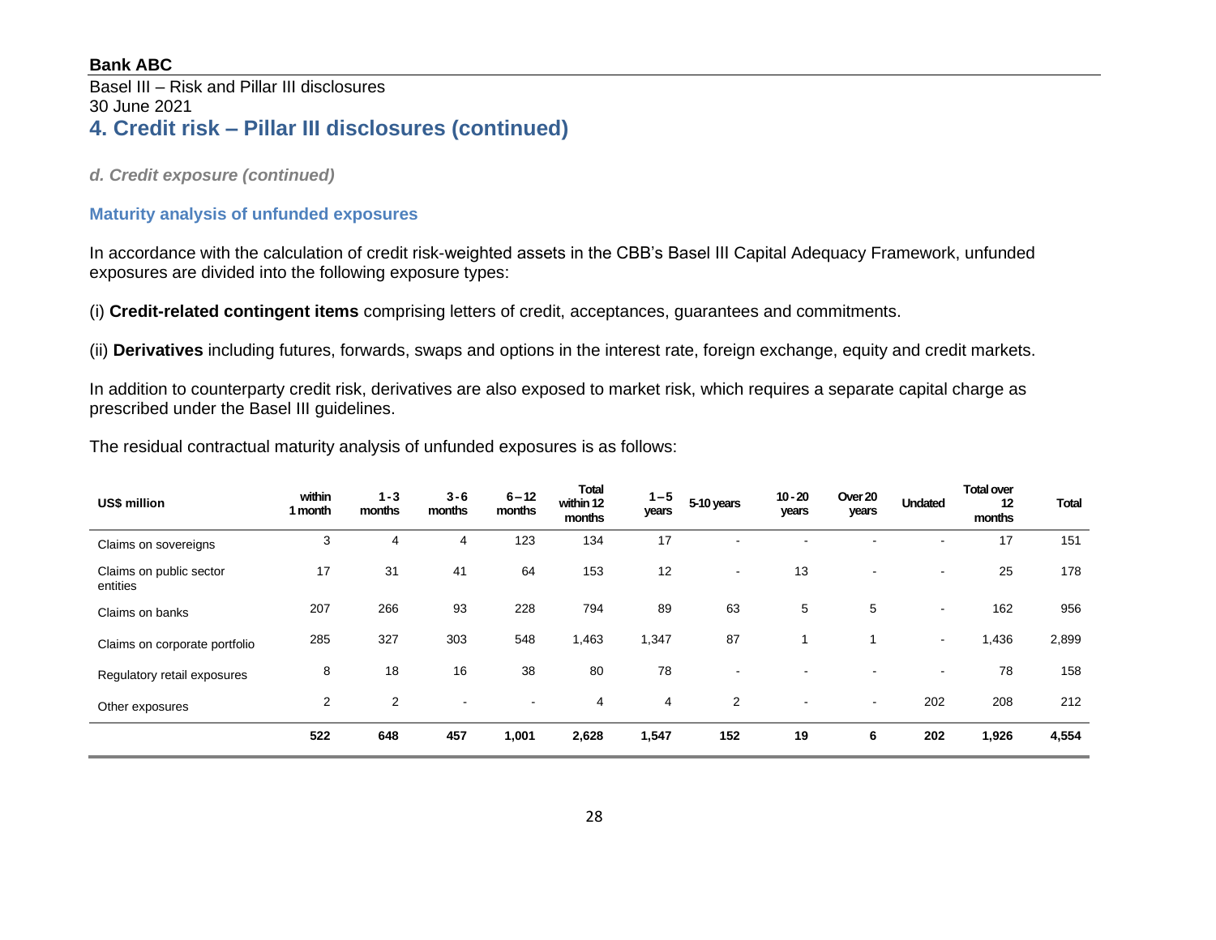**Bank ABC**

Basel III – Risk and Pillar III disclosures
30 June 2021

# 4. Credit risk – Pillar III disclosures (continued)

*d. Credit exposure (continued)*

### Maturity analysis of unfunded exposures

In accordance with the calculation of credit risk-weighted assets in the CBB's Basel III Capital Adequacy Framework, unfunded exposures are divided into the following exposure types:

(i) **Credit-related contingent items** comprising letters of credit, acceptances, guarantees and commitments.

(ii) **Derivatives** including futures, forwards, swaps and options in the interest rate, foreign exchange, equity and credit markets.

In addition to counterparty credit risk, derivatives are also exposed to market risk, which requires a separate capital charge as prescribed under the Basel III guidelines.

The residual contractual maturity analysis of unfunded exposures is as follows:

| US$ million | within 1 month | 1 - 3 months | 3 - 6 months | 6 – 12 months | Total within 12 months | 1 – 5 years | 5-10 years | 10 - 20 years | Over 20 years | Undated | Total over 12 months | Total |
|---|---|---|---|---|---|---|---|---|---|---|---|---|
| Claims on sovereigns | 3 | 4 | 4 | 123 | 134 | 17 | - | - | - | - | 17 | 151 |
| Claims on public sector entities | 17 | 31 | 41 | 64 | 153 | 12 | - | 13 | - | - | 25 | 178 |
| Claims on banks | 207 | 266 | 93 | 228 | 794 | 89 | 63 | 5 | 5 | - | 162 | 956 |
| Claims on corporate portfolio | 285 | 327 | 303 | 548 | 1,463 | 1,347 | 87 | 1 | 1 | - | 1,436 | 2,899 |
| Regulatory retail exposures | 8 | 18 | 16 | 38 | 80 | 78 | - | - | - | - | 78 | 158 |
| Other exposures | 2 | 2 | - | - | 4 | 4 | 2 | - | - | 202 | 208 | 212 |
| | **522** | **648** | **457** | **1,001** | **2,628** | **1,547** | **152** | **19** | **6** | **202** | **1,926** | **4,554** |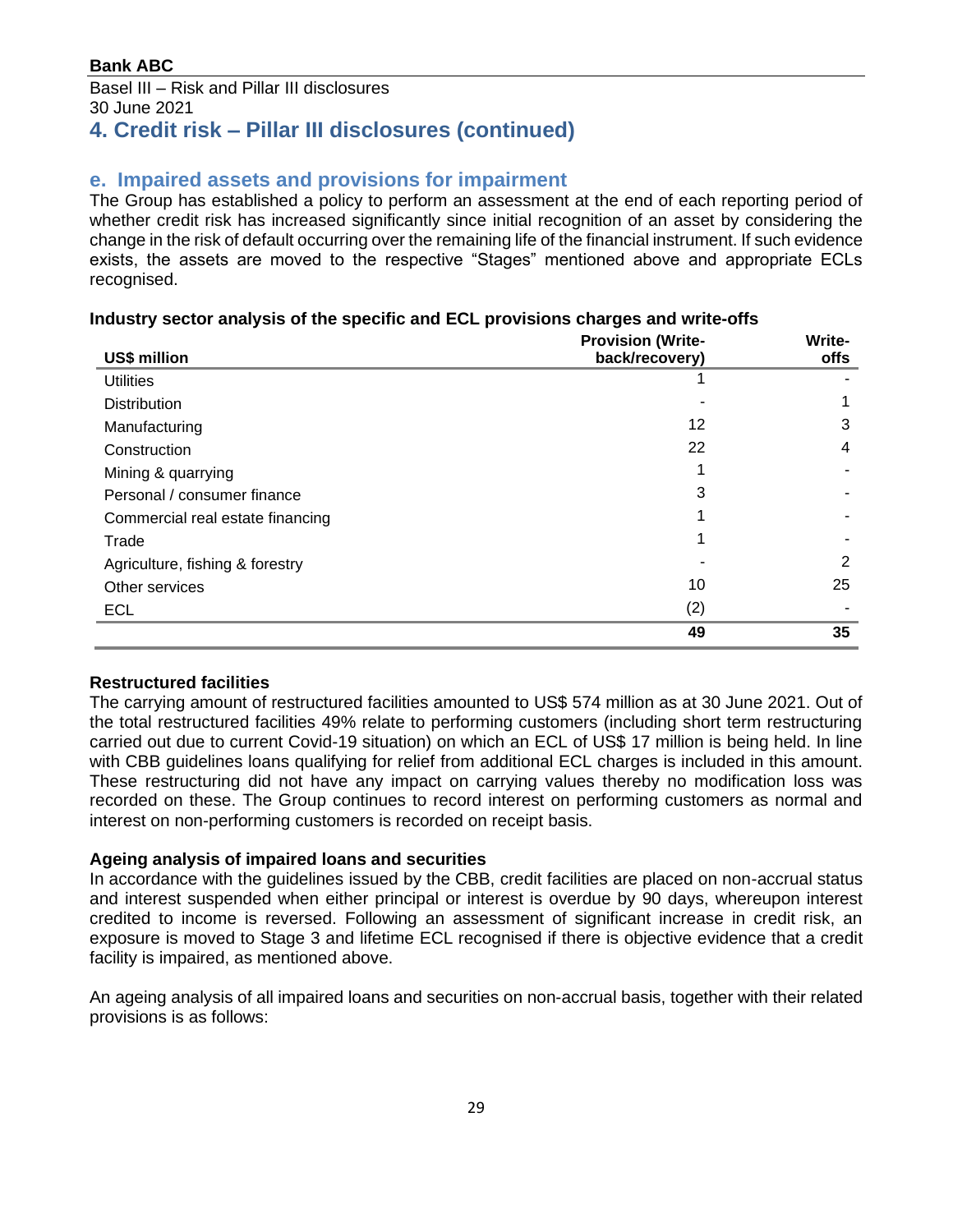# 4. Credit risk – Pillar III disclosures (continued)

## e. Impaired assets and provisions for impairment

The Group has established a policy to perform an assessment at the end of each reporting period of whether credit risk has increased significantly since initial recognition of an asset by considering the change in the risk of default occurring over the remaining life of the financial instrument. If such evidence exists, the assets are moved to the respective "Stages" mentioned above and appropriate ECLs recognised.

**Industry sector analysis of the specific and ECL provisions charges and write-offs**

| US$ million | Provision (Write-back/recovery) | Write-offs |
|---|---|---|
| Utilities | 1 | - |
| Distribution | - | 1 |
| Manufacturing | 12 | 3 |
| Construction | 22 | 4 |
| Mining & quarrying | 1 | - |
| Personal / consumer finance | 3 | - |
| Commercial real estate financing | 1 | - |
| Trade | 1 | - |
| Agriculture, fishing & forestry | - | 2 |
| Other services | 10 | 25 |
| ECL | (2) | - |
| | **49** | **35** |

**Restructured facilities**

The carrying amount of restructured facilities amounted to US$ 574 million as at 30 June 2021. Out of the total restructured facilities 49% relate to performing customers (including short term restructuring carried out due to current Covid-19 situation) on which an ECL of US$ 17 million is being held. In line with CBB guidelines loans qualifying for relief from additional ECL charges is included in this amount. These restructuring did not have any impact on carrying values thereby no modification loss was recorded on these. The Group continues to record interest on performing customers as normal and interest on non-performing customers is recorded on receipt basis.

**Ageing analysis of impaired loans and securities**

In accordance with the guidelines issued by the CBB, credit facilities are placed on non-accrual status and interest suspended when either principal or interest is overdue by 90 days, whereupon interest credited to income is reversed. Following an assessment of significant increase in credit risk, an exposure is moved to Stage 3 and lifetime ECL recognised if there is objective evidence that a credit facility is impaired, as mentioned above.

An ageing analysis of all impaired loans and securities on non-accrual basis, together with their related provisions is as follows: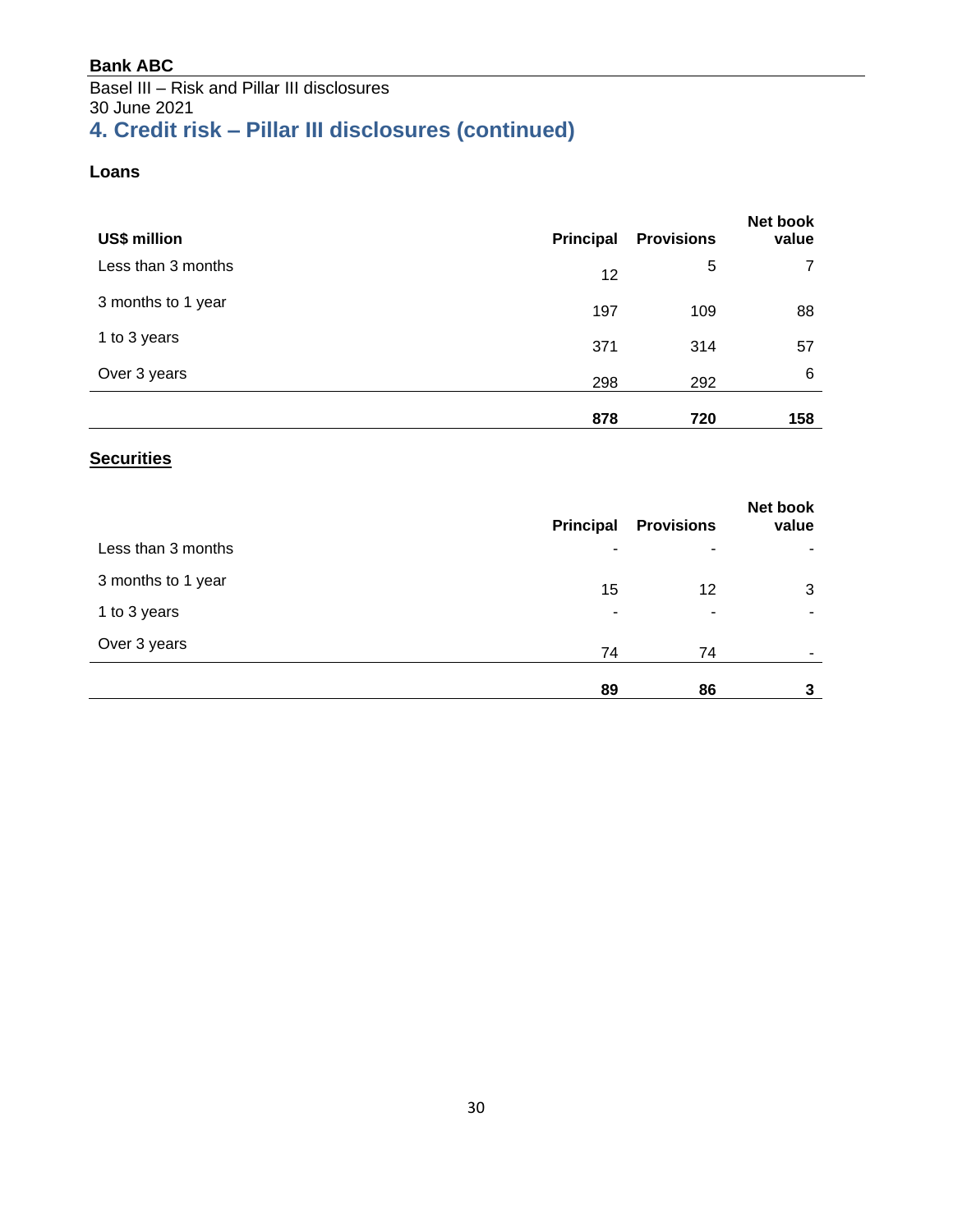# 4. Credit risk – Pillar III disclosures (continued)

**Loans**

| US$ million | Principal | Provisions | Net book value |
|---|---|---|---|
| Less than 3 months | 12 | 5 | 7 |
| 3 months to 1 year | 197 | 109 | 88 |
| 1 to 3 years | 371 | 314 | 57 |
| Over 3 years | 298 | 292 | 6 |
| | **878** | **720** | **158** |

**Securities**

| | Principal | Provisions | Net book value |
|---|---|---|---|
| Less than 3 months | - | - | - |
| 3 months to 1 year | 15 | 12 | 3 |
| 1 to 3 years | - | - | - |
| Over 3 years | 74 | 74 | - |
| | **89** | **86** | **3** |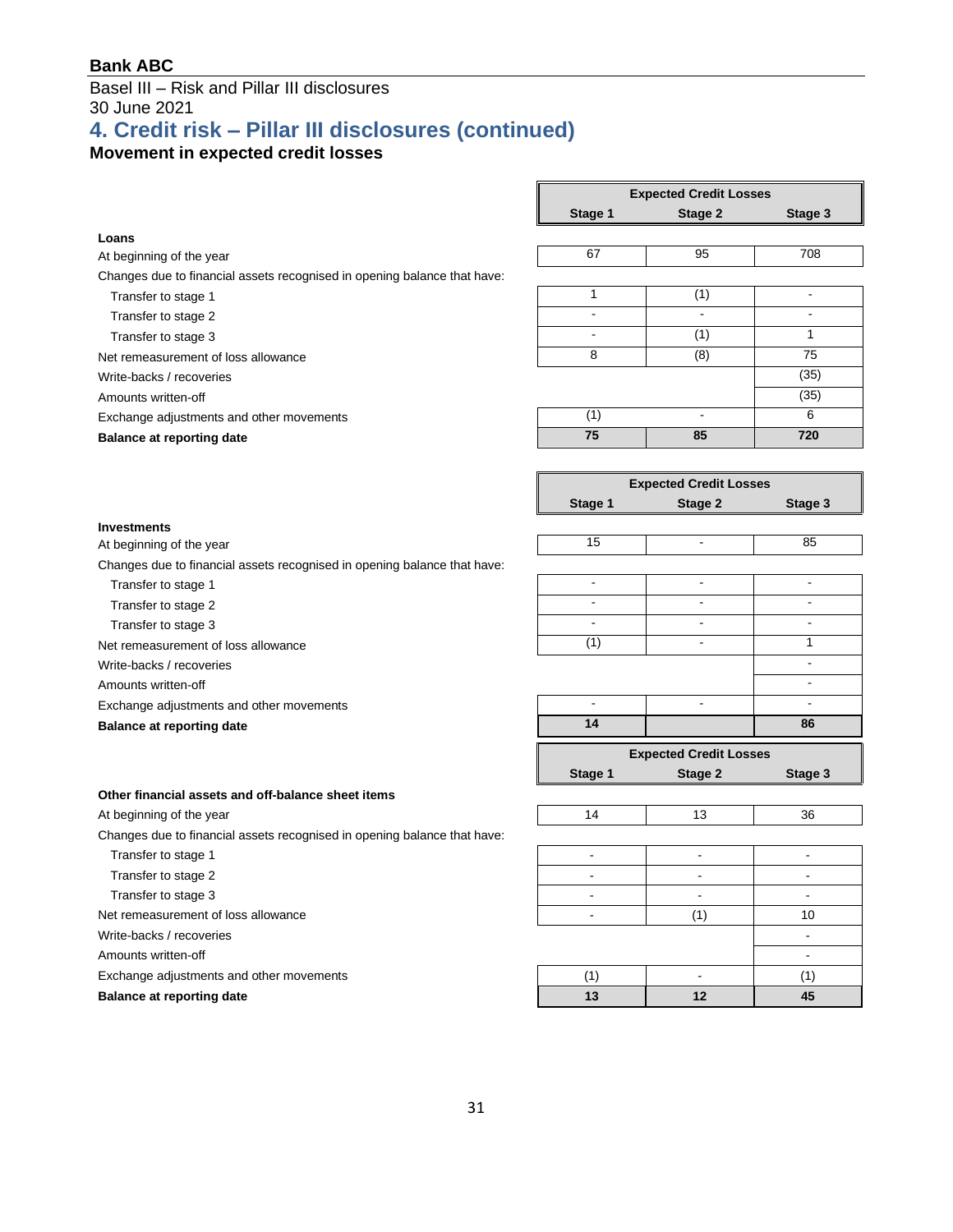## Bank ABC

Basel III – Risk and Pillar III disclosures
30 June 2021

# 4. Credit risk – Pillar III disclosures (continued)

### Movement in expected credit losses

| | Expected Credit Losses | | |
|---|---|---|---|
| | Stage 1 | Stage 2 | Stage 3 |
| **Loans** | | | |
| At beginning of the year | 67 | 95 | 708 |
| Changes due to financial assets recognised in opening balance that have: | | | |
| Transfer to stage 1 | 1 | (1) | - |
| Transfer to stage 2 | - | - | - |
| Transfer to stage 3 | - | (1) | 1 |
| Net remeasurement of loss allowance | 8 | (8) | 75 |
| Write-backs / recoveries | | | (35) |
| Amounts written-off | | | (35) |
| Exchange adjustments and other movements | (1) | - | 6 |
| **Balance at reporting date** | **75** | **85** | **720** |

| | Expected Credit Losses | | |
|---|---|---|---|
| | Stage 1 | Stage 2 | Stage 3 |
| **Investments** | | | |
| At beginning of the year | 15 | - | 85 |
| Changes due to financial assets recognised in opening balance that have: | | | |
| Transfer to stage 1 | - | - | - |
| Transfer to stage 2 | - | - | - |
| Transfer to stage 3 | - | - | - |
| Net remeasurement of loss allowance | (1) | - | 1 |
| Write-backs / recoveries | | | - |
| Amounts written-off | | | - |
| Exchange adjustments and other movements | - | - | - |
| **Balance at reporting date** | **14** | | **86** |

| | Expected Credit Losses | | |
|---|---|---|---|
| | Stage 1 | Stage 2 | Stage 3 |
| **Other financial assets and off-balance sheet items** | | | |
| At beginning of the year | 14 | 13 | 36 |
| Changes due to financial assets recognised in opening balance that have: | | | |
| Transfer to stage 1 | - | - | - |
| Transfer to stage 2 | - | - | - |
| Transfer to stage 3 | - | - | - |
| Net remeasurement of loss allowance | - | (1) | 10 |
| Write-backs / recoveries | | | - |
| Amounts written-off | | | - |
| Exchange adjustments and other movements | (1) | - | (1) |
| **Balance at reporting date** | **13** | **12** | **45** |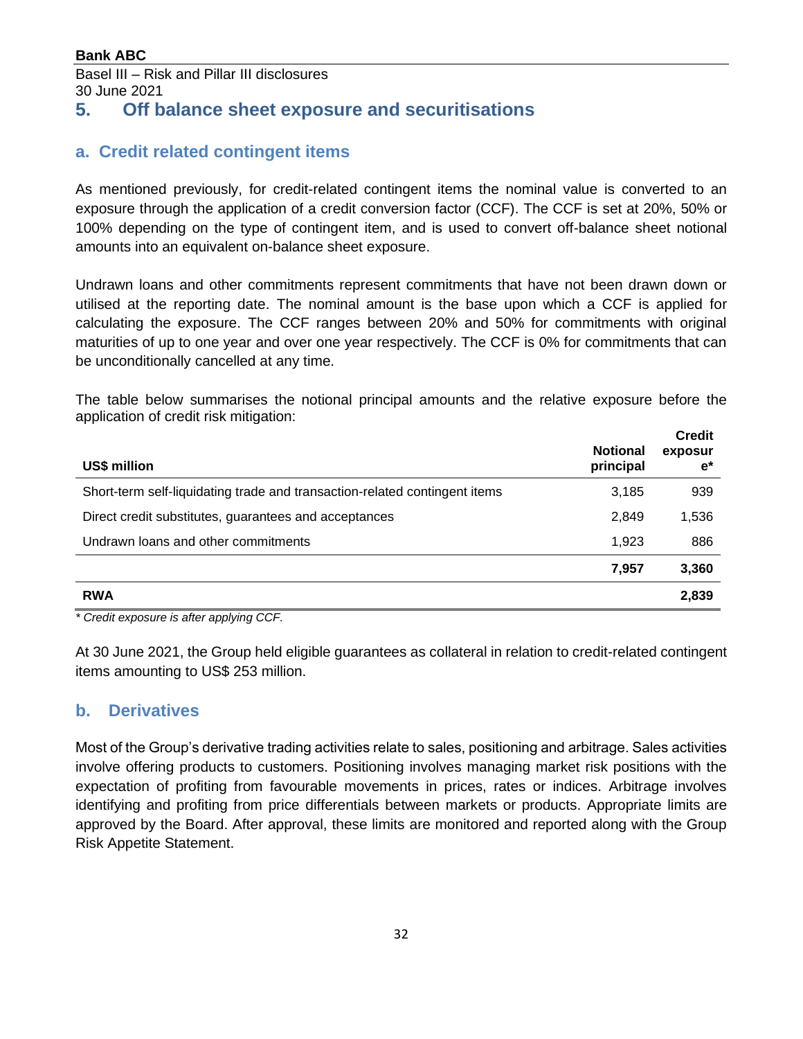## 5. Off balance sheet exposure and securitisations

### a. Credit related contingent items

As mentioned previously, for credit-related contingent items the nominal value is converted to an exposure through the application of a credit conversion factor (CCF). The CCF is set at 20%, 50% or 100% depending on the type of contingent item, and is used to convert off-balance sheet notional amounts into an equivalent on-balance sheet exposure.

Undrawn loans and other commitments represent commitments that have not been drawn down or utilised at the reporting date. The nominal amount is the base upon which a CCF is applied for calculating the exposure. The CCF ranges between 20% and 50% for commitments with original maturities of up to one year and over one year respectively. The CCF is 0% for commitments that can be unconditionally cancelled at any time.

The table below summarises the notional principal amounts and the relative exposure before the application of credit risk mitigation:

| US$ million | Notional principal | Credit exposure* |
|---|---|---|
| Short-term self-liquidating trade and transaction-related contingent items | 3,185 | 939 |
| Direct credit substitutes, guarantees and acceptances | 2,849 | 1,536 |
| Undrawn loans and other commitments | 1,923 | 886 |
| | **7,957** | **3,360** |
| **RWA** | | **2,839** |

*\* Credit exposure is after applying CCF.*

At 30 June 2021, the Group held eligible guarantees as collateral in relation to credit-related contingent items amounting to US$ 253 million.

### b. Derivatives

Most of the Group's derivative trading activities relate to sales, positioning and arbitrage. Sales activities involve offering products to customers. Positioning involves managing market risk positions with the expectation of profiting from favourable movements in prices, rates or indices. Arbitrage involves identifying and profiting from price differentials between markets or products. Appropriate limits are approved by the Board. After approval, these limits are monitored and reported along with the Group Risk Appetite Statement.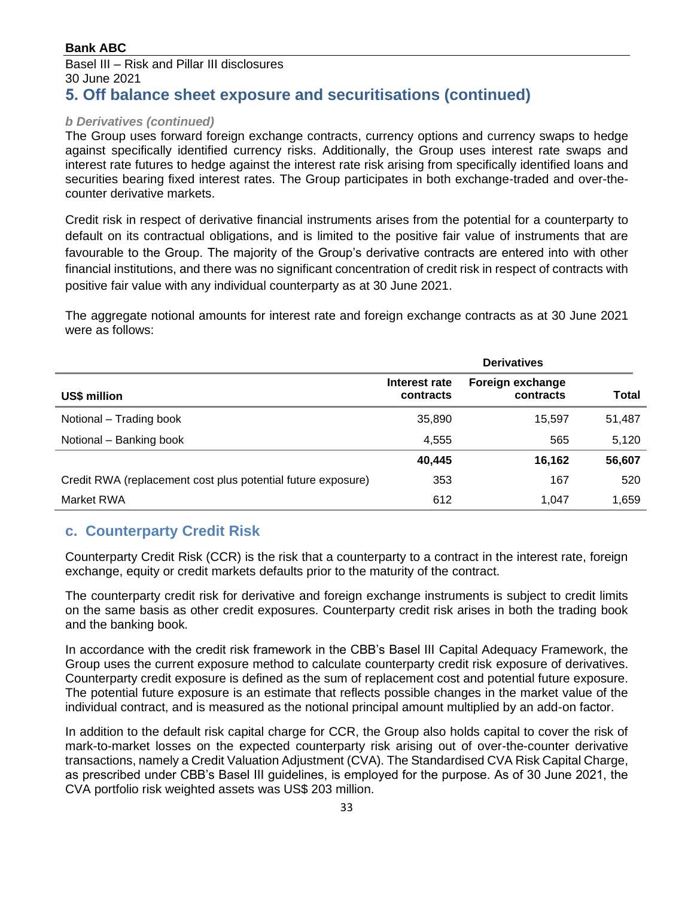## 5. Off balance sheet exposure and securitisations (continued)

***b Derivatives (continued)***

The Group uses forward foreign exchange contracts, currency options and currency swaps to hedge against specifically identified currency risks. Additionally, the Group uses interest rate swaps and interest rate futures to hedge against the interest rate risk arising from specifically identified loans and securities bearing fixed interest rates. The Group participates in both exchange-traded and over-the-counter derivative markets.

Credit risk in respect of derivative financial instruments arises from the potential for a counterparty to default on its contractual obligations, and is limited to the positive fair value of instruments that are favourable to the Group. The majority of the Group's derivative contracts are entered into with other financial institutions, and there was no significant concentration of credit risk in respect of contracts with positive fair value with any individual counterparty as at 30 June 2021.

The aggregate notional amounts for interest rate and foreign exchange contracts as at 30 June 2021 were as follows:

| | Derivatives | | |
|---|---|---|---|
| **US$ million** | **Interest rate contracts** | **Foreign exchange contracts** | **Total** |
| Notional – Trading book | 35,890 | 15,597 | 51,487 |
| Notional – Banking book | 4,555 | 565 | 5,120 |
| | **40,445** | **16,162** | **56,607** |
| Credit RWA (replacement cost plus potential future exposure) | 353 | 167 | 520 |
| Market RWA | 612 | 1,047 | 1,659 |

### c. Counterparty Credit Risk

Counterparty Credit Risk (CCR) is the risk that a counterparty to a contract in the interest rate, foreign exchange, equity or credit markets defaults prior to the maturity of the contract.

The counterparty credit risk for derivative and foreign exchange instruments is subject to credit limits on the same basis as other credit exposures. Counterparty credit risk arises in both the trading book and the banking book.

In accordance with the credit risk framework in the CBB's Basel III Capital Adequacy Framework, the Group uses the current exposure method to calculate counterparty credit risk exposure of derivatives. Counterparty credit exposure is defined as the sum of replacement cost and potential future exposure. The potential future exposure is an estimate that reflects possible changes in the market value of the individual contract, and is measured as the notional principal amount multiplied by an add-on factor.

In addition to the default risk capital charge for CCR, the Group also holds capital to cover the risk of mark-to-market losses on the expected counterparty risk arising out of over-the-counter derivative transactions, namely a Credit Valuation Adjustment (CVA). The Standardised CVA Risk Capital Charge, as prescribed under CBB's Basel III guidelines, is employed for the purpose. As of 30 June 2021, the CVA portfolio risk weighted assets was US$ 203 million.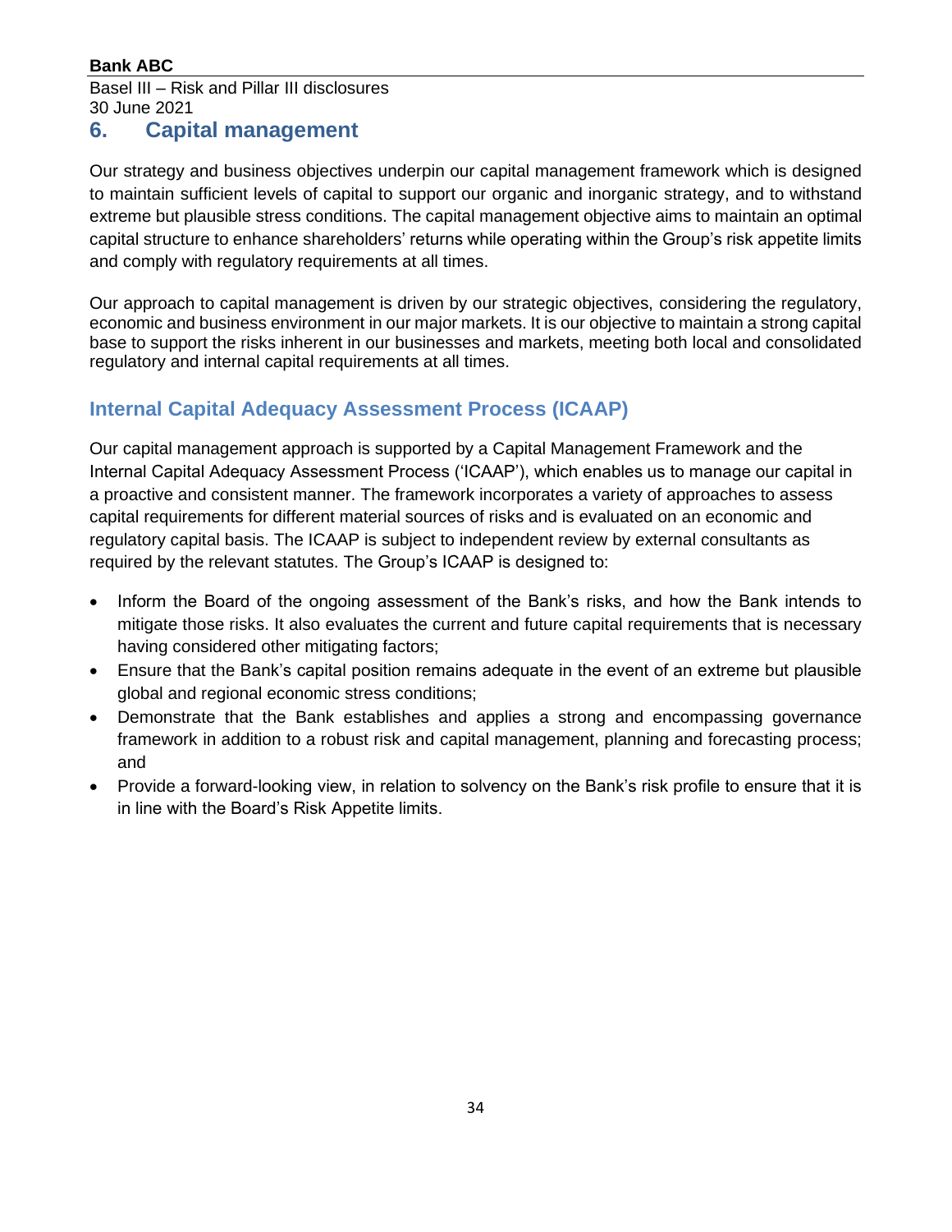## 6. Capital management

Our strategy and business objectives underpin our capital management framework which is designed to maintain sufficient levels of capital to support our organic and inorganic strategy, and to withstand extreme but plausible stress conditions. The capital management objective aims to maintain an optimal capital structure to enhance shareholders' returns while operating within the Group's risk appetite limits and comply with regulatory requirements at all times.

Our approach to capital management is driven by our strategic objectives, considering the regulatory, economic and business environment in our major markets. It is our objective to maintain a strong capital base to support the risks inherent in our businesses and markets, meeting both local and consolidated regulatory and internal capital requirements at all times.

### Internal Capital Adequacy Assessment Process (ICAAP)

Our capital management approach is supported by a Capital Management Framework and the Internal Capital Adequacy Assessment Process ('ICAAP'), which enables us to manage our capital in a proactive and consistent manner. The framework incorporates a variety of approaches to assess capital requirements for different material sources of risks and is evaluated on an economic and regulatory capital basis. The ICAAP is subject to independent review by external consultants as required by the relevant statutes. The Group's ICAAP is designed to:

- Inform the Board of the ongoing assessment of the Bank's risks, and how the Bank intends to mitigate those risks. It also evaluates the current and future capital requirements that is necessary having considered other mitigating factors;
- Ensure that the Bank's capital position remains adequate in the event of an extreme but plausible global and regional economic stress conditions;
- Demonstrate that the Bank establishes and applies a strong and encompassing governance framework in addition to a robust risk and capital management, planning and forecasting process; and
- Provide a forward-looking view, in relation to solvency on the Bank's risk profile to ensure that it is in line with the Board's Risk Appetite limits.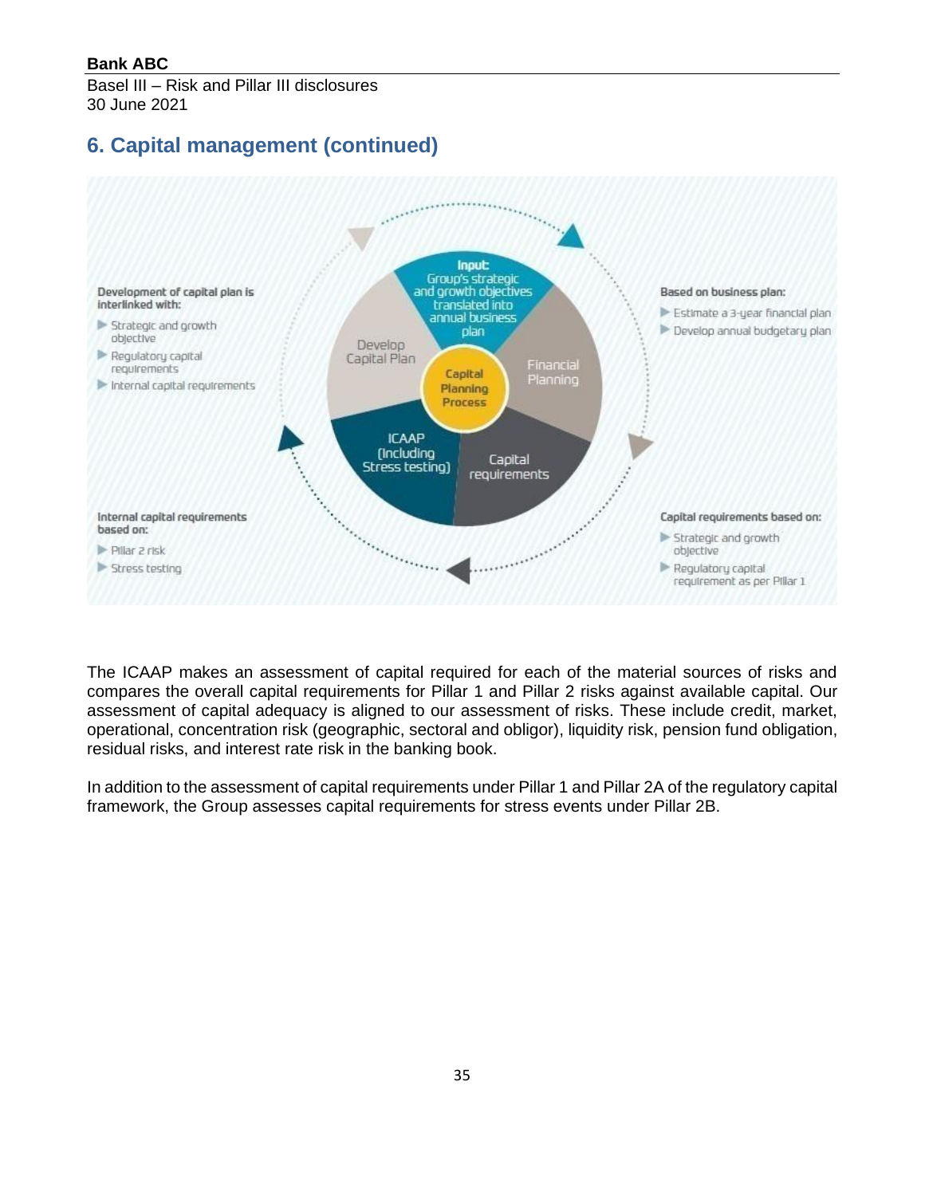## 6. Capital management (continued)

Development of capital plan is interlinked with:

- Strategic and growth objective
- Regulatory capital requirements
- Internal capital requirements

Input: Group's strategic and growth objectives translated into annual business plan

Develop Capital Plan

Capital Planning Process

Financial Planning

ICAAP (Including Stress testing)

Capital requirements

Based on business plan:

- Estimate a 3-year financial plan
- Develop annual budgetary plan

Internal capital requirements based on:

- Pillar 2 risk
- Stress testing

Capital requirements based on:

- Strategic and growth objective
- Regulatory capital requirement as per Pillar 1

The ICAAP makes an assessment of capital required for each of the material sources of risks and compares the overall capital requirements for Pillar 1 and Pillar 2 risks against available capital. Our assessment of capital adequacy is aligned to our assessment of risks. These include credit, market, operational, concentration risk (geographic, sectoral and obligor), liquidity risk, pension fund obligation, residual risks, and interest rate risk in the banking book.

In addition to the assessment of capital requirements under Pillar 1 and Pillar 2A of the regulatory capital framework, the Group assesses capital requirements for stress events under Pillar 2B.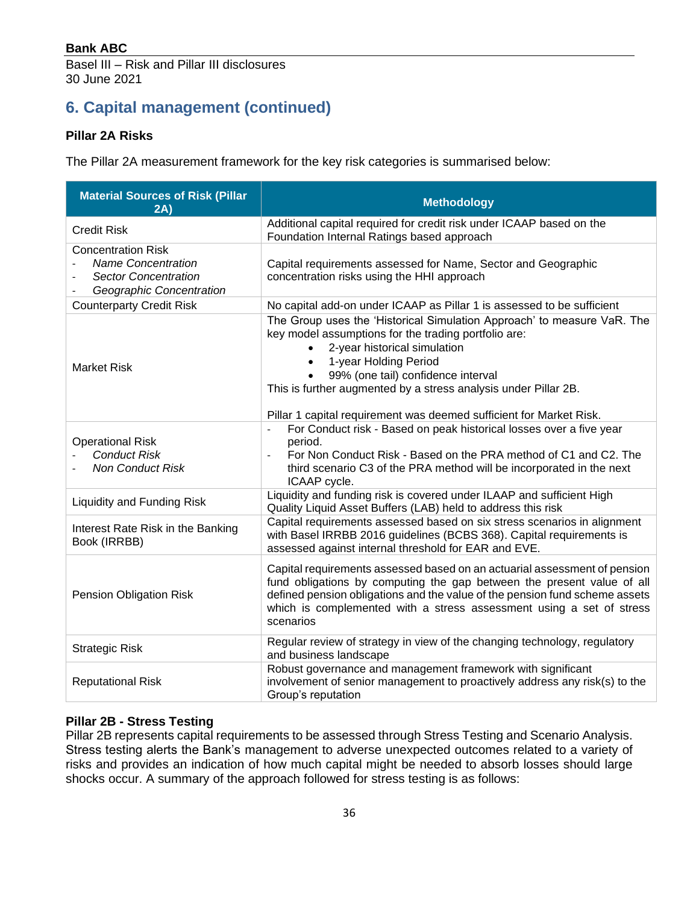## 6. Capital management (continued)

### Pillar 2A Risks

The Pillar 2A measurement framework for the key risk categories is summarised below:

| Material Sources of Risk (Pillar 2A) | Methodology |
|---|---|
| Credit Risk | Additional capital required for credit risk under ICAAP based on the Foundation Internal Ratings based approach |
| Concentration Risk<br>- *Name Concentration*<br>- *Sector Concentration*<br>- *Geographic Concentration* | Capital requirements assessed for Name, Sector and Geographic concentration risks using the HHI approach |
| Counterparty Credit Risk | No capital add-on under ICAAP as Pillar 1 is assessed to be sufficient |
| Market Risk | The Group uses the 'Historical Simulation Approach' to measure VaR. The key model assumptions for the trading portfolio are:<br>• 2-year historical simulation<br>• 1-year Holding Period<br>• 99% (one tail) confidence interval<br>This is further augmented by a stress analysis under Pillar 2B.<br><br>Pillar 1 capital requirement was deemed sufficient for Market Risk. |
| Operational Risk<br>- *Conduct Risk*<br>- *Non Conduct Risk* | - For Conduct risk - Based on peak historical losses over a five year period.<br>- For Non Conduct Risk - Based on the PRA method of C1 and C2. The third scenario C3 of the PRA method will be incorporated in the next ICAAP cycle. |
| Liquidity and Funding Risk | Liquidity and funding risk is covered under ILAAP and sufficient High Quality Liquid Asset Buffers (LAB) held to address this risk |
| Interest Rate Risk in the Banking Book (IRRBB) | Capital requirements assessed based on six stress scenarios in alignment with Basel IRRBB 2016 guidelines (BCBS 368). Capital requirements is assessed against internal threshold for EAR and EVE. |
| Pension Obligation Risk | Capital requirements assessed based on an actuarial assessment of pension fund obligations by computing the gap between the present value of all defined pension obligations and the value of the pension fund scheme assets which is complemented with a stress assessment using a set of stress scenarios |
| Strategic Risk | Regular review of strategy in view of the changing technology, regulatory and business landscape |
| Reputational Risk | Robust governance and management framework with significant involvement of senior management to proactively address any risk(s) to the Group's reputation |

### Pillar 2B - Stress Testing

Pillar 2B represents capital requirements to be assessed through Stress Testing and Scenario Analysis. Stress testing alerts the Bank's management to adverse unexpected outcomes related to a variety of risks and provides an indication of how much capital might be needed to absorb losses should large shocks occur. A summary of the approach followed for stress testing is as follows: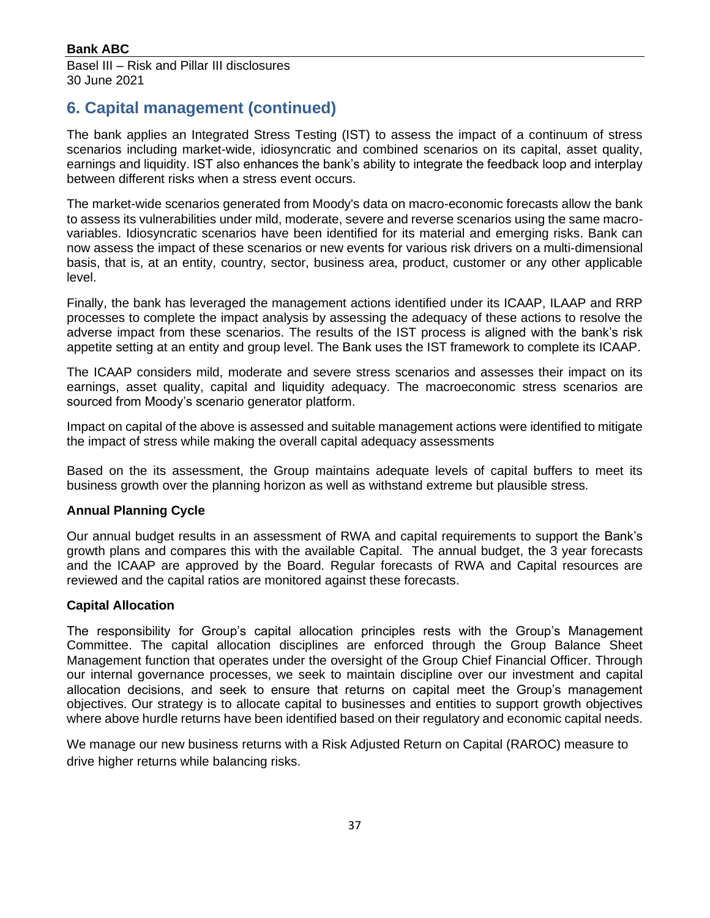## 6. Capital management (continued)

The bank applies an Integrated Stress Testing (IST) to assess the impact of a continuum of stress scenarios including market-wide, idiosyncratic and combined scenarios on its capital, asset quality, earnings and liquidity. IST also enhances the bank's ability to integrate the feedback loop and interplay between different risks when a stress event occurs.

The market-wide scenarios generated from Moody's data on macro-economic forecasts allow the bank to assess its vulnerabilities under mild, moderate, severe and reverse scenarios using the same macro-variables. Idiosyncratic scenarios have been identified for its material and emerging risks. Bank can now assess the impact of these scenarios or new events for various risk drivers on a multi-dimensional basis, that is, at an entity, country, sector, business area, product, customer or any other applicable level.

Finally, the bank has leveraged the management actions identified under its ICAAP, ILAAP and RRP processes to complete the impact analysis by assessing the adequacy of these actions to resolve the adverse impact from these scenarios. The results of the IST process is aligned with the bank's risk appetite setting at an entity and group level. The Bank uses the IST framework to complete its ICAAP.

The ICAAP considers mild, moderate and severe stress scenarios and assesses their impact on its earnings, asset quality, capital and liquidity adequacy. The macroeconomic stress scenarios are sourced from Moody's scenario generator platform.

Impact on capital of the above is assessed and suitable management actions were identified to mitigate the impact of stress while making the overall capital adequacy assessments

Based on the its assessment, the Group maintains adequate levels of capital buffers to meet its business growth over the planning horizon as well as withstand extreme but plausible stress.

**Annual Planning Cycle**

Our annual budget results in an assessment of RWA and capital requirements to support the Bank's growth plans and compares this with the available Capital. The annual budget, the 3 year forecasts and the ICAAP are approved by the Board. Regular forecasts of RWA and Capital resources are reviewed and the capital ratios are monitored against these forecasts.

**Capital Allocation**

The responsibility for Group's capital allocation principles rests with the Group's Management Committee. The capital allocation disciplines are enforced through the Group Balance Sheet Management function that operates under the oversight of the Group Chief Financial Officer. Through our internal governance processes, we seek to maintain discipline over our investment and capital allocation decisions, and seek to ensure that returns on capital meet the Group's management objectives. Our strategy is to allocate capital to businesses and entities to support growth objectives where above hurdle returns have been identified based on their regulatory and economic capital needs.

We manage our new business returns with a Risk Adjusted Return on Capital (RAROC) measure to drive higher returns while balancing risks.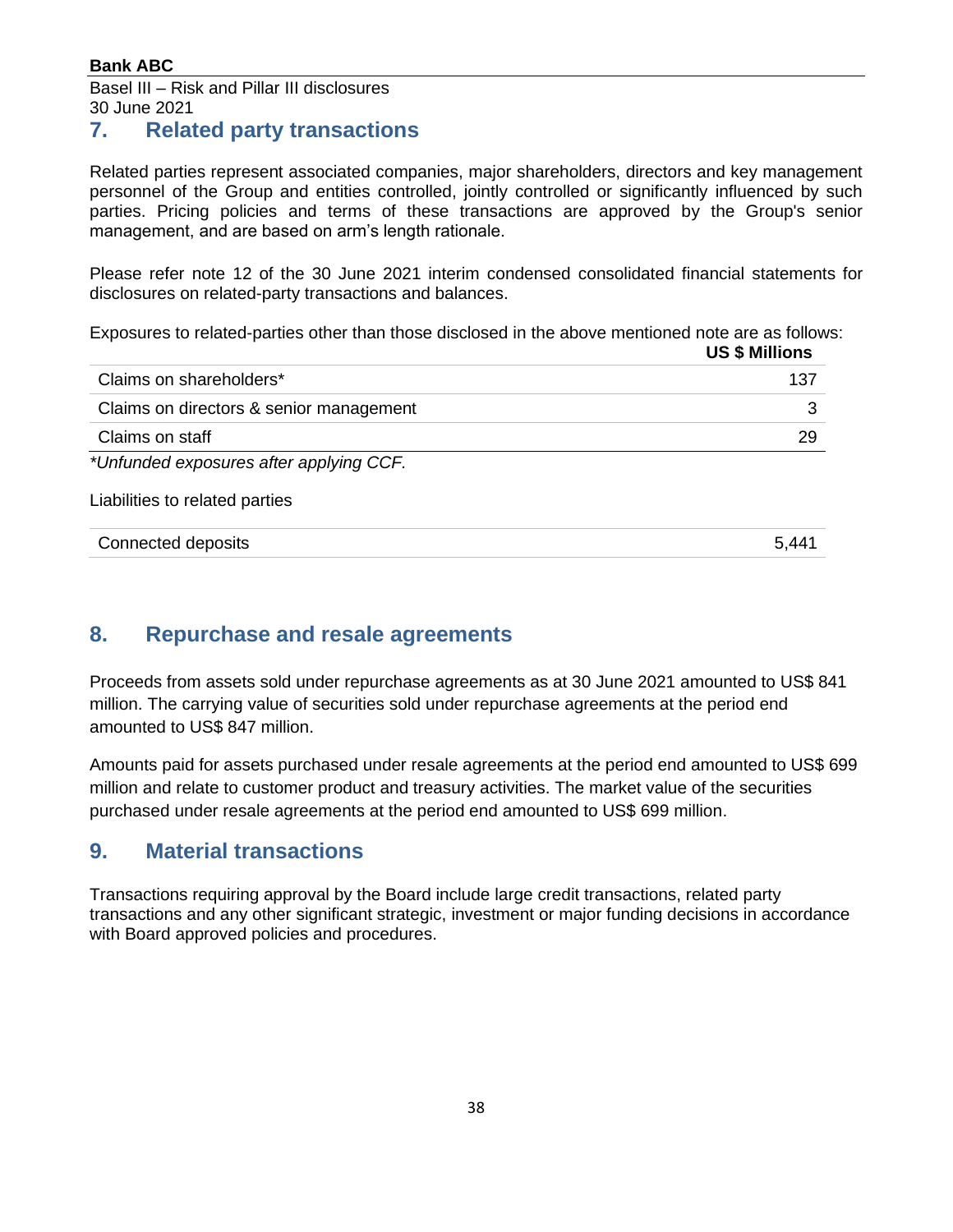## 7. Related party transactions

Related parties represent associated companies, major shareholders, directors and key management personnel of the Group and entities controlled, jointly controlled or significantly influenced by such parties. Pricing policies and terms of these transactions are approved by the Group's senior management, and are based on arm's length rationale.

Please refer note 12 of the 30 June 2021 interim condensed consolidated financial statements for disclosures on related-party transactions and balances.

Exposures to related-parties other than those disclosed in the above mentioned note are as follows:

| | US $ Millions |
|---|---|
| Claims on shareholders* | 137 |
| Claims on directors & senior management | 3 |
| Claims on staff | 29 |

*\*Unfunded exposures after applying CCF.*

Liabilities to related parties

| | |
|---|---|
| Connected deposits | 5,441 |

## 8. Repurchase and resale agreements

Proceeds from assets sold under repurchase agreements as at 30 June 2021 amounted to US$ 841 million. The carrying value of securities sold under repurchase agreements at the period end amounted to US$ 847 million.

Amounts paid for assets purchased under resale agreements at the period end amounted to US$ 699 million and relate to customer product and treasury activities. The market value of the securities purchased under resale agreements at the period end amounted to US$ 699 million.

## 9. Material transactions

Transactions requiring approval by the Board include large credit transactions, related party transactions and any other significant strategic, investment or major funding decisions in accordance with Board approved policies and procedures.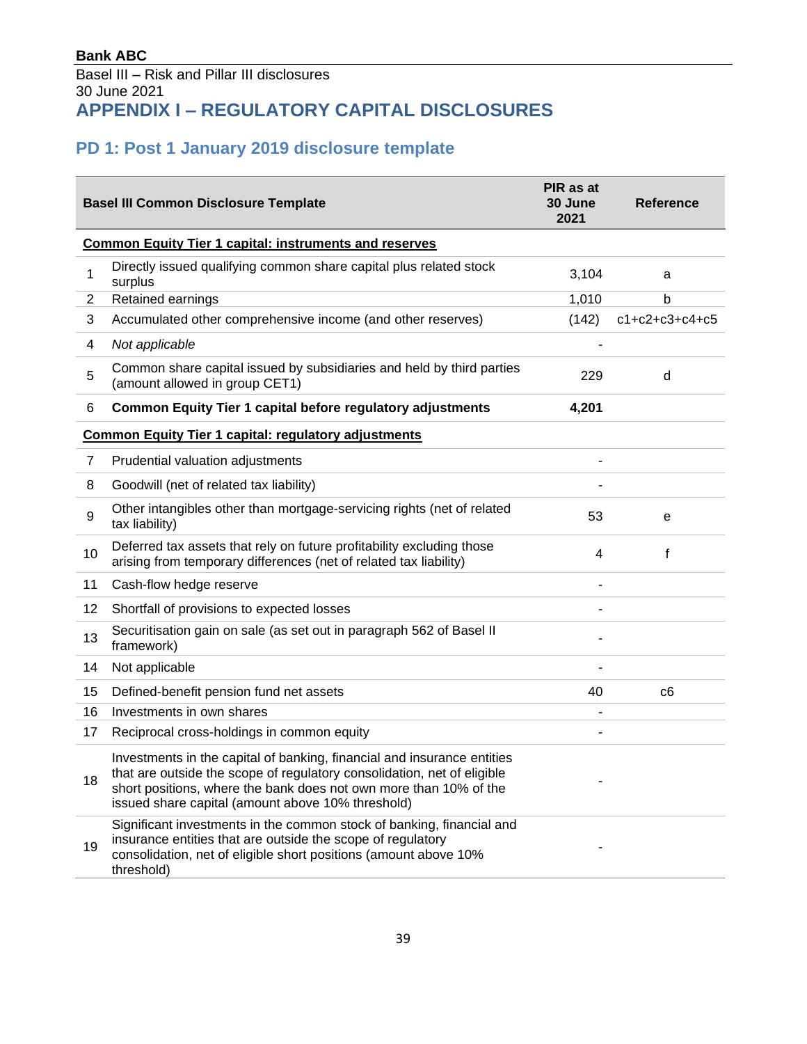**Bank ABC**

Basel III – Risk and Pillar III disclosures

30 June 2021

# APPENDIX I – REGULATORY CAPITAL DISCLOSURES

## PD 1: Post 1 January 2019 disclosure template

| | Basel III Common Disclosure Template | PIR as at 30 June 2021 | Reference |
|---|---|---|---|
| | **Common Equity Tier 1 capital: instruments and reserves** | | |
| 1 | Directly issued qualifying common share capital plus related stock surplus | 3,104 | a |
| 2 | Retained earnings | 1,010 | b |
| 3 | Accumulated other comprehensive income (and other reserves) | (142) | c1+c2+c3+c4+c5 |
| 4 | *Not applicable* | - | |
| 5 | Common share capital issued by subsidiaries and held by third parties (amount allowed in group CET1) | 229 | d |
| 6 | **Common Equity Tier 1 capital before regulatory adjustments** | **4,201** | |
| | **Common Equity Tier 1 capital: regulatory adjustments** | | |
| 7 | Prudential valuation adjustments | - | |
| 8 | Goodwill (net of related tax liability) | - | |
| 9 | Other intangibles other than mortgage-servicing rights (net of related tax liability) | 53 | e |
| 10 | Deferred tax assets that rely on future profitability excluding those arising from temporary differences (net of related tax liability) | 4 | f |
| 11 | Cash-flow hedge reserve | - | |
| 12 | Shortfall of provisions to expected losses | - | |
| 13 | Securitisation gain on sale (as set out in paragraph 562 of Basel II framework) | - | |
| 14 | Not applicable | - | |
| 15 | Defined-benefit pension fund net assets | 40 | c6 |
| 16 | Investments in own shares | - | |
| 17 | Reciprocal cross-holdings in common equity | - | |
| 18 | Investments in the capital of banking, financial and insurance entities that are outside the scope of regulatory consolidation, net of eligible short positions, where the bank does not own more than 10% of the issued share capital (amount above 10% threshold) | - | |
| 19 | Significant investments in the common stock of banking, financial and insurance entities that are outside the scope of regulatory consolidation, net of eligible short positions (amount above 10% threshold) | - | |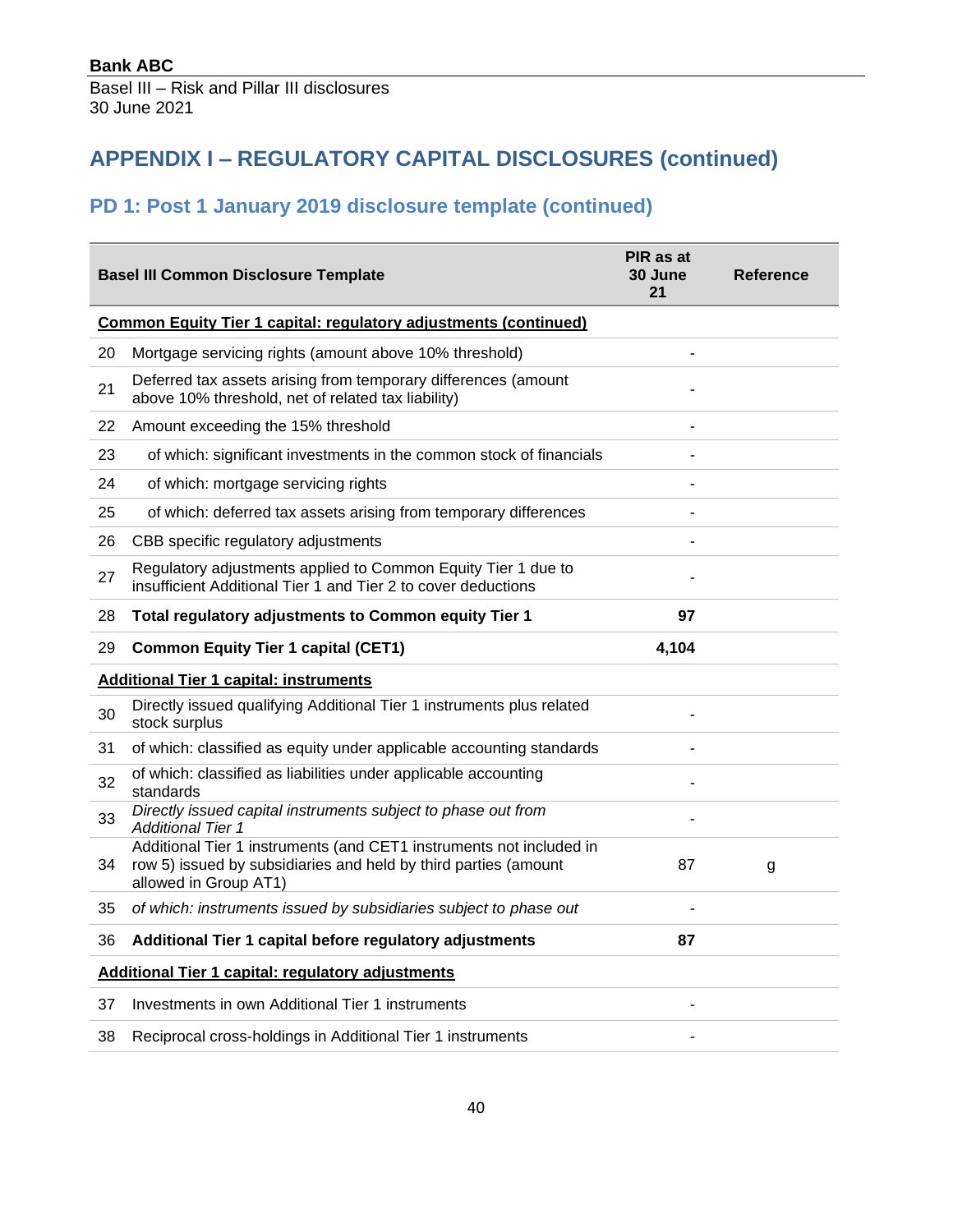## APPENDIX I – REGULATORY CAPITAL DISCLOSURES (continued)

### PD 1: Post 1 January 2019 disclosure template (continued)

| | Basel III Common Disclosure Template | PIR as at 30 June 21 | Reference |
|---|---|---|---|
| | **Common Equity Tier 1 capital: regulatory adjustments (continued)** | | |
| 20 | Mortgage servicing rights (amount above 10% threshold) | - | |
| 21 | Deferred tax assets arising from temporary differences (amount above 10% threshold, net of related tax liability) | - | |
| 22 | Amount exceeding the 15% threshold | - | |
| 23 | of which: significant investments in the common stock of financials | - | |
| 24 | of which: mortgage servicing rights | - | |
| 25 | of which: deferred tax assets arising from temporary differences | - | |
| 26 | CBB specific regulatory adjustments | - | |
| 27 | Regulatory adjustments applied to Common Equity Tier 1 due to insufficient Additional Tier 1 and Tier 2 to cover deductions | - | |
| 28 | **Total regulatory adjustments to Common equity Tier 1** | **97** | |
| 29 | **Common Equity Tier 1 capital (CET1)** | **4,104** | |
| | **Additional Tier 1 capital: instruments** | | |
| 30 | Directly issued qualifying Additional Tier 1 instruments plus related stock surplus | - | |
| 31 | of which: classified as equity under applicable accounting standards | - | |
| 32 | of which: classified as liabilities under applicable accounting standards | - | |
| 33 | *Directly issued capital instruments subject to phase out from Additional Tier 1* | - | |
| 34 | Additional Tier 1 instruments (and CET1 instruments not included in row 5) issued by subsidiaries and held by third parties (amount allowed in Group AT1) | 87 | g |
| 35 | *of which: instruments issued by subsidiaries subject to phase out* | - | |
| 36 | **Additional Tier 1 capital before regulatory adjustments** | **87** | |
| | **Additional Tier 1 capital: regulatory adjustments** | | |
| 37 | Investments in own Additional Tier 1 instruments | - | |
| 38 | Reciprocal cross-holdings in Additional Tier 1 instruments | - | |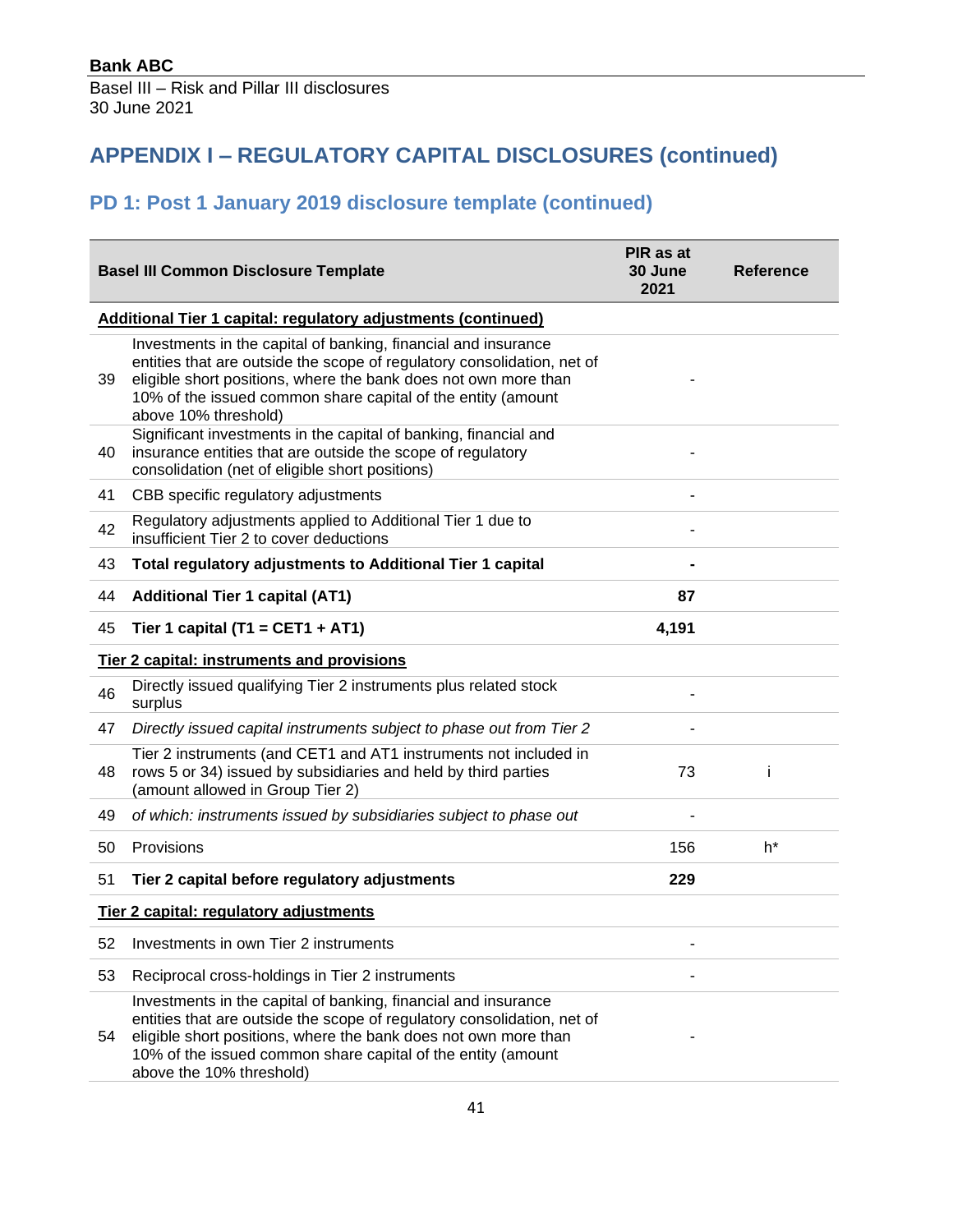Bank ABC
Basel III – Risk and Pillar III disclosures
30 June 2021

## APPENDIX I – REGULATORY CAPITAL DISCLOSURES (continued)

### PD 1: Post 1 January 2019 disclosure template (continued)

| | Basel III Common Disclosure Template | PIR as at 30 June 2021 | Reference |
|---|---|---|---|
| | **Additional Tier 1 capital: regulatory adjustments (continued)** | | |
| 39 | Investments in the capital of banking, financial and insurance entities that are outside the scope of regulatory consolidation, net of eligible short positions, where the bank does not own more than 10% of the issued common share capital of the entity (amount above 10% threshold) | - | |
| 40 | Significant investments in the capital of banking, financial and insurance entities that are outside the scope of regulatory consolidation (net of eligible short positions) | - | |
| 41 | CBB specific regulatory adjustments | - | |
| 42 | Regulatory adjustments applied to Additional Tier 1 due to insufficient Tier 2 to cover deductions | - | |
| 43 | **Total regulatory adjustments to Additional Tier 1 capital** | **-** | |
| 44 | **Additional Tier 1 capital (AT1)** | **87** | |
| 45 | **Tier 1 capital (T1 = CET1 + AT1)** | **4,191** | |
| | **Tier 2 capital: instruments and provisions** | | |
| 46 | Directly issued qualifying Tier 2 instruments plus related stock surplus | - | |
| 47 | *Directly issued capital instruments subject to phase out from Tier 2* | - | |
| 48 | Tier 2 instruments (and CET1 and AT1 instruments not included in rows 5 or 34) issued by subsidiaries and held by third parties (amount allowed in Group Tier 2) | 73 | i |
| 49 | *of which: instruments issued by subsidiaries subject to phase out* | - | |
| 50 | Provisions | 156 | h* |
| 51 | **Tier 2 capital before regulatory adjustments** | **229** | |
| | **Tier 2 capital: regulatory adjustments** | | |
| 52 | Investments in own Tier 2 instruments | - | |
| 53 | Reciprocal cross-holdings in Tier 2 instruments | - | |
| 54 | Investments in the capital of banking, financial and insurance entities that are outside the scope of regulatory consolidation, net of eligible short positions, where the bank does not own more than 10% of the issued common share capital of the entity (amount above the 10% threshold) | - | |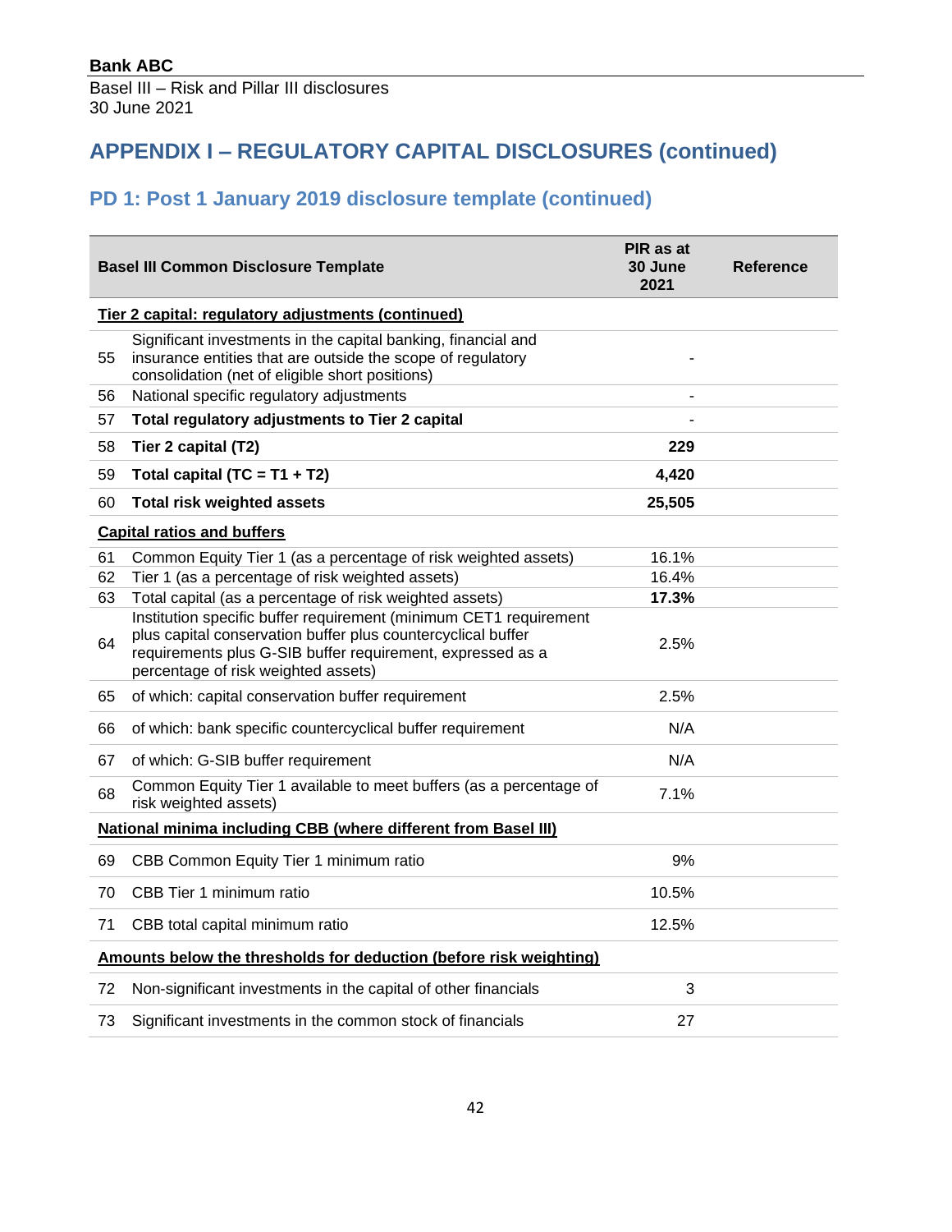Bank ABC
Basel III – Risk and Pillar III disclosures
30 June 2021

# APPENDIX I – REGULATORY CAPITAL DISCLOSURES (continued)

## PD 1: Post 1 January 2019 disclosure template (continued)

| | Basel III Common Disclosure Template | PIR as at 30 June 2021 | Reference |
|---|---|---|---|
| | **Tier 2 capital: regulatory adjustments (continued)** | | |
| 55 | Significant investments in the capital banking, financial and insurance entities that are outside the scope of regulatory consolidation (net of eligible short positions) | - | |
| 56 | National specific regulatory adjustments | - | |
| 57 | **Total regulatory adjustments to Tier 2 capital** | - | |
| 58 | **Tier 2 capital (T2)** | **229** | |
| 59 | **Total capital (TC = T1 + T2)** | **4,420** | |
| 60 | **Total risk weighted assets** | **25,505** | |
| | **Capital ratios and buffers** | | |
| 61 | Common Equity Tier 1 (as a percentage of risk weighted assets) | 16.1% | |
| 62 | Tier 1 (as a percentage of risk weighted assets) | 16.4% | |
| 63 | Total capital (as a percentage of risk weighted assets) | **17.3%** | |
| 64 | Institution specific buffer requirement (minimum CET1 requirement plus capital conservation buffer plus countercyclical buffer requirements plus G-SIB buffer requirement, expressed as a percentage of risk weighted assets) | 2.5% | |
| 65 | of which: capital conservation buffer requirement | 2.5% | |
| 66 | of which: bank specific countercyclical buffer requirement | N/A | |
| 67 | of which: G-SIB buffer requirement | N/A | |
| 68 | Common Equity Tier 1 available to meet buffers (as a percentage of risk weighted assets) | 7.1% | |
| | **National minima including CBB (where different from Basel III)** | | |
| 69 | CBB Common Equity Tier 1 minimum ratio | 9% | |
| 70 | CBB Tier 1 minimum ratio | 10.5% | |
| 71 | CBB total capital minimum ratio | 12.5% | |
| | **Amounts below the thresholds for deduction (before risk weighting)** | | |
| 72 | Non-significant investments in the capital of other financials | 3 | |
| 73 | Significant investments in the common stock of financials | 27 | |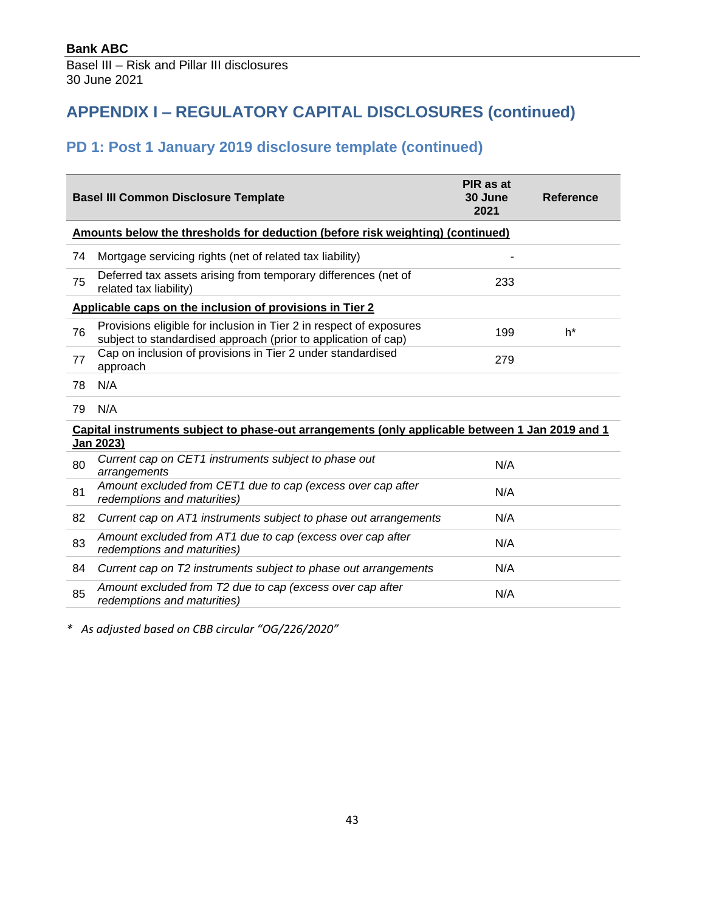**Bank ABC**
Basel III – Risk and Pillar III disclosures
30 June 2021

# APPENDIX I – REGULATORY CAPITAL DISCLOSURES (continued)

## PD 1: Post 1 January 2019 disclosure template (continued)

| | Basel III Common Disclosure Template | PIR as at 30 June 2021 | Reference |
|---|---|---|---|
| | **Amounts below the thresholds for deduction (before risk weighting) (continued)** | | |
| 74 | Mortgage servicing rights (net of related tax liability) | - | |
| 75 | Deferred tax assets arising from temporary differences (net of related tax liability) | 233 | |
| | **Applicable caps on the inclusion of provisions in Tier 2** | | |
| 76 | Provisions eligible for inclusion in Tier 2 in respect of exposures subject to standardised approach (prior to application of cap) | 199 | h* |
| 77 | Cap on inclusion of provisions in Tier 2 under standardised approach | 279 | |
| 78 | N/A | | |
| 79 | N/A | | |
| | **Capital instruments subject to phase-out arrangements (only applicable between 1 Jan 2019 and 1 Jan 2023)** | | |
| 80 | *Current cap on CET1 instruments subject to phase out arrangements* | N/A | |
| 81 | *Amount excluded from CET1 due to cap (excess over cap after redemptions and maturities)* | N/A | |
| 82 | *Current cap on AT1 instruments subject to phase out arrangements* | N/A | |
| 83 | *Amount excluded from AT1 due to cap (excess over cap after redemptions and maturities)* | N/A | |
| 84 | *Current cap on T2 instruments subject to phase out arrangements* | N/A | |
| 85 | *Amount excluded from T2 due to cap (excess over cap after redemptions and maturities)* | N/A | |

\* *As adjusted based on CBB circular "OG/226/2020"*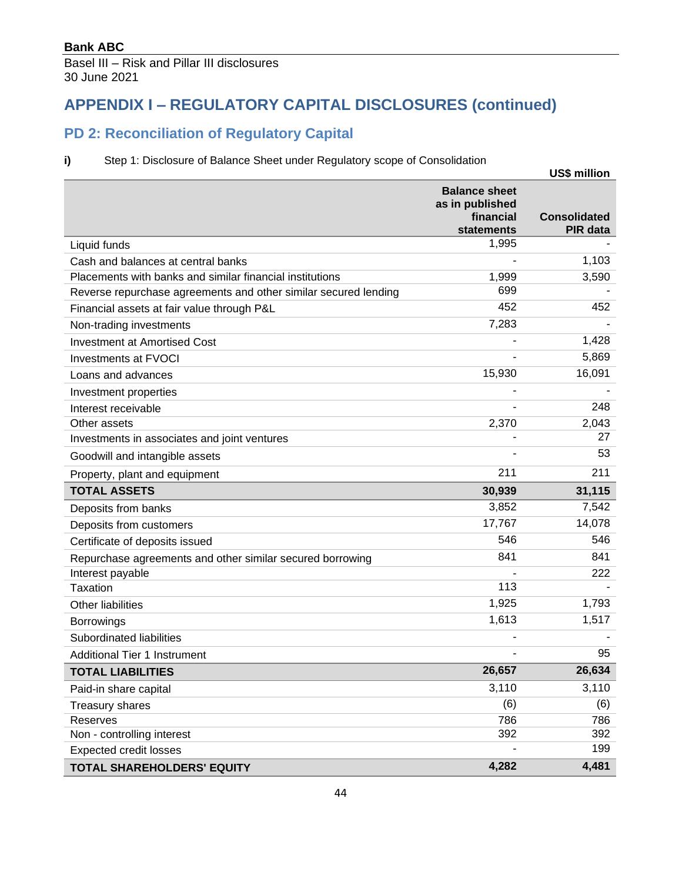## APPENDIX I – REGULATORY CAPITAL DISCLOSURES (continued)

### PD 2: Reconciliation of Regulatory Capital

**i)** Step 1: Disclosure of Balance Sheet under Regulatory scope of Consolidation

**US$ million**

| | Balance sheet as in published financial statements | Consolidated PIR data |
|---|---|---|
| Liquid funds | 1,995 | - |
| Cash and balances at central banks | - | 1,103 |
| Placements with banks and similar financial institutions | 1,999 | 3,590 |
| Reverse repurchase agreements and other similar secured lending | 699 | - |
| Financial assets at fair value through P&L | 452 | 452 |
| Non-trading investments | 7,283 | - |
| Investment at Amortised Cost | - | 1,428 |
| Investments at FVOCI | - | 5,869 |
| Loans and advances | 15,930 | 16,091 |
| Investment properties | - | - |
| Interest receivable | - | 248 |
| Other assets | 2,370 | 2,043 |
| Investments in associates and joint ventures | - | 27 |
| Goodwill and intangible assets | - | 53 |
| Property, plant and equipment | 211 | 211 |
| **TOTAL ASSETS** | **30,939** | **31,115** |
| Deposits from banks | 3,852 | 7,542 |
| Deposits from customers | 17,767 | 14,078 |
| Certificate of deposits issued | 546 | 546 |
| Repurchase agreements and other similar secured borrowing | 841 | 841 |
| Interest payable | - | 222 |
| Taxation | 113 | - |
| Other liabilities | 1,925 | 1,793 |
| Borrowings | 1,613 | 1,517 |
| Subordinated liabilities | - | - |
| Additional Tier 1 Instrument | - | 95 |
| **TOTAL LIABILITIES** | **26,657** | **26,634** |
| Paid-in share capital | 3,110 | 3,110 |
| Treasury shares | (6) | (6) |
| Reserves | 786 | 786 |
| Non - controlling interest | 392 | 392 |
| Expected credit losses | - | 199 |
| **TOTAL SHAREHOLDERS' EQUITY** | **4,282** | **4,481** |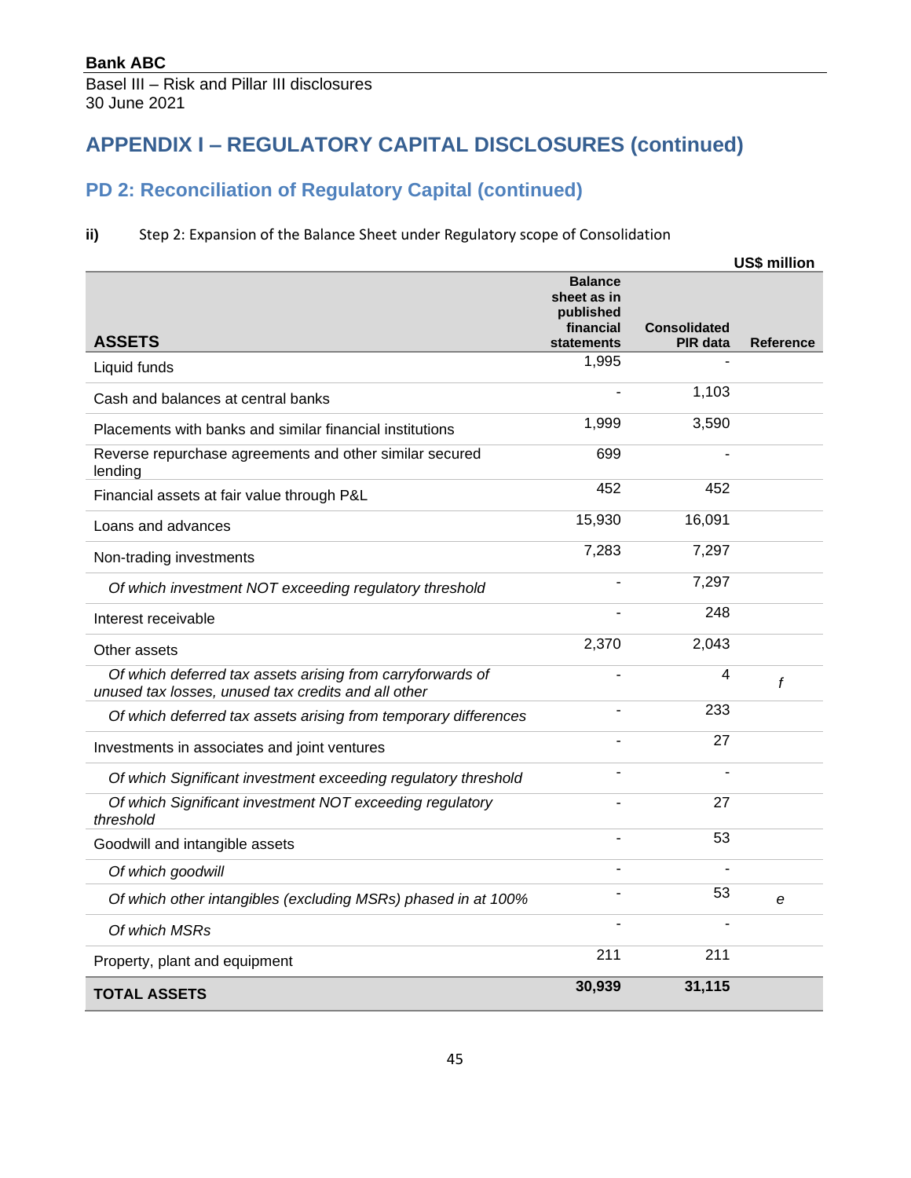**Bank ABC**
Basel III – Risk and Pillar III disclosures
30 June 2021

# APPENDIX I – REGULATORY CAPITAL DISCLOSURES (continued)

## PD 2: Reconciliation of Regulatory Capital (continued)

**ii)** Step 2: Expansion of the Balance Sheet under Regulatory scope of Consolidation

**US$ million**

| **ASSETS** | **Balance sheet as in published financial statements** | **Consolidated PIR data** | **Reference** |
|---|---|---|---|
| Liquid funds | 1,995 | - | |
| Cash and balances at central banks | - | 1,103 | |
| Placements with banks and similar financial institutions | 1,999 | 3,590 | |
| Reverse repurchase agreements and other similar secured lending | 699 | - | |
| Financial assets at fair value through P&L | 452 | 452 | |
| Loans and advances | 15,930 | 16,091 | |
| Non-trading investments | 7,283 | 7,297 | |
| *Of which investment NOT exceeding regulatory threshold* | - | 7,297 | |
| Interest receivable | - | 248 | |
| Other assets | 2,370 | 2,043 | |
| *Of which deferred tax assets arising from carryforwards of unused tax losses, unused tax credits and all other* | - | 4 | *f* |
| *Of which deferred tax assets arising from temporary differences* | - | 233 | |
| Investments in associates and joint ventures | - | 27 | |
| *Of which Significant investment exceeding regulatory threshold* | - | - | |
| *Of which Significant investment NOT exceeding regulatory threshold* | - | 27 | |
| Goodwill and intangible assets | - | 53 | |
| *Of which goodwill* | - | - | |
| *Of which other intangibles (excluding MSRs) phased in at 100%* | - | 53 | *e* |
| *Of which MSRs* | - | - | |
| Property, plant and equipment | 211 | 211 | |
| **TOTAL ASSETS** | **30,939** | **31,115** | |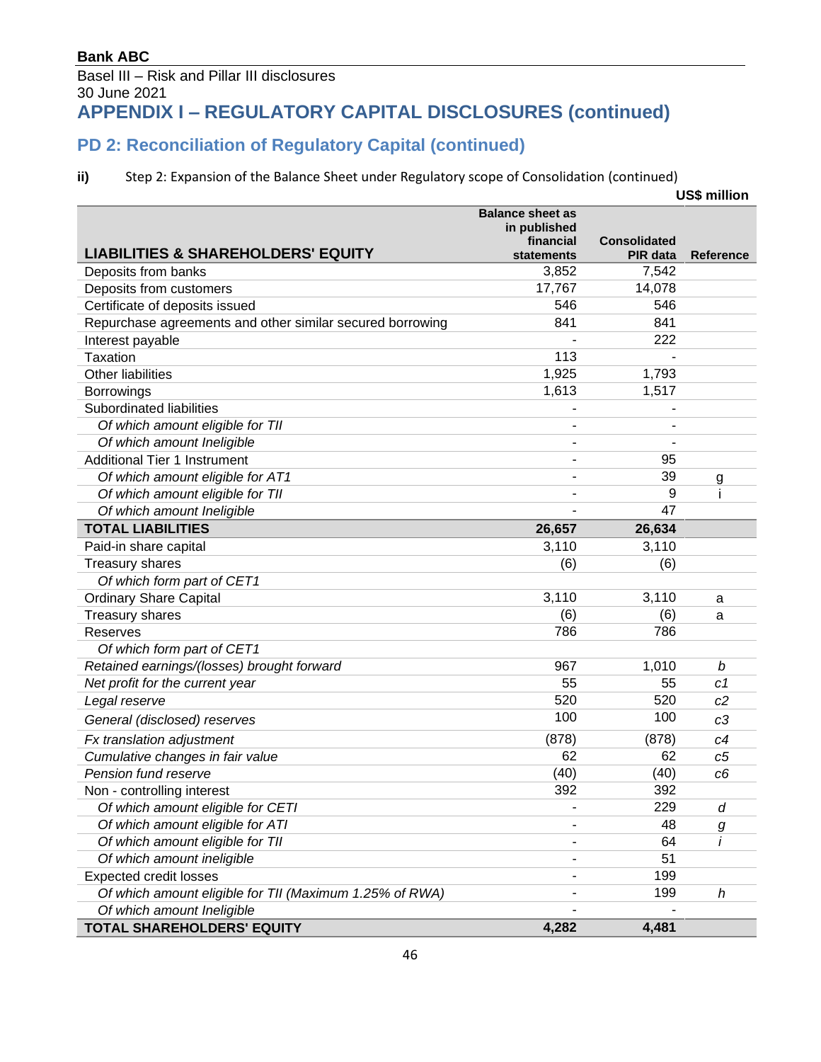**Bank ABC**

Basel III – Risk and Pillar III disclosures
30 June 2021

# APPENDIX I – REGULATORY CAPITAL DISCLOSURES (continued)

## PD 2: Reconciliation of Regulatory Capital (continued)

**ii)** Step 2: Expansion of the Balance Sheet under Regulatory scope of Consolidation (continued)

**US$ million**

| **LIABILITIES & SHAREHOLDERS' EQUITY** | **Balance sheet as in published financial statements** | **Consolidated PIR data** | **Reference** |
|---|---|---|---|
| Deposits from banks | 3,852 | 7,542 | |
| Deposits from customers | 17,767 | 14,078 | |
| Certificate of deposits issued | 546 | 546 | |
| Repurchase agreements and other similar secured borrowing | 841 | 841 | |
| Interest payable | - | 222 | |
| Taxation | 113 | - | |
| Other liabilities | 1,925 | 1,793 | |
| Borrowings | 1,613 | 1,517 | |
| Subordinated liabilities | - | - | |
| *Of which amount eligible for TII* | - | - | |
| *Of which amount Ineligible* | - | - | |
| Additional Tier 1 Instrument | - | 95 | |
| *Of which amount eligible for AT1* | - | 39 | g |
| *Of which amount eligible for TII* | - | 9 | i |
| *Of which amount Ineligible* | - | 47 | |
| **TOTAL LIABILITIES** | **26,657** | **26,634** | |
| Paid-in share capital | 3,110 | 3,110 | |
| Treasury shares | (6) | (6) | |
| *Of which form part of CET1* | | | |
| Ordinary Share Capital | 3,110 | 3,110 | a |
| Treasury shares | (6) | (6) | a |
| Reserves | 786 | 786 | |
| *Of which form part of CET1* | | | |
| *Retained earnings/(losses) brought forward* | 967 | 1,010 | *b* |
| *Net profit for the current year* | 55 | 55 | *c1* |
| *Legal reserve* | 520 | 520 | *c2* |
| *General (disclosed) reserves* | 100 | 100 | *c3* |
| *Fx translation adjustment* | (878) | (878) | *c4* |
| *Cumulative changes in fair value* | 62 | 62 | *c5* |
| *Pension fund reserve* | (40) | (40) | *c6* |
| Non - controlling interest | 392 | 392 | |
| *Of which amount eligible for CETI* | - | 229 | *d* |
| *Of which amount eligible for ATI* | - | 48 | *g* |
| *Of which amount eligible for TII* | - | 64 | *i* |
| *Of which amount ineligible* | - | 51 | |
| Expected credit losses | - | 199 | |
| *Of which amount eligible for TII (Maximum 1.25% of RWA)* | - | 199 | *h* |
| *Of which amount Ineligible* | - | - | |
| **TOTAL SHAREHOLDERS' EQUITY** | **4,282** | **4,481** | |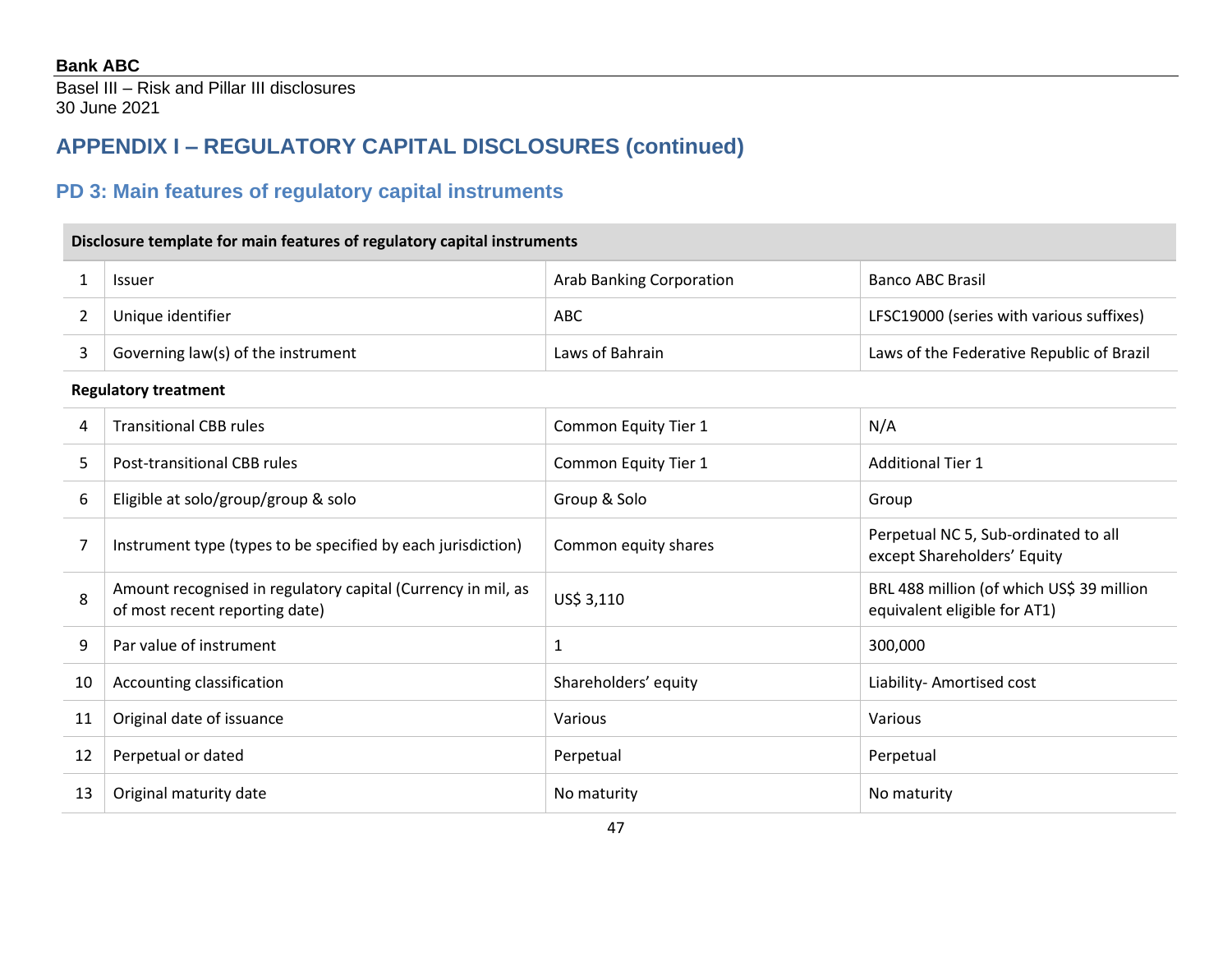## APPENDIX I – REGULATORY CAPITAL DISCLOSURES (continued)

### PD 3: Main features of regulatory capital instruments

| Disclosure template for main features of regulatory capital instruments | | | |
|---|---|---|---|
| 1 | Issuer | Arab Banking Corporation | Banco ABC Brasil |
| 2 | Unique identifier | ABC | LFSC19000 (series with various suffixes) |
| 3 | Governing law(s) of the instrument | Laws of Bahrain | Laws of the Federative Republic of Brazil |
| **Regulatory treatment** | | | |
| 4 | Transitional CBB rules | Common Equity Tier 1 | N/A |
| 5 | Post-transitional CBB rules | Common Equity Tier 1 | Additional Tier 1 |
| 6 | Eligible at solo/group/group & solo | Group & Solo | Group |
| 7 | Instrument type (types to be specified by each jurisdiction) | Common equity shares | Perpetual NC 5, Sub-ordinated to all except Shareholders' Equity |
| 8 | Amount recognised in regulatory capital (Currency in mil, as of most recent reporting date) | US$ 3,110 | BRL 488 million (of which US$ 39 million equivalent eligible for AT1) |
| 9 | Par value of instrument | 1 | 300,000 |
| 10 | Accounting classification | Shareholders' equity | Liability- Amortised cost |
| 11 | Original date of issuance | Various | Various |
| 12 | Perpetual or dated | Perpetual | Perpetual |
| 13 | Original maturity date | No maturity | No maturity |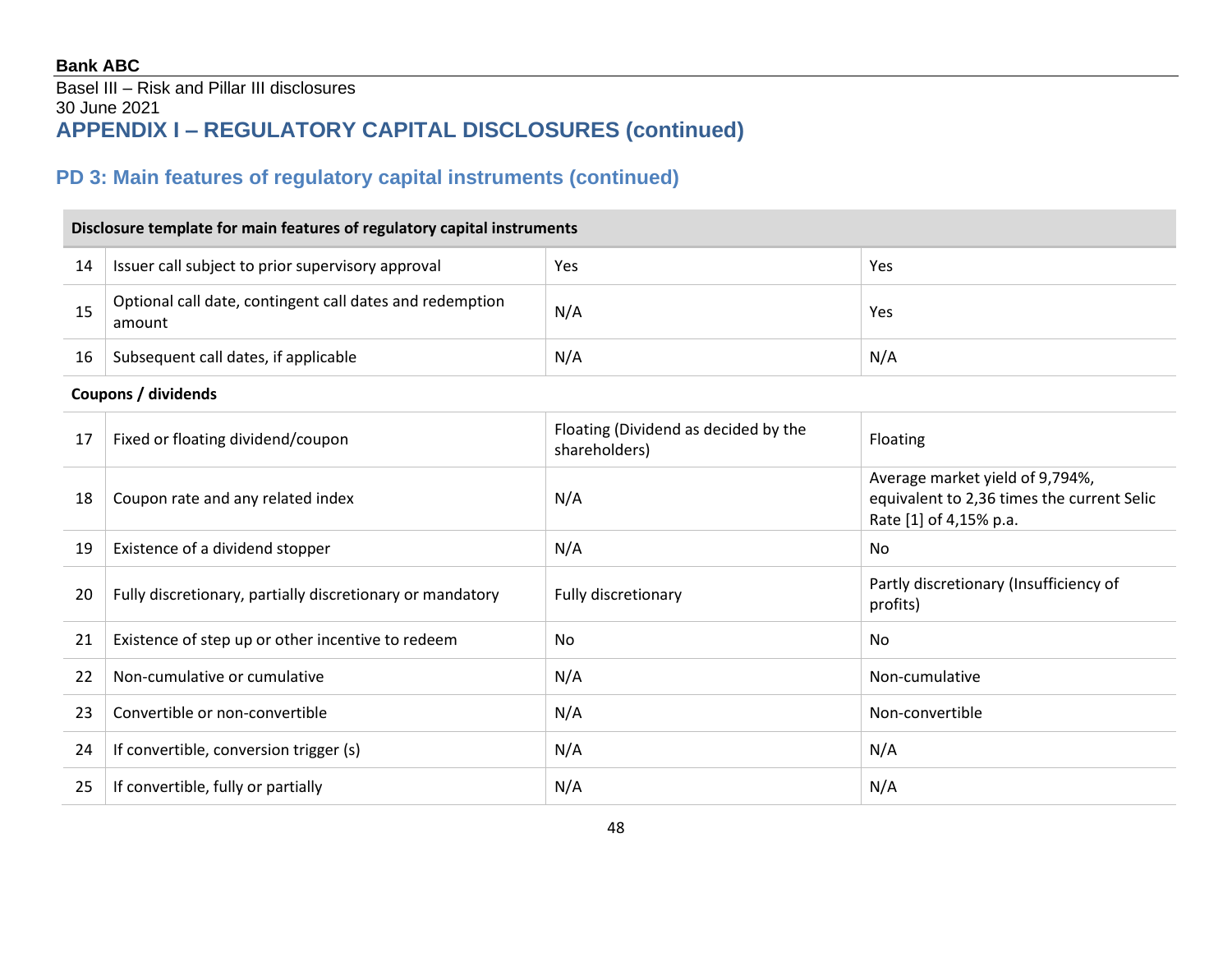## APPENDIX I – REGULATORY CAPITAL DISCLOSURES (continued)

### PD 3: Main features of regulatory capital instruments (continued)

| Disclosure template for main features of regulatory capital instruments | | | |
|---|---|---|---|
| 14 | Issuer call subject to prior supervisory approval | Yes | Yes |
| 15 | Optional call date, contingent call dates and redemption amount | N/A | Yes |
| 16 | Subsequent call dates, if applicable | N/A | N/A |
| **Coupons / dividends** | | | |
| 17 | Fixed or floating dividend/coupon | Floating (Dividend as decided by the shareholders) | Floating |
| 18 | Coupon rate and any related index | N/A | Average market yield of 9,794%, equivalent to 2,36 times the current Selic Rate [1] of 4,15% p.a. |
| 19 | Existence of a dividend stopper | N/A | No |
| 20 | Fully discretionary, partially discretionary or mandatory | Fully discretionary | Partly discretionary (Insufficiency of profits) |
| 21 | Existence of step up or other incentive to redeem | No | No |
| 22 | Non-cumulative or cumulative | N/A | Non-cumulative |
| 23 | Convertible or non-convertible | N/A | Non-convertible |
| 24 | If convertible, conversion trigger (s) | N/A | N/A |
| 25 | If convertible, fully or partially | N/A | N/A |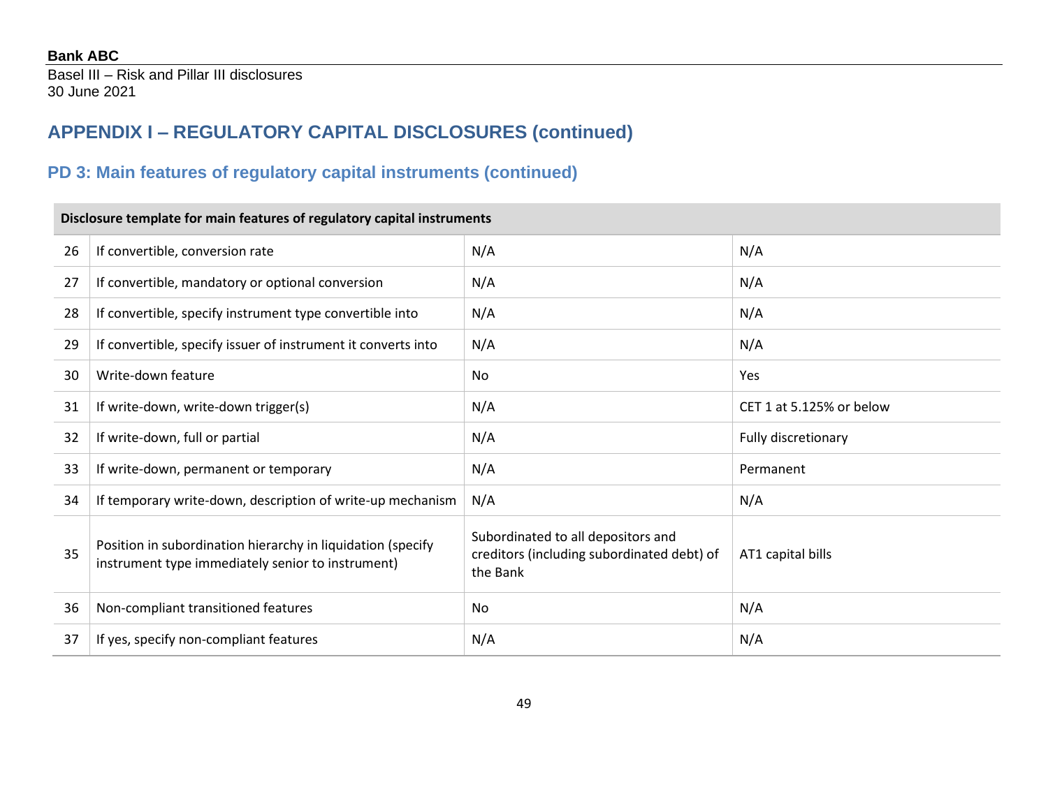## APPENDIX I – REGULATORY CAPITAL DISCLOSURES (continued)

### PD 3: Main features of regulatory capital instruments (continued)

| Disclosure template for main features of regulatory capital instruments | | | |
|---|---|---|---|
| 26 | If convertible, conversion rate | N/A | N/A |
| 27 | If convertible, mandatory or optional conversion | N/A | N/A |
| 28 | If convertible, specify instrument type convertible into | N/A | N/A |
| 29 | If convertible, specify issuer of instrument it converts into | N/A | N/A |
| 30 | Write-down feature | No | Yes |
| 31 | If write-down, write-down trigger(s) | N/A | CET 1 at 5.125% or below |
| 32 | If write-down, full or partial | N/A | Fully discretionary |
| 33 | If write-down, permanent or temporary | N/A | Permanent |
| 34 | If temporary write-down, description of write-up mechanism | N/A | N/A |
| 35 | Position in subordination hierarchy in liquidation (specify instrument type immediately senior to instrument) | Subordinated to all depositors and creditors (including subordinated debt) of the Bank | AT1 capital bills |
| 36 | Non-compliant transitioned features | No | N/A |
| 37 | If yes, specify non-compliant features | N/A | N/A |